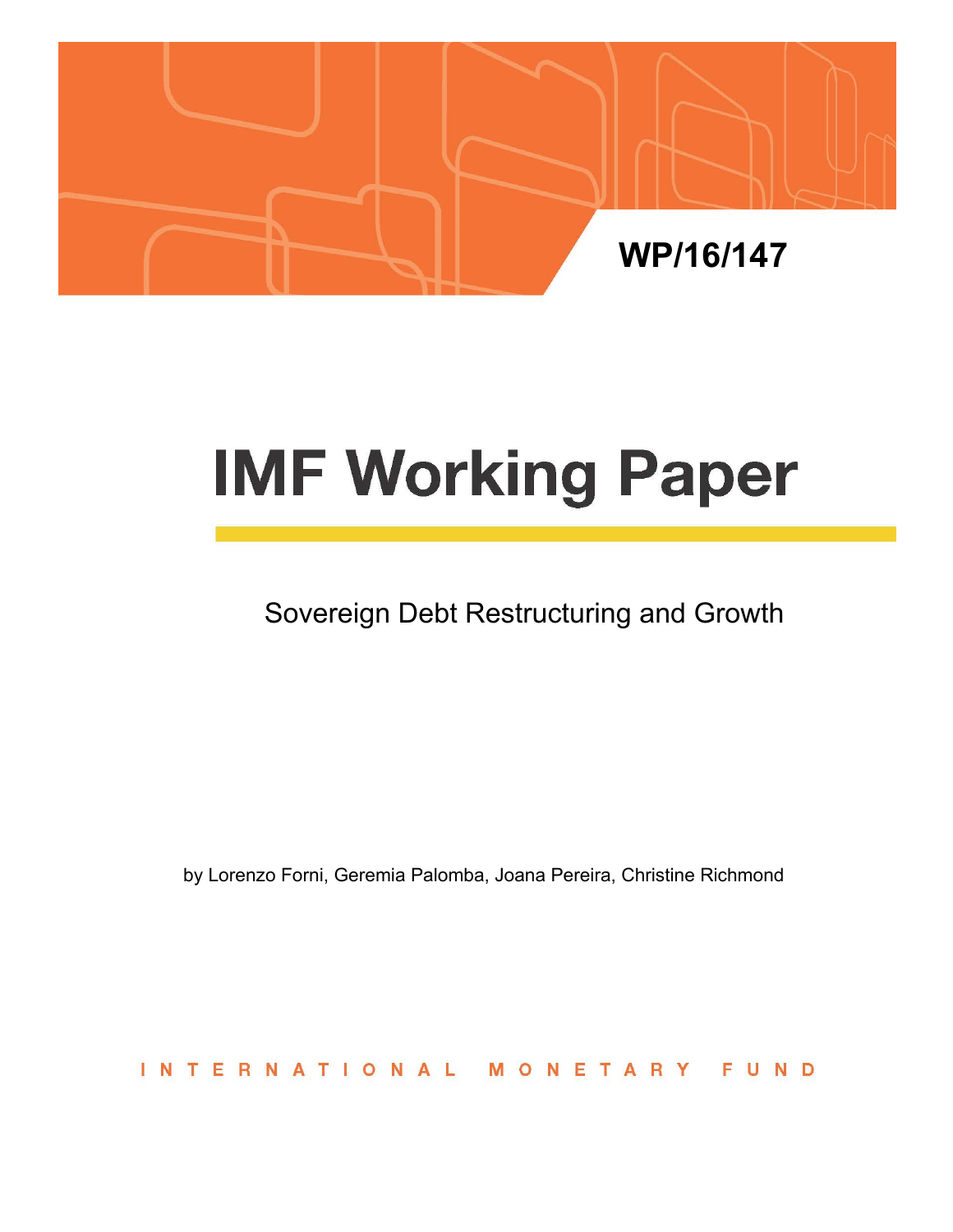WP/16/147

# IMF Working Paper

Sovereign Debt Restructuring and Growth

by Lorenzo Forni, Geremia Palomba, Joana Pereira, Christine Richmond

INTERNATIONAL MONETARY FUND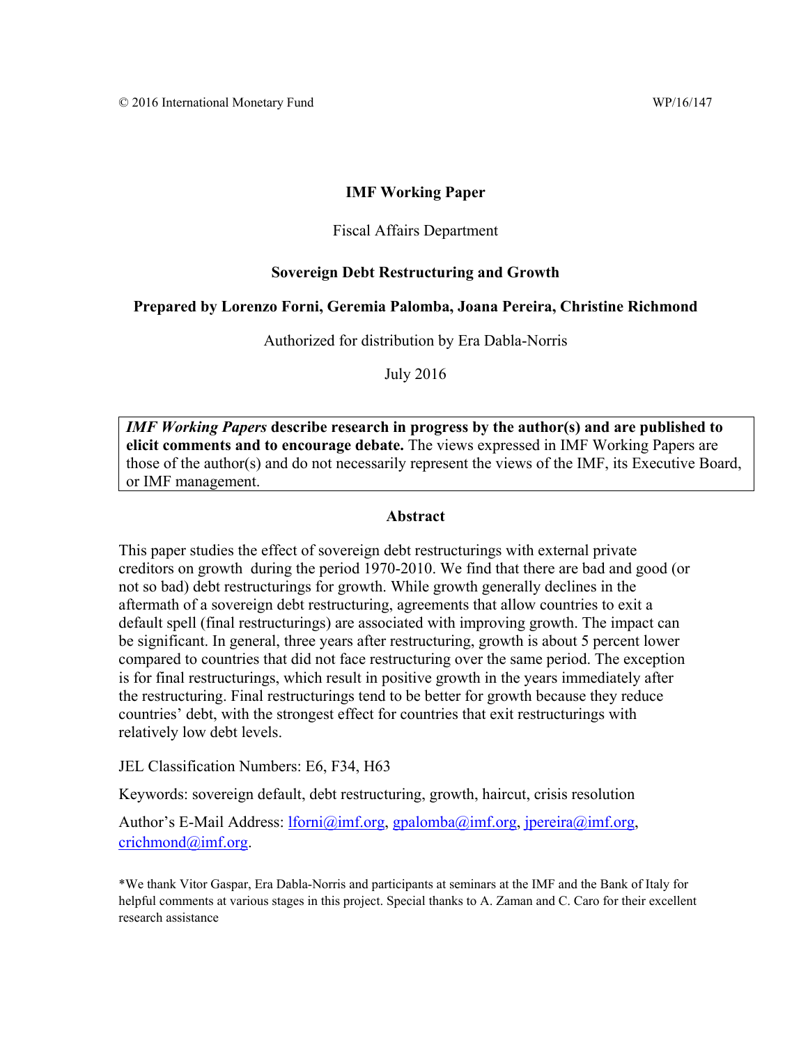© 2016 International Monetary Fund WP/16/147

# IMF Working Paper

Fiscal Affairs Department

## Sovereign Debt Restructuring and Growth

**Prepared by Lorenzo Forni, Geremia Palomba, Joana Pereira, Christine Richmond**

Authorized for distribution by Era Dabla-Norris

July 2016

***IMF Working Papers*** **describe research in progress by the author(s) and are published to elicit comments and to encourage debate.** The views expressed in IMF Working Papers are those of the author(s) and do not necessarily represent the views of the IMF, its Executive Board, or IMF management.

### Abstract

This paper studies the effect of sovereign debt restructurings with external private creditors on growth during the period 1970-2010. We find that there are bad and good (or not so bad) debt restructurings for growth. While growth generally declines in the aftermath of a sovereign debt restructuring, agreements that allow countries to exit a default spell (final restructurings) are associated with improving growth. The impact can be significant. In general, three years after restructuring, growth is about 5 percent lower compared to countries that did not face restructuring over the same period. The exception is for final restructurings, which result in positive growth in the years immediately after the restructuring. Final restructurings tend to be better for growth because they reduce countries' debt, with the strongest effect for countries that exit restructurings with relatively low debt levels.

JEL Classification Numbers: E6, F34, H63

Keywords: sovereign default, debt restructuring, growth, haircut, crisis resolution

Author's E-Mail Address: lforni@imf.org, gpalomba@imf.org, jpereira@imf.org, crichmond@imf.org.

*We thank Vitor Gaspar, Era Dabla-Norris and participants at seminars at the IMF and the Bank of Italy for helpful comments at various stages in this project. Special thanks to A. Zaman and C. Caro for their excellent research assistance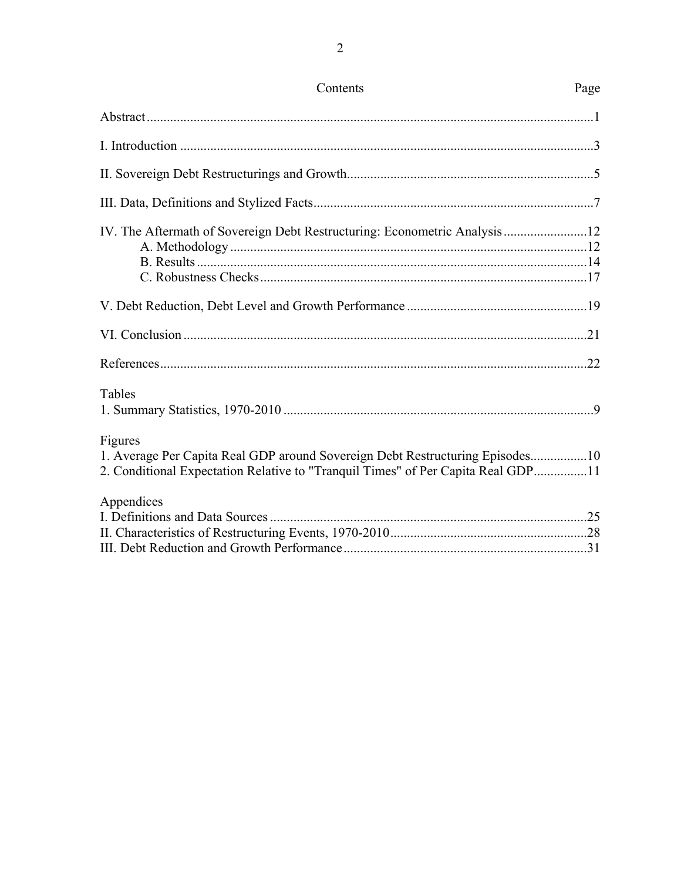## Contents

| Contents | Page |
|---|---|
| Abstract | 1 |
| I. Introduction | 3 |
| II. Sovereign Debt Restructurings and Growth | 5 |
| III. Data, Definitions and Stylized Facts | 7 |
| IV. The Aftermath of Sovereign Debt Restructuring: Econometric Analysis | 12 |
| A. Methodology | 12 |
| B. Results | 14 |
| C. Robustness Checks | 17 |
| V. Debt Reduction, Debt Level and Growth Performance | 19 |
| VI. Conclusion | 21 |
| References | 22 |
| **Tables** | |
| 1. Summary Statistics, 1970-2010 | 9 |
| **Figures** | |
| 1. Average Per Capita Real GDP around Sovereign Debt Restructuring Episodes | 10 |
| 2. Conditional Expectation Relative to "Tranquil Times" of Per Capita Real GDP | 11 |
| **Appendices** | |
| I. Definitions and Data Sources | 25 |
| II. Characteristics of Restructuring Events, 1970-2010 | 28 |
| III. Debt Reduction and Growth Performance | 31 |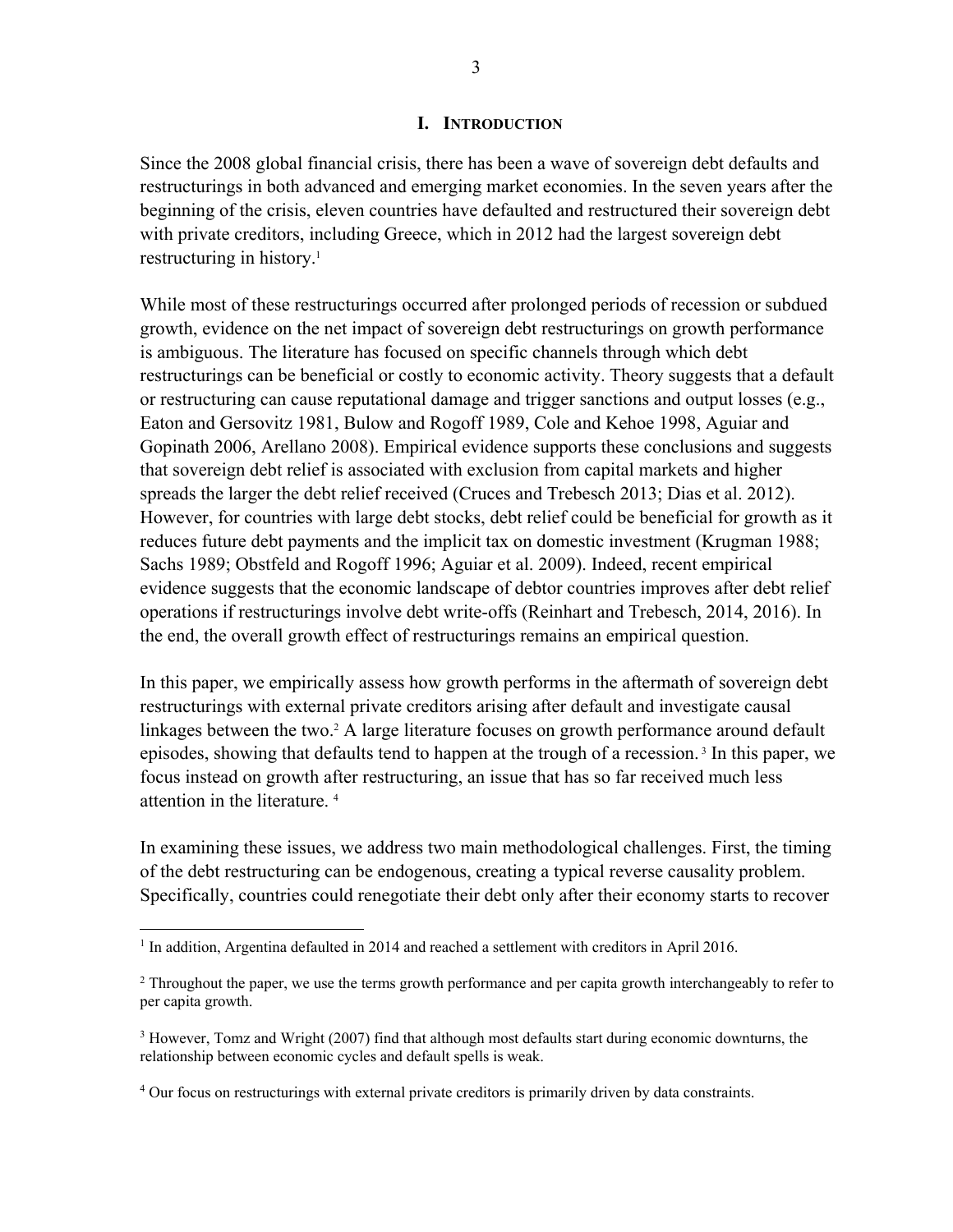# I. INTRODUCTION

Since the 2008 global financial crisis, there has been a wave of sovereign debt defaults and restructurings in both advanced and emerging market economies. In the seven years after the beginning of the crisis, eleven countries have defaulted and restructured their sovereign debt with private creditors, including Greece, which in 2012 had the largest sovereign debt restructuring in history.[1]

While most of these restructurings occurred after prolonged periods of recession or subdued growth, evidence on the net impact of sovereign debt restructurings on growth performance is ambiguous. The literature has focused on specific channels through which debt restructurings can be beneficial or costly to economic activity. Theory suggests that a default or restructuring can cause reputational damage and trigger sanctions and output losses (e.g., Eaton and Gersovitz 1981, Bulow and Rogoff 1989, Cole and Kehoe 1998, Aguiar and Gopinath 2006, Arellano 2008). Empirical evidence supports these conclusions and suggests that sovereign debt relief is associated with exclusion from capital markets and higher spreads the larger the debt relief received (Cruces and Trebesch 2013; Dias et al. 2012). However, for countries with large debt stocks, debt relief could be beneficial for growth as it reduces future debt payments and the implicit tax on domestic investment (Krugman 1988; Sachs 1989; Obstfeld and Rogoff 1996; Aguiar et al. 2009). Indeed, recent empirical evidence suggests that the economic landscape of debtor countries improves after debt relief operations if restructurings involve debt write-offs (Reinhart and Trebesch, 2014, 2016). In the end, the overall growth effect of restructurings remains an empirical question.

In this paper, we empirically assess how growth performs in the aftermath of sovereign debt restructurings with external private creditors arising after default and investigate causal linkages between the two.[2] A large literature focuses on growth performance around default episodes, showing that defaults tend to happen at the trough of a recession.[3] In this paper, we focus instead on growth after restructuring, an issue that has so far received much less attention in the literature.[4]

In examining these issues, we address two main methodological challenges. First, the timing of the debt restructuring can be endogenous, creating a typical reverse causality problem. Specifically, countries could renegotiate their debt only after their economy starts to recover

---

[1] In addition, Argentina defaulted in 2014 and reached a settlement with creditors in April 2016.

[2] Throughout the paper, we use the terms growth performance and per capita growth interchangeably to refer to per capita growth.

[3] However, Tomz and Wright (2007) find that although most defaults start during economic downturns, the relationship between economic cycles and default spells is weak.

[4] Our focus on restructurings with external private creditors is primarily driven by data constraints.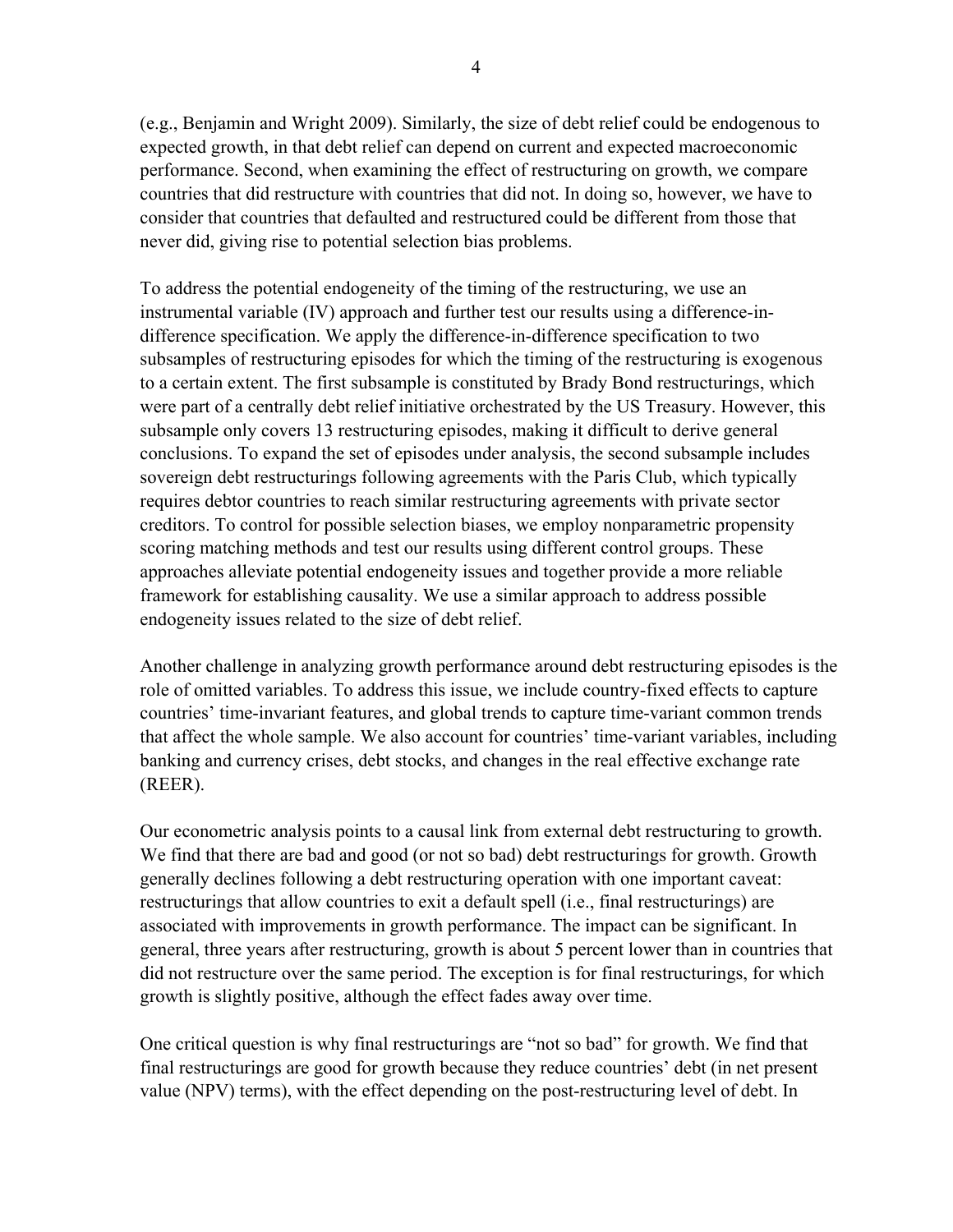(e.g., Benjamin and Wright 2009). Similarly, the size of debt relief could be endogenous to expected growth, in that debt relief can depend on current and expected macroeconomic performance. Second, when examining the effect of restructuring on growth, we compare countries that did restructure with countries that did not. In doing so, however, we have to consider that countries that defaulted and restructured could be different from those that never did, giving rise to potential selection bias problems.

To address the potential endogeneity of the timing of the restructuring, we use an instrumental variable (IV) approach and further test our results using a difference-in-difference specification. We apply the difference-in-difference specification to two subsamples of restructuring episodes for which the timing of the restructuring is exogenous to a certain extent. The first subsample is constituted by Brady Bond restructurings, which were part of a centrally debt relief initiative orchestrated by the US Treasury. However, this subsample only covers 13 restructuring episodes, making it difficult to derive general conclusions. To expand the set of episodes under analysis, the second subsample includes sovereign debt restructurings following agreements with the Paris Club, which typically requires debtor countries to reach similar restructuring agreements with private sector creditors. To control for possible selection biases, we employ nonparametric propensity scoring matching methods and test our results using different control groups. These approaches alleviate potential endogeneity issues and together provide a more reliable framework for establishing causality. We use a similar approach to address possible endogeneity issues related to the size of debt relief.

Another challenge in analyzing growth performance around debt restructuring episodes is the role of omitted variables. To address this issue, we include country-fixed effects to capture countries' time-invariant features, and global trends to capture time-variant common trends that affect the whole sample. We also account for countries' time-variant variables, including banking and currency crises, debt stocks, and changes in the real effective exchange rate (REER).

Our econometric analysis points to a causal link from external debt restructuring to growth. We find that there are bad and good (or not so bad) debt restructurings for growth. Growth generally declines following a debt restructuring operation with one important caveat: restructurings that allow countries to exit a default spell (i.e., final restructurings) are associated with improvements in growth performance. The impact can be significant. In general, three years after restructuring, growth is about 5 percent lower than in countries that did not restructure over the same period. The exception is for final restructurings, for which growth is slightly positive, although the effect fades away over time.

One critical question is why final restructurings are "not so bad" for growth. We find that final restructurings are good for growth because they reduce countries' debt (in net present value (NPV) terms), with the effect depending on the post-restructuring level of debt. In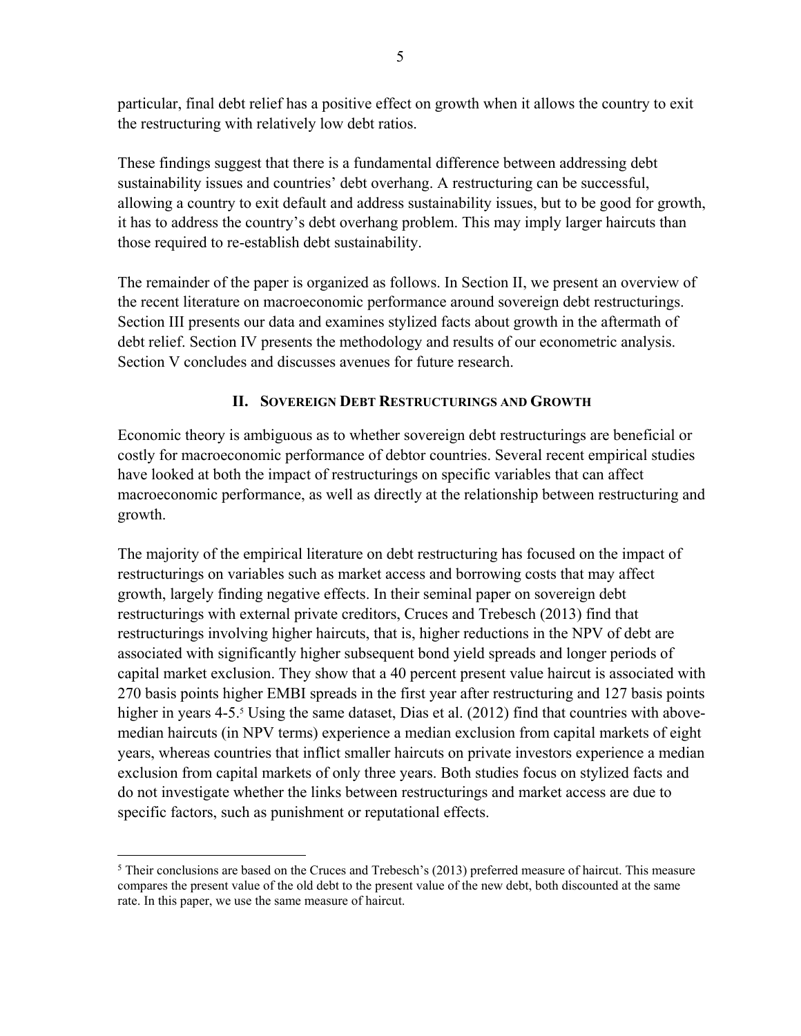particular, final debt relief has a positive effect on growth when it allows the country to exit the restructuring with relatively low debt ratios.

These findings suggest that there is a fundamental difference between addressing debt sustainability issues and countries' debt overhang. A restructuring can be successful, allowing a country to exit default and address sustainability issues, but to be good for growth, it has to address the country's debt overhang problem. This may imply larger haircuts than those required to re-establish debt sustainability.

The remainder of the paper is organized as follows. In Section II, we present an overview of the recent literature on macroeconomic performance around sovereign debt restructurings. Section III presents our data and examines stylized facts about growth in the aftermath of debt relief. Section IV presents the methodology and results of our econometric analysis. Section V concludes and discusses avenues for future research.

## II. Sovereign Debt Restructurings and Growth

Economic theory is ambiguous as to whether sovereign debt restructurings are beneficial or costly for macroeconomic performance of debtor countries. Several recent empirical studies have looked at both the impact of restructurings on specific variables that can affect macroeconomic performance, as well as directly at the relationship between restructuring and growth.

The majority of the empirical literature on debt restructuring has focused on the impact of restructurings on variables such as market access and borrowing costs that may affect growth, largely finding negative effects. In their seminal paper on sovereign debt restructurings with external private creditors, Cruces and Trebesch (2013) find that restructurings involving higher haircuts, that is, higher reductions in the NPV of debt are associated with significantly higher subsequent bond yield spreads and longer periods of capital market exclusion. They show that a 40 percent present value haircut is associated with 270 basis points higher EMBI spreads in the first year after restructuring and 127 basis points higher in years 4-5.[5] Using the same dataset, Dias et al. (2012) find that countries with above-median haircuts (in NPV terms) experience a median exclusion from capital markets of eight years, whereas countries that inflict smaller haircuts on private investors experience a median exclusion from capital markets of only three years. Both studies focus on stylized facts and do not investigate whether the links between restructurings and market access are due to specific factors, such as punishment or reputational effects.

[5] Their conclusions are based on the Cruces and Trebesch's (2013) preferred measure of haircut. This measure compares the present value of the old debt to the present value of the new debt, both discounted at the same rate. In this paper, we use the same measure of haircut.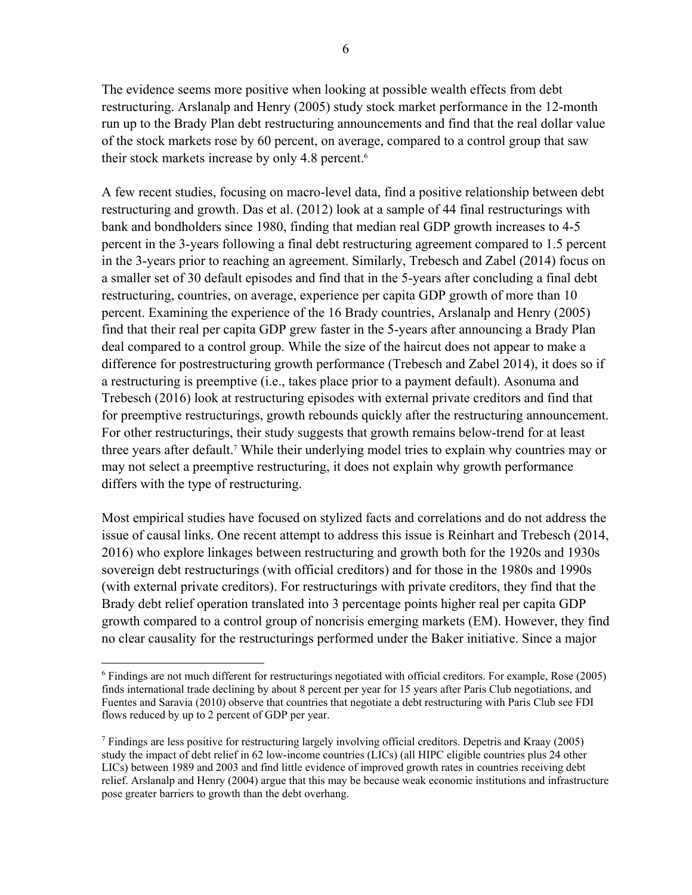The evidence seems more positive when looking at possible wealth effects from debt restructuring. Arslanalp and Henry (2005) study stock market performance in the 12-month run up to the Brady Plan debt restructuring announcements and find that the real dollar value of the stock markets rose by 60 percent, on average, compared to a control group that saw their stock markets increase by only 4.8 percent.[6]

A few recent studies, focusing on macro-level data, find a positive relationship between debt restructuring and growth. Das et al. (2012) look at a sample of 44 final restructurings with bank and bondholders since 1980, finding that median real GDP growth increases to 4-5 percent in the 3-years following a final debt restructuring agreement compared to 1.5 percent in the 3-years prior to reaching an agreement. Similarly, Trebesch and Zabel (2014) focus on a smaller set of 30 default episodes and find that in the 5-years after concluding a final debt restructuring, countries, on average, experience per capita GDP growth of more than 10 percent. Examining the experience of the 16 Brady countries, Arslanalp and Henry (2005) find that their real per capita GDP grew faster in the 5-years after announcing a Brady Plan deal compared to a control group. While the size of the haircut does not appear to make a difference for postrestructuring growth performance (Trebesch and Zabel 2014), it does so if a restructuring is preemptive (i.e., takes place prior to a payment default). Asonuma and Trebesch (2016) look at restructuring episodes with external private creditors and find that for preemptive restructurings, growth rebounds quickly after the restructuring announcement. For other restructurings, their study suggests that growth remains below-trend for at least three years after default.[7] While their underlying model tries to explain why countries may or may not select a preemptive restructuring, it does not explain why growth performance differs with the type of restructuring.

Most empirical studies have focused on stylized facts and correlations and do not address the issue of causal links. One recent attempt to address this issue is Reinhart and Trebesch (2014, 2016) who explore linkages between restructuring and growth both for the 1920s and 1930s sovereign debt restructurings (with official creditors) and for those in the 1980s and 1990s (with external private creditors). For restructurings with private creditors, they find that the Brady debt relief operation translated into 3 percentage points higher real per capita GDP growth compared to a control group of noncrisis emerging markets (EM). However, they find no clear causality for the restructurings performed under the Baker initiative. Since a major

---

[6] Findings are not much different for restructurings negotiated with official creditors. For example, Rose (2005) finds international trade declining by about 8 percent per year for 15 years after Paris Club negotiations, and Fuentes and Saravia (2010) observe that countries that negotiate a debt restructuring with Paris Club see FDI flows reduced by up to 2 percent of GDP per year.

[7] Findings are less positive for restructuring largely involving official creditors. Depetris and Kraay (2005) study the impact of debt relief in 62 low-income countries (LICs) (all HIPC eligible countries plus 24 other LICs) between 1989 and 2003 and find little evidence of improved growth rates in countries receiving debt relief. Arslanalp and Henry (2004) argue that this may be because weak economic institutions and infrastructure pose greater barriers to growth than the debt overhang.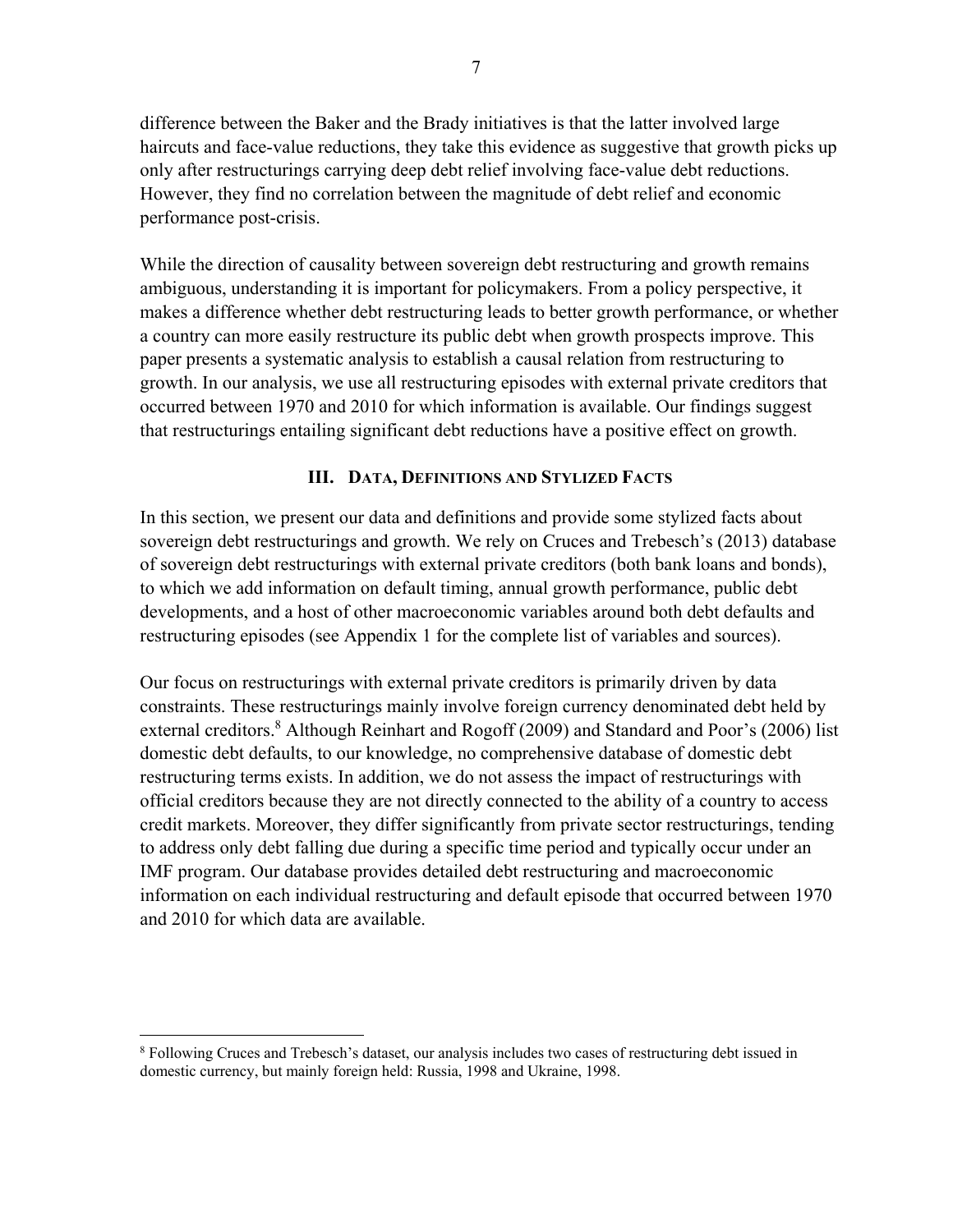difference between the Baker and the Brady initiatives is that the latter involved large haircuts and face-value reductions, they take this evidence as suggestive that growth picks up only after restructurings carrying deep debt relief involving face-value debt reductions. However, they find no correlation between the magnitude of debt relief and economic performance post-crisis.

While the direction of causality between sovereign debt restructuring and growth remains ambiguous, understanding it is important for policymakers. From a policy perspective, it makes a difference whether debt restructuring leads to better growth performance, or whether a country can more easily restructure its public debt when growth prospects improve. This paper presents a systematic analysis to establish a causal relation from restructuring to growth. In our analysis, we use all restructuring episodes with external private creditors that occurred between 1970 and 2010 for which information is available. Our findings suggest that restructurings entailing significant debt reductions have a positive effect on growth.

## III. Data, Definitions and Stylized Facts

In this section, we present our data and definitions and provide some stylized facts about sovereign debt restructurings and growth. We rely on Cruces and Trebesch's (2013) database of sovereign debt restructurings with external private creditors (both bank loans and bonds), to which we add information on default timing, annual growth performance, public debt developments, and a host of other macroeconomic variables around both debt defaults and restructuring episodes (see Appendix 1 for the complete list of variables and sources).

Our focus on restructurings with external private creditors is primarily driven by data constraints. These restructurings mainly involve foreign currency denominated debt held by external creditors.[8] Although Reinhart and Rogoff (2009) and Standard and Poor's (2006) list domestic debt defaults, to our knowledge, no comprehensive database of domestic debt restructuring terms exists. In addition, we do not assess the impact of restructurings with official creditors because they are not directly connected to the ability of a country to access credit markets. Moreover, they differ significantly from private sector restructurings, tending to address only debt falling due during a specific time period and typically occur under an IMF program. Our database provides detailed debt restructuring and macroeconomic information on each individual restructuring and default episode that occurred between 1970 and 2010 for which data are available.

[8] Following Cruces and Trebesch's dataset, our analysis includes two cases of restructuring debt issued in domestic currency, but mainly foreign held: Russia, 1998 and Ukraine, 1998.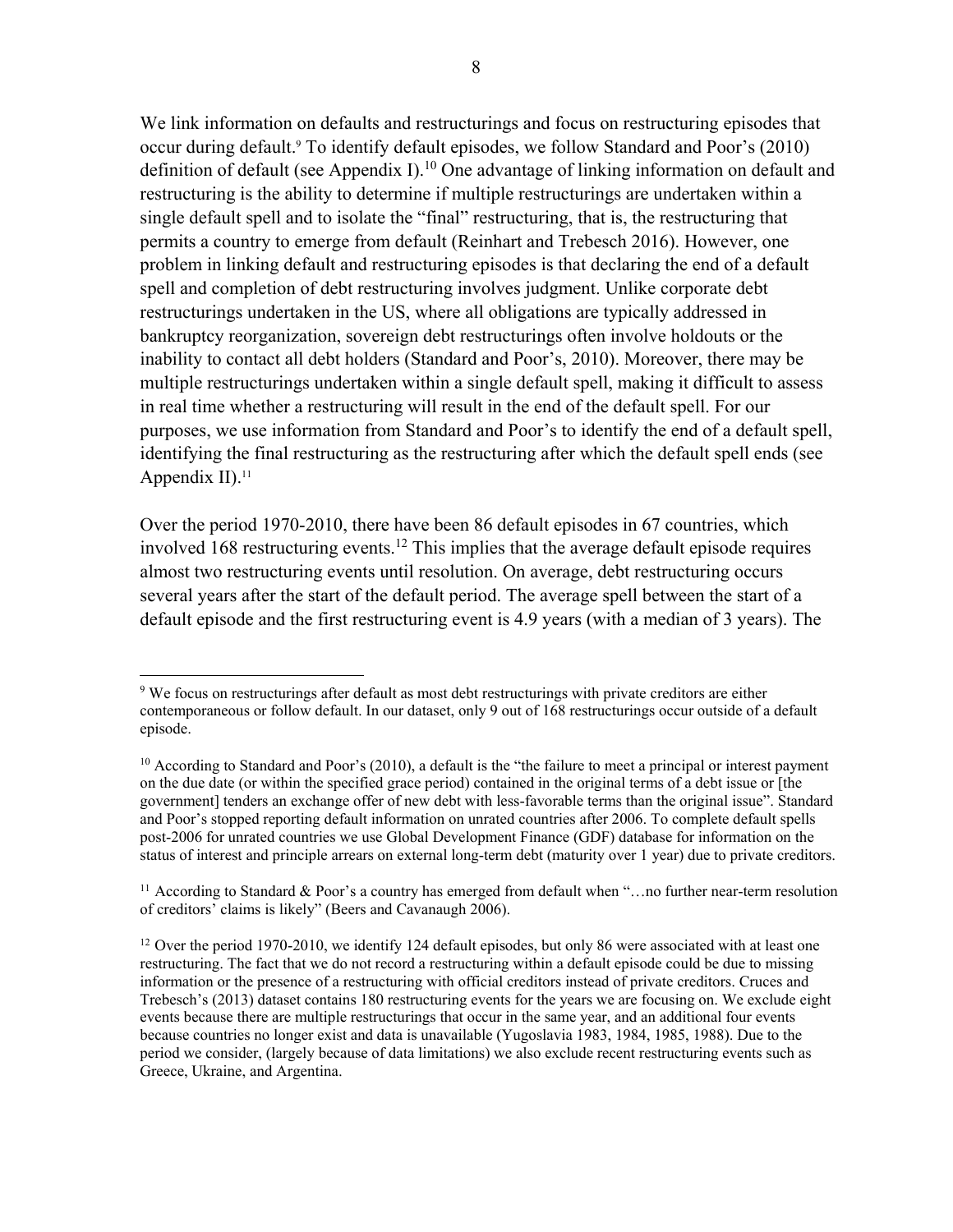We link information on defaults and restructurings and focus on restructuring episodes that occur during default.[9] To identify default episodes, we follow Standard and Poor's (2010) definition of default (see Appendix I).[10] One advantage of linking information on default and restructuring is the ability to determine if multiple restructurings are undertaken within a single default spell and to isolate the "final" restructuring, that is, the restructuring that permits a country to emerge from default (Reinhart and Trebesch 2016). However, one problem in linking default and restructuring episodes is that declaring the end of a default spell and completion of debt restructuring involves judgment. Unlike corporate debt restructurings undertaken in the US, where all obligations are typically addressed in bankruptcy reorganization, sovereign debt restructurings often involve holdouts or the inability to contact all debt holders (Standard and Poor's, 2010). Moreover, there may be multiple restructurings undertaken within a single default spell, making it difficult to assess in real time whether a restructuring will result in the end of the default spell. For our purposes, we use information from Standard and Poor's to identify the end of a default spell, identifying the final restructuring as the restructuring after which the default spell ends (see Appendix II).[11]

Over the period 1970-2010, there have been 86 default episodes in 67 countries, which involved 168 restructuring events.[12] This implies that the average default episode requires almost two restructuring events until resolution. On average, debt restructuring occurs several years after the start of the default period. The average spell between the start of a default episode and the first restructuring event is 4.9 years (with a median of 3 years). The

---

[9] We focus on restructurings after default as most debt restructurings with private creditors are either contemporaneous or follow default. In our dataset, only 9 out of 168 restructurings occur outside of a default episode.

[10] According to Standard and Poor's (2010), a default is the "the failure to meet a principal or interest payment on the due date (or within the specified grace period) contained in the original terms of a debt issue or [the government] tenders an exchange offer of new debt with less-favorable terms than the original issue". Standard and Poor's stopped reporting default information on unrated countries after 2006. To complete default spells post-2006 for unrated countries we use Global Development Finance (GDF) database for information on the status of interest and principle arrears on external long-term debt (maturity over 1 year) due to private creditors.

[11] According to Standard & Poor's a country has emerged from default when "…no further near-term resolution of creditors' claims is likely" (Beers and Cavanaugh 2006).

[12] Over the period 1970-2010, we identify 124 default episodes, but only 86 were associated with at least one restructuring. The fact that we do not record a restructuring within a default episode could be due to missing information or the presence of a restructuring with official creditors instead of private creditors. Cruces and Trebesch's (2013) dataset contains 180 restructuring events for the years we are focusing on. We exclude eight events because there are multiple restructurings that occur in the same year, and an additional four events because countries no longer exist and data is unavailable (Yugoslavia 1983, 1984, 1985, 1988). Due to the period we consider, (largely because of data limitations) we also exclude recent restructuring events such as Greece, Ukraine, and Argentina.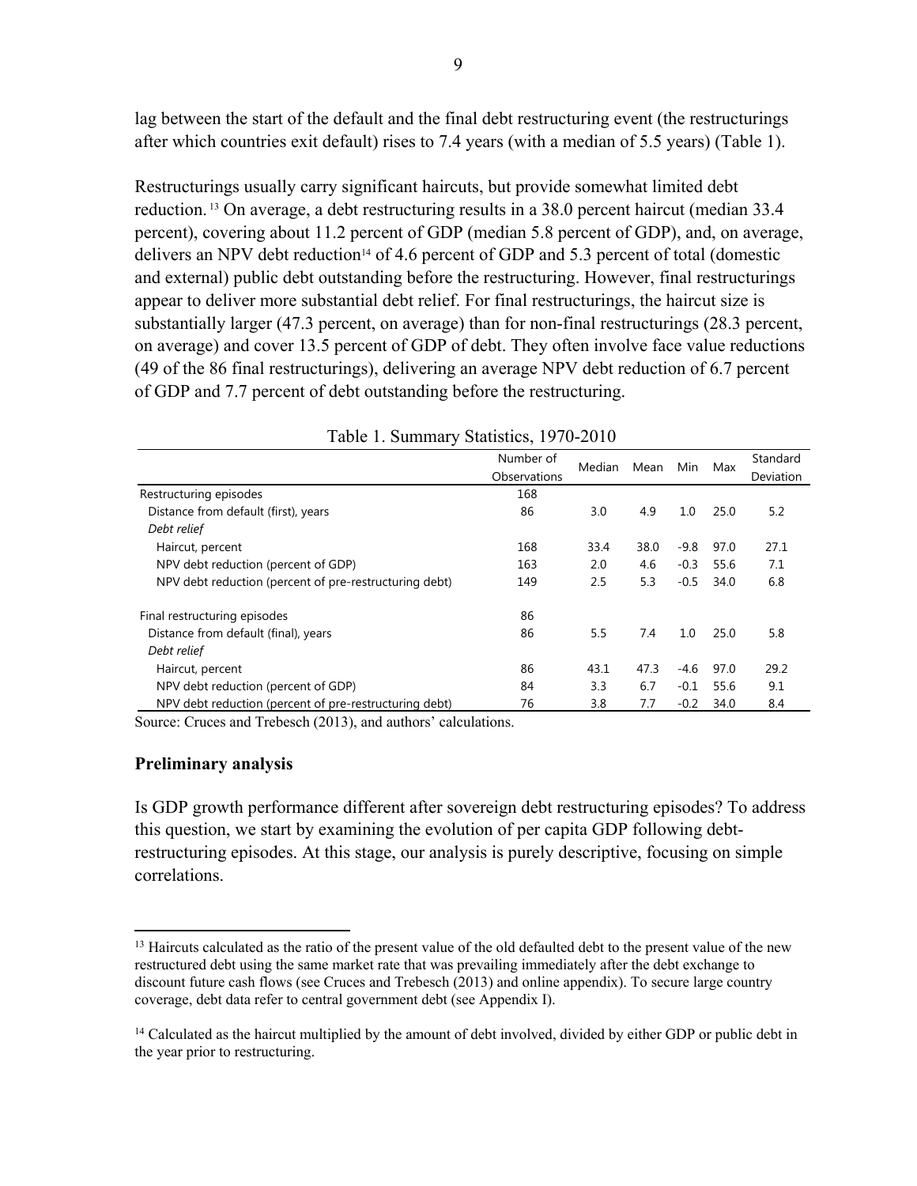lag between the start of the default and the final debt restructuring event (the restructurings after which countries exit default) rises to 7.4 years (with a median of 5.5 years) (Table 1).

Restructurings usually carry significant haircuts, but provide somewhat limited debt reduction.[13] On average, a debt restructuring results in a 38.0 percent haircut (median 33.4 percent), covering about 11.2 percent of GDP (median 5.8 percent of GDP), and, on average, delivers an NPV debt reduction[14] of 4.6 percent of GDP and 5.3 percent of total (domestic and external) public debt outstanding before the restructuring. However, final restructurings appear to deliver more substantial debt relief. For final restructurings, the haircut size is substantially larger (47.3 percent, on average) than for non-final restructurings (28.3 percent, on average) and cover 13.5 percent of GDP of debt. They often involve face value reductions (49 of the 86 final restructurings), delivering an average NPV debt reduction of 6.7 percent of GDP and 7.7 percent of debt outstanding before the restructuring.

Table 1. Summary Statistics, 1970-2010

| | Number of Observations | Median | Mean | Min | Max | Standard Deviation |
|---|---|---|---|---|---|---|
| Restructuring episodes | 168 | | | | | |
| Distance from default (first), years | 86 | 3.0 | 4.9 | 1.0 | 25.0 | 5.2 |
| *Debt relief* | | | | | | |
| Haircut, percent | 168 | 33.4 | 38.0 | -9.8 | 97.0 | 27.1 |
| NPV debt reduction (percent of GDP) | 163 | 2.0 | 4.6 | -0.3 | 55.6 | 7.1 |
| NPV debt reduction (percent of pre-restructuring debt) | 149 | 2.5 | 5.3 | -0.5 | 34.0 | 6.8 |
| | | | | | | |
| Final restructuring episodes | 86 | | | | | |
| Distance from default (final), years | 86 | 5.5 | 7.4 | 1.0 | 25.0 | 5.8 |
| *Debt relief* | | | | | | |
| Haircut, percent | 86 | 43.1 | 47.3 | -4.6 | 97.0 | 29.2 |
| NPV debt reduction (percent of GDP) | 84 | 3.3 | 6.7 | -0.1 | 55.6 | 9.1 |
| NPV debt reduction (percent of pre-restructuring debt) | 76 | 3.8 | 7.7 | -0.2 | 34.0 | 8.4 |

Source: Cruces and Trebesch (2013), and authors' calculations.

**Preliminary analysis**

Is GDP growth performance different after sovereign debt restructuring episodes? To address this question, we start by examining the evolution of per capita GDP following debt-restructuring episodes. At this stage, our analysis is purely descriptive, focusing on simple correlations.

[13] Haircuts calculated as the ratio of the present value of the old defaulted debt to the present value of the new restructured debt using the same market rate that was prevailing immediately after the debt exchange to discount future cash flows (see Cruces and Trebesch (2013) and online appendix). To secure large country coverage, debt data refer to central government debt (see Appendix I).

[14] Calculated as the haircut multiplied by the amount of debt involved, divided by either GDP or public debt in the year prior to restructuring.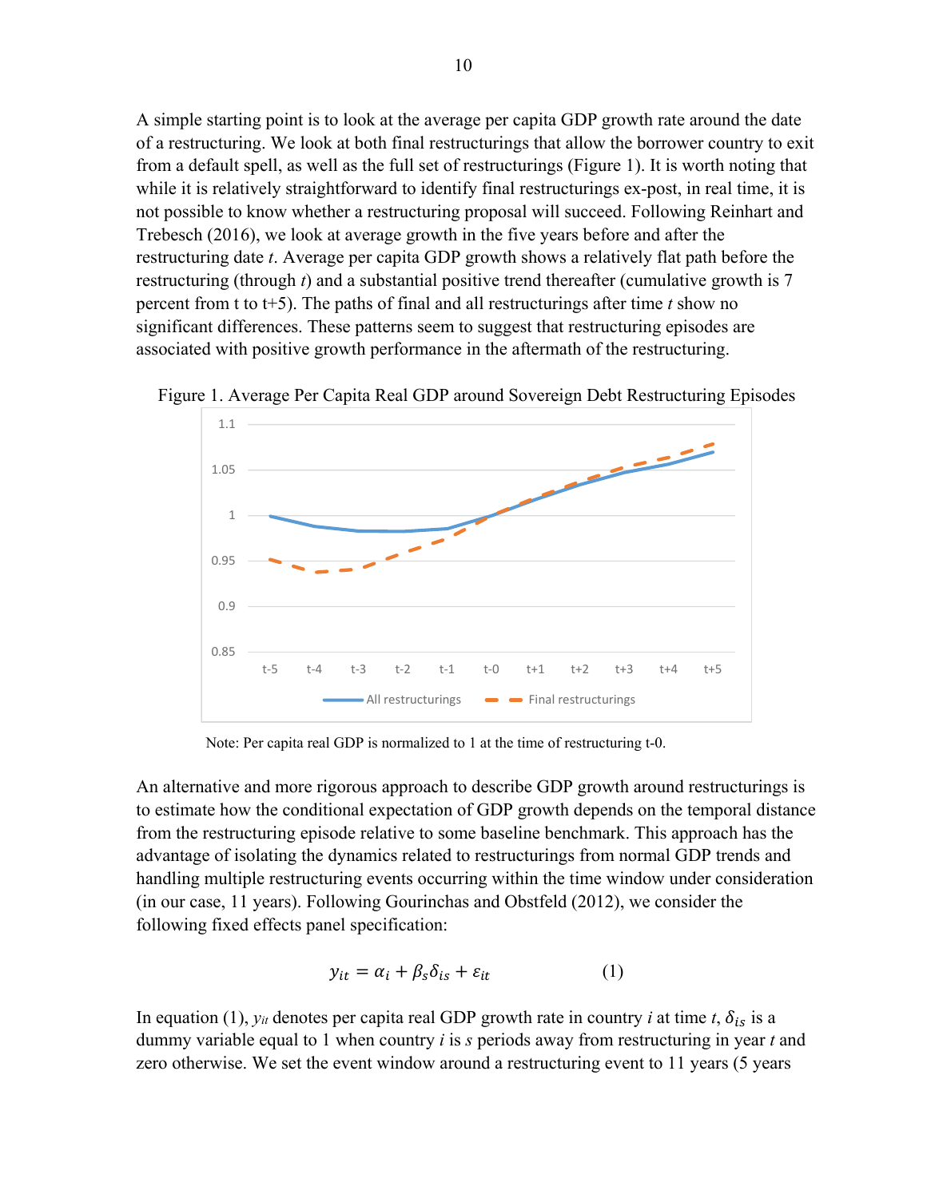A simple starting point is to look at the average per capita GDP growth rate around the date of a restructuring. We look at both final restructurings that allow the borrower country to exit from a default spell, as well as the full set of restructurings (Figure 1). It is worth noting that while it is relatively straightforward to identify final restructurings ex-post, in real time, it is not possible to know whether a restructuring proposal will succeed. Following Reinhart and Trebesch (2016), we look at average growth in the five years before and after the restructuring date *t*. Average per capita GDP growth shows a relatively flat path before the restructuring (through *t*) and a substantial positive trend thereafter (cumulative growth is 7 percent from t to t+5). The paths of final and all restructurings after time *t* show no significant differences. These patterns seem to suggest that restructuring episodes are associated with positive growth performance in the aftermath of the restructuring.

Figure 1. Average Per Capita Real GDP around Sovereign Debt Restructuring Episodes

1.1
1.05
1
0.95
0.9
0.85

t-5 t-4 t-3 t-2 t-1 t-0 t+1 t+2 t+3 t+4 t+5

All restructurings
Final restructurings

Note: Per capita real GDP is normalized to 1 at the time of restructuring t-0.

An alternative and more rigorous approach to describe GDP growth around restructurings is to estimate how the conditional expectation of GDP growth depends on the temporal distance from the restructuring episode relative to some baseline benchmark. This approach has the advantage of isolating the dynamics related to restructurings from normal GDP trends and handling multiple restructuring events occurring within the time window under consideration (in our case, 11 years). Following Gourinchas and Obstfeld (2012), we consider the following fixed effects panel specification:

$$y_{it} = \alpha_i + \beta_s \delta_{is} + \varepsilon_{it} \qquad (1)$$

In equation (1), $y_{it}$ denotes per capita real GDP growth rate in country $i$ at time $t$, $\delta_{is}$ is a dummy variable equal to 1 when country $i$ is $s$ periods away from restructuring in year $t$ and zero otherwise. We set the event window around a restructuring event to 11 years (5 years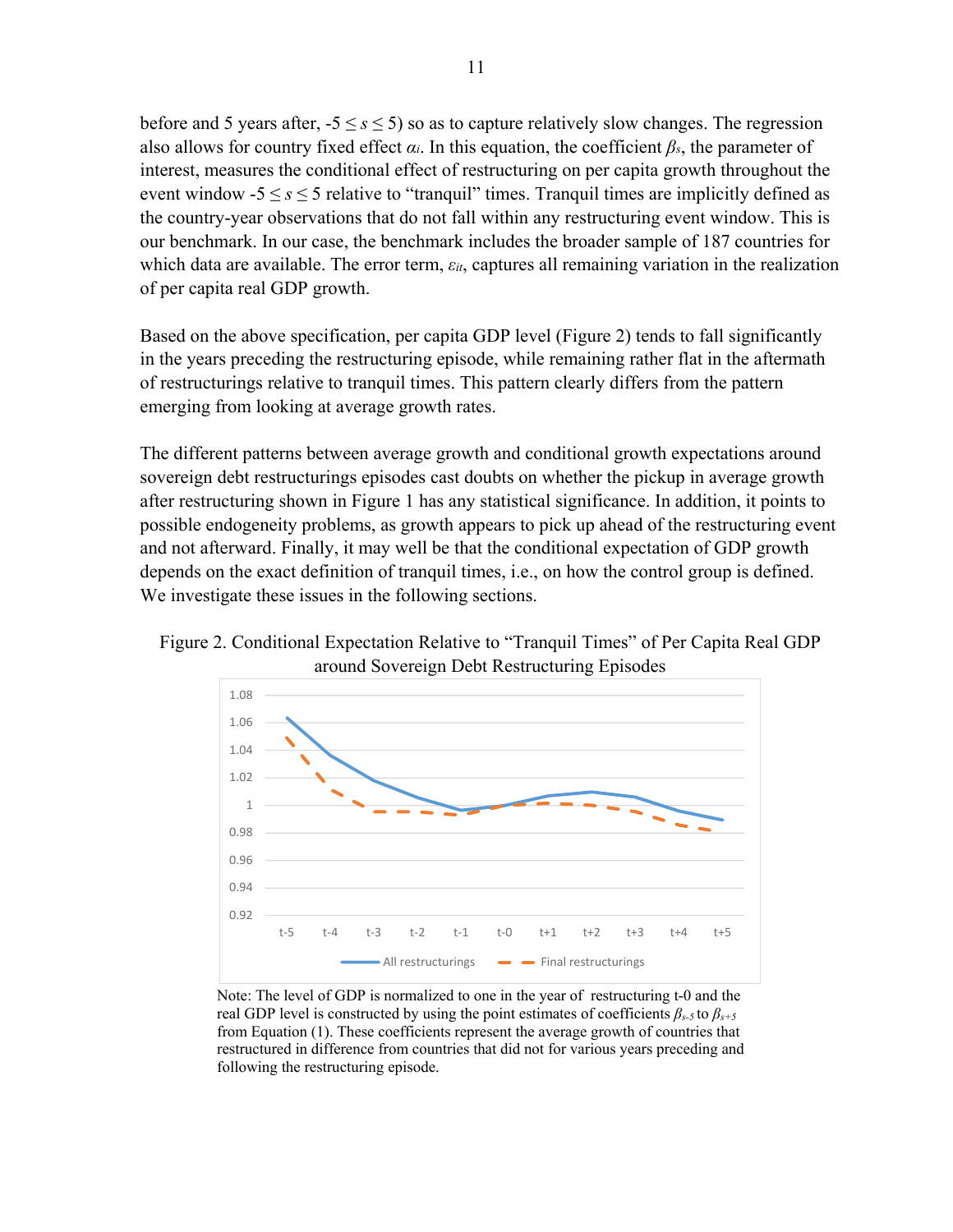before and 5 years after, $-5 \leq s \leq 5$) so as to capture relatively slow changes. The regression also allows for country fixed effect $\alpha_i$. In this equation, the coefficient $\beta_s$, the parameter of interest, measures the conditional effect of restructuring on per capita growth throughout the event window $-5 \leq s \leq 5$ relative to "tranquil" times. Tranquil times are implicitly defined as the country-year observations that do not fall within any restructuring event window. This is our benchmark. In our case, the benchmark includes the broader sample of 187 countries for which data are available. The error term, $\varepsilon_{it}$, captures all remaining variation in the realization of per capita real GDP growth.

Based on the above specification, per capita GDP level (Figure 2) tends to fall significantly in the years preceding the restructuring episode, while remaining rather flat in the aftermath of restructurings relative to tranquil times. This pattern clearly differs from the pattern emerging from looking at average growth rates.

The different patterns between average growth and conditional growth expectations around sovereign debt restructurings episodes cast doubts on whether the pickup in average growth after restructuring shown in Figure 1 has any statistical significance. In addition, it points to possible endogeneity problems, as growth appears to pick up ahead of the restructuring event and not afterward. Finally, it may well be that the conditional expectation of GDP growth depends on the exact definition of tranquil times, i.e., on how the control group is defined. We investigate these issues in the following sections.

Figure 2. Conditional Expectation Relative to "Tranquil Times" of Per Capita Real GDP around Sovereign Debt Restructuring Episodes

1.08
1.06
1.04
1.02
1
0.98
0.96
0.94
0.92

t-5 t-4 t-3 t-2 t-1 t-0 t+1 t+2 t+3 t+4 t+5

All restructurings
Final restructurings

Note: The level of GDP is normalized to one in the year of restructuring t-0 and the real GDP level is constructed by using the point estimates of coefficients $\beta_{s-5}$ to $\beta_{s+5}$ from Equation (1). These coefficients represent the average growth of countries that restructured in difference from countries that did not for various years preceding and following the restructuring episode.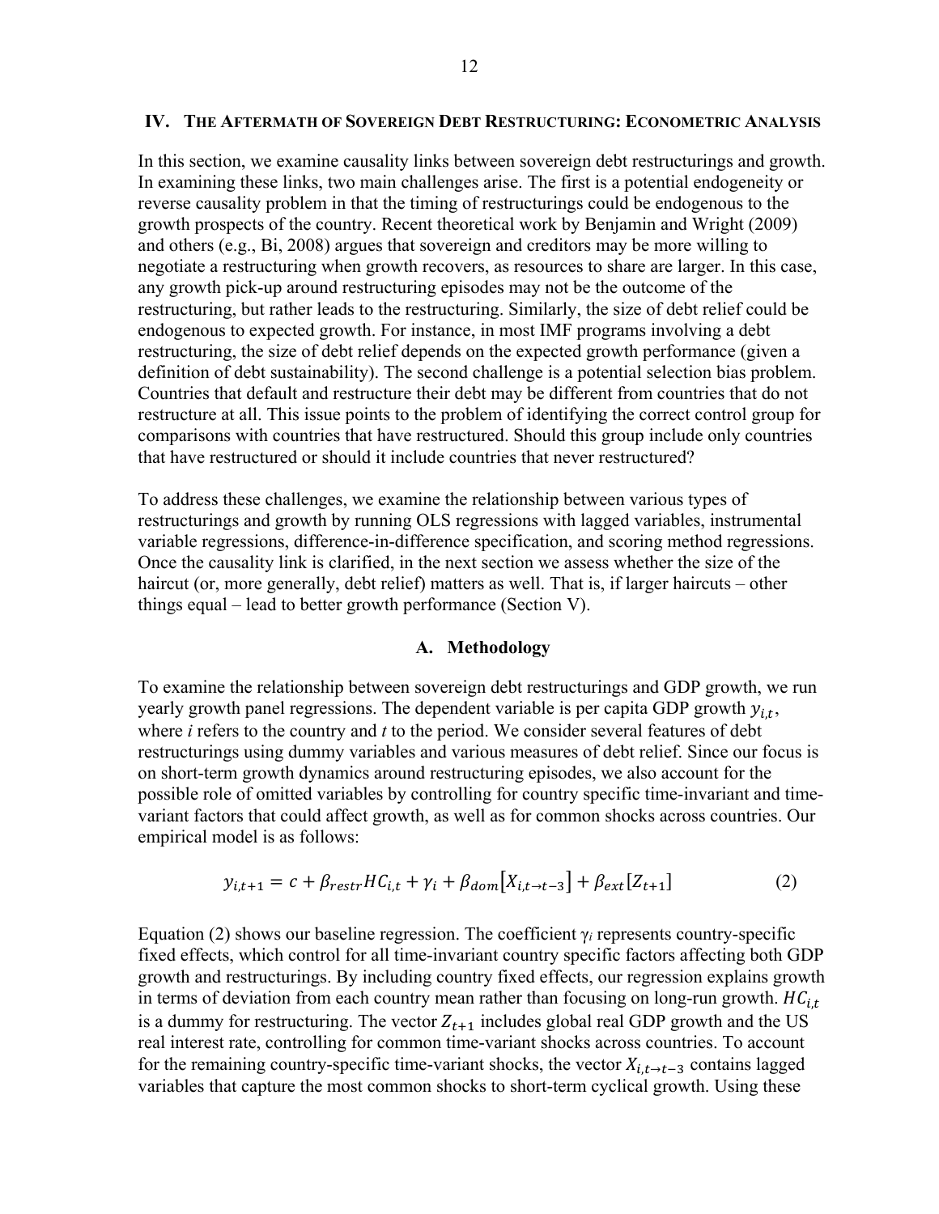## IV. The Aftermath of Sovereign Debt Restructuring: Econometric Analysis

In this section, we examine causality links between sovereign debt restructurings and growth. In examining these links, two main challenges arise. The first is a potential endogeneity or reverse causality problem in that the timing of restructurings could be endogenous to the growth prospects of the country. Recent theoretical work by Benjamin and Wright (2009) and others (e.g., Bi, 2008) argues that sovereign and creditors may be more willing to negotiate a restructuring when growth recovers, as resources to share are larger. In this case, any growth pick-up around restructuring episodes may not be the outcome of the restructuring, but rather leads to the restructuring. Similarly, the size of debt relief could be endogenous to expected growth. For instance, in most IMF programs involving a debt restructuring, the size of debt relief depends on the expected growth performance (given a definition of debt sustainability). The second challenge is a potential selection bias problem. Countries that default and restructure their debt may be different from countries that do not restructure at all. This issue points to the problem of identifying the correct control group for comparisons with countries that have restructured. Should this group include only countries that have restructured or should it include countries that never restructured?

To address these challenges, we examine the relationship between various types of restructurings and growth by running OLS regressions with lagged variables, instrumental variable regressions, difference-in-difference specification, and scoring method regressions. Once the causality link is clarified, in the next section we assess whether the size of the haircut (or, more generally, debt relief) matters as well. That is, if larger haircuts – other things equal – lead to better growth performance (Section V).

### A. Methodology

To examine the relationship between sovereign debt restructurings and GDP growth, we run yearly growth panel regressions. The dependent variable is per capita GDP growth $y_{i,t}$, where *i* refers to the country and *t* to the period. We consider several features of debt restructurings using dummy variables and various measures of debt relief. Since our focus is on short-term growth dynamics around restructuring episodes, we also account for the possible role of omitted variables by controlling for country specific time-invariant and time-variant factors that could affect growth, as well as for common shocks across countries. Our empirical model is as follows:

$$y_{i,t+1} = c + \beta_{restr} HC_{i,t} + \gamma_i + \beta_{dom}\left[X_{i,t \to t-3}\right] + \beta_{ext}\left[Z_{t+1}\right] \tag{2}$$

Equation (2) shows our baseline regression. The coefficient $\gamma_i$ represents country-specific fixed effects, which control for all time-invariant country specific factors affecting both GDP growth and restructurings. By including country fixed effects, our regression explains growth in terms of deviation from each country mean rather than focusing on long-run growth. $HC_{i,t}$ is a dummy for restructuring. The vector $Z_{t+1}$ includes global real GDP growth and the US real interest rate, controlling for common time-variant shocks across countries. To account for the remaining country-specific time-variant shocks, the vector $X_{i,t \to t-3}$ contains lagged variables that capture the most common shocks to short-term cyclical growth. Using these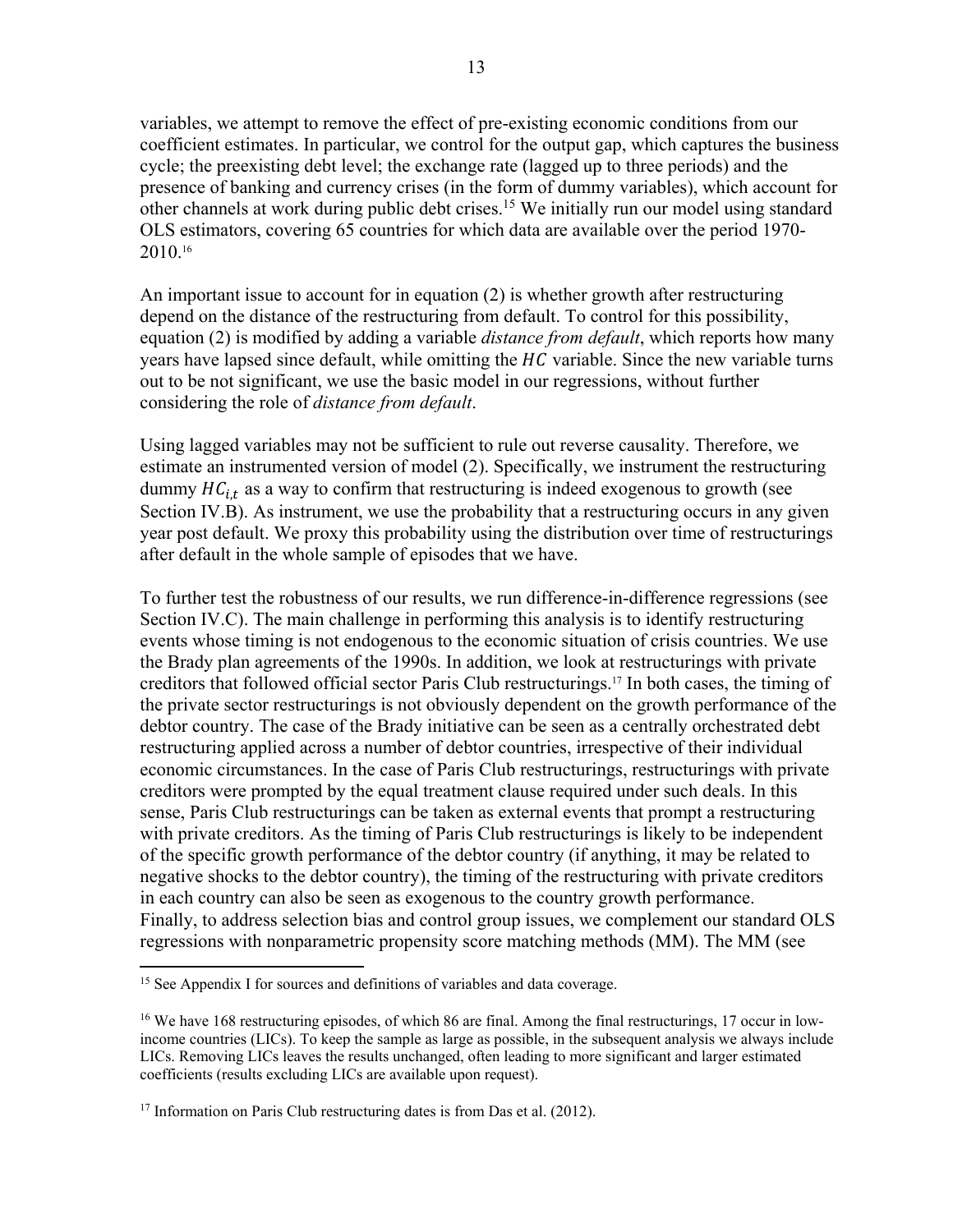variables, we attempt to remove the effect of pre-existing economic conditions from our coefficient estimates. In particular, we control for the output gap, which captures the business cycle; the preexisting debt level; the exchange rate (lagged up to three periods) and the presence of banking and currency crises (in the form of dummy variables), which account for other channels at work during public debt crises.[15] We initially run our model using standard OLS estimators, covering 65 countries for which data are available over the period 1970-2010.[16]

An important issue to account for in equation (2) is whether growth after restructuring depend on the distance of the restructuring from default. To control for this possibility, equation (2) is modified by adding a variable *distance from default*, which reports how many years have lapsed since default, while omitting the $HC$ variable. Since the new variable turns out to be not significant, we use the basic model in our regressions, without further considering the role of *distance from default*.

Using lagged variables may not be sufficient to rule out reverse causality. Therefore, we estimate an instrumented version of model (2). Specifically, we instrument the restructuring dummy $HC_{i,t}$ as a way to confirm that restructuring is indeed exogenous to growth (see Section IV.B). As instrument, we use the probability that a restructuring occurs in any given year post default. We proxy this probability using the distribution over time of restructurings after default in the whole sample of episodes that we have.

To further test the robustness of our results, we run difference-in-difference regressions (see Section IV.C). The main challenge in performing this analysis is to identify restructuring events whose timing is not endogenous to the economic situation of crisis countries. We use the Brady plan agreements of the 1990s. In addition, we look at restructurings with private creditors that followed official sector Paris Club restructurings.[17] In both cases, the timing of the private sector restructurings is not obviously dependent on the growth performance of the debtor country. The case of the Brady initiative can be seen as a centrally orchestrated debt restructuring applied across a number of debtor countries, irrespective of their individual economic circumstances. In the case of Paris Club restructurings, restructurings with private creditors were prompted by the equal treatment clause required under such deals. In this sense, Paris Club restructurings can be taken as external events that prompt a restructuring with private creditors. As the timing of Paris Club restructurings is likely to be independent of the specific growth performance of the debtor country (if anything, it may be related to negative shocks to the debtor country), the timing of the restructuring with private creditors in each country can also be seen as exogenous to the country growth performance.
Finally, to address selection bias and control group issues, we complement our standard OLS regressions with nonparametric propensity score matching methods (MM). The MM (see

---

[15] See Appendix I for sources and definitions of variables and data coverage.

[16] We have 168 restructuring episodes, of which 86 are final. Among the final restructurings, 17 occur in low-income countries (LICs). To keep the sample as large as possible, in the subsequent analysis we always include LICs. Removing LICs leaves the results unchanged, often leading to more significant and larger estimated coefficients (results excluding LICs are available upon request).

[17] Information on Paris Club restructuring dates is from Das et al. (2012).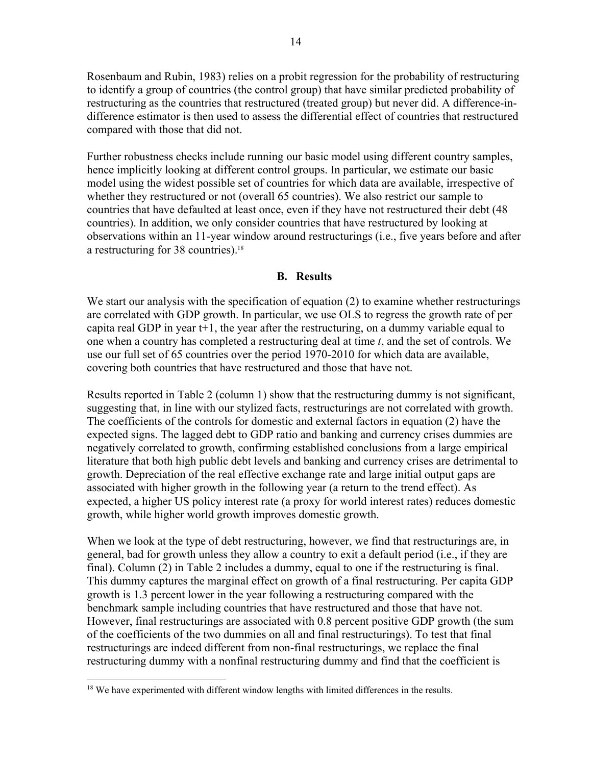Rosenbaum and Rubin, 1983) relies on a probit regression for the probability of restructuring to identify a group of countries (the control group) that have similar predicted probability of restructuring as the countries that restructured (treated group) but never did. A difference-in-difference estimator is then used to assess the differential effect of countries that restructured compared with those that did not.

Further robustness checks include running our basic model using different country samples, hence implicitly looking at different control groups. In particular, we estimate our basic model using the widest possible set of countries for which data are available, irrespective of whether they restructured or not (overall 65 countries). We also restrict our sample to countries that have defaulted at least once, even if they have not restructured their debt (48 countries). In addition, we only consider countries that have restructured by looking at observations within an 11-year window around restructurings (i.e., five years before and after a restructuring for 38 countries).[18]

### B. Results

We start our analysis with the specification of equation (2) to examine whether restructurings are correlated with GDP growth. In particular, we use OLS to regress the growth rate of per capita real GDP in year t+1, the year after the restructuring, on a dummy variable equal to one when a country has completed a restructuring deal at time *t*, and the set of controls. We use our full set of 65 countries over the period 1970-2010 for which data are available, covering both countries that have restructured and those that have not.

Results reported in Table 2 (column 1) show that the restructuring dummy is not significant, suggesting that, in line with our stylized facts, restructurings are not correlated with growth. The coefficients of the controls for domestic and external factors in equation (2) have the expected signs. The lagged debt to GDP ratio and banking and currency crises dummies are negatively correlated to growth, confirming established conclusions from a large empirical literature that both high public debt levels and banking and currency crises are detrimental to growth. Depreciation of the real effective exchange rate and large initial output gaps are associated with higher growth in the following year (a return to the trend effect). As expected, a higher US policy interest rate (a proxy for world interest rates) reduces domestic growth, while higher world growth improves domestic growth.

When we look at the type of debt restructuring, however, we find that restructurings are, in general, bad for growth unless they allow a country to exit a default period (i.e., if they are final). Column (2) in Table 2 includes a dummy, equal to one if the restructuring is final. This dummy captures the marginal effect on growth of a final restructuring. Per capita GDP growth is 1.3 percent lower in the year following a restructuring compared with the benchmark sample including countries that have restructured and those that have not. However, final restructurings are associated with 0.8 percent positive GDP growth (the sum of the coefficients of the two dummies on all and final restructurings). To test that final restructurings are indeed different from non-final restructurings, we replace the final restructuring dummy with a nonfinal restructuring dummy and find that the coefficient is

[18] We have experimented with different window lengths with limited differences in the results.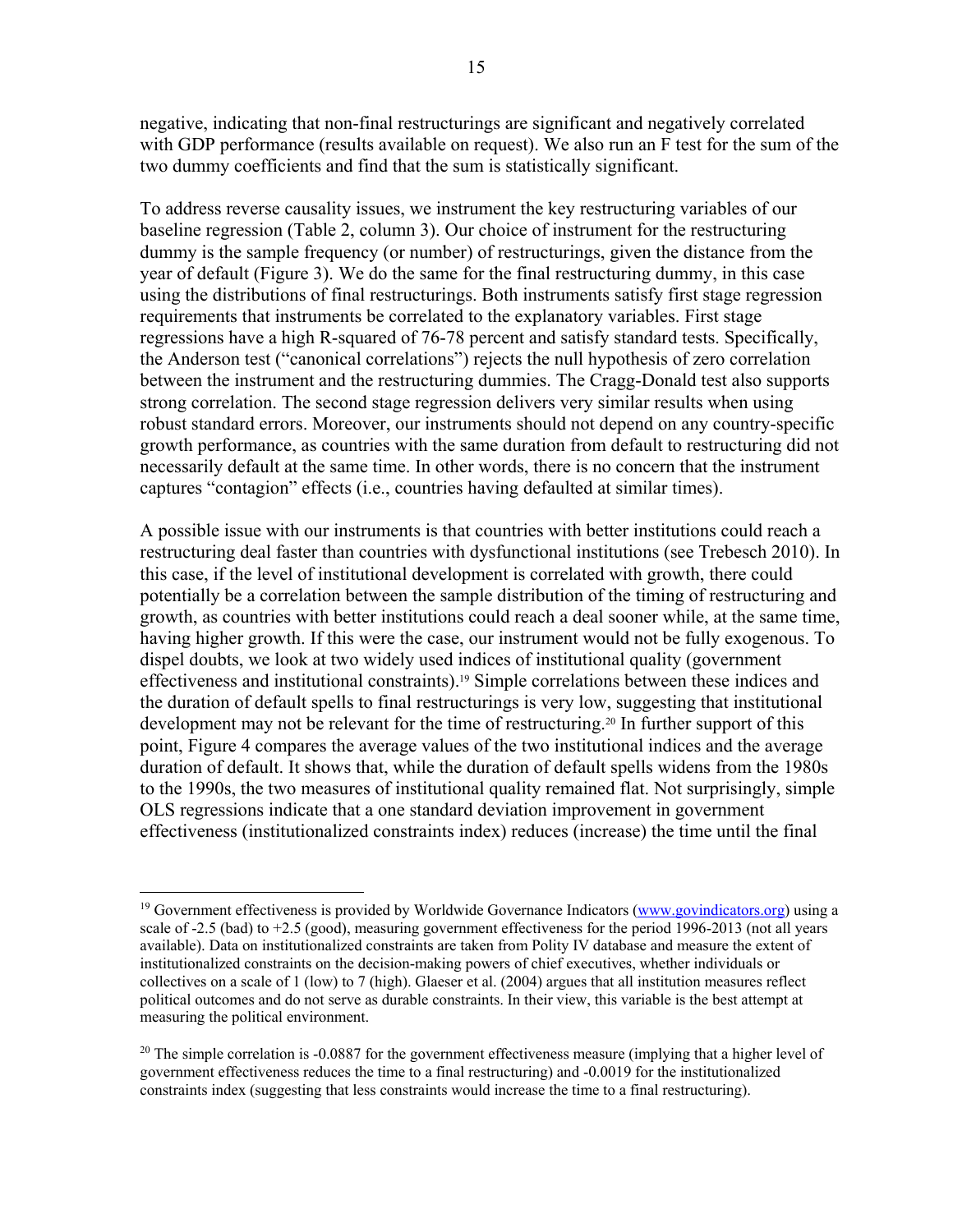negative, indicating that non-final restructurings are significant and negatively correlated with GDP performance (results available on request). We also run an F test for the sum of the two dummy coefficients and find that the sum is statistically significant.

To address reverse causality issues, we instrument the key restructuring variables of our baseline regression (Table 2, column 3). Our choice of instrument for the restructuring dummy is the sample frequency (or number) of restructurings, given the distance from the year of default (Figure 3). We do the same for the final restructuring dummy, in this case using the distributions of final restructurings. Both instruments satisfy first stage regression requirements that instruments be correlated to the explanatory variables. First stage regressions have a high R-squared of 76-78 percent and satisfy standard tests. Specifically, the Anderson test ("canonical correlations") rejects the null hypothesis of zero correlation between the instrument and the restructuring dummies. The Cragg-Donald test also supports strong correlation. The second stage regression delivers very similar results when using robust standard errors. Moreover, our instruments should not depend on any country-specific growth performance, as countries with the same duration from default to restructuring did not necessarily default at the same time. In other words, there is no concern that the instrument captures "contagion" effects (i.e., countries having defaulted at similar times).

A possible issue with our instruments is that countries with better institutions could reach a restructuring deal faster than countries with dysfunctional institutions (see Trebesch 2010). In this case, if the level of institutional development is correlated with growth, there could potentially be a correlation between the sample distribution of the timing of restructuring and growth, as countries with better institutions could reach a deal sooner while, at the same time, having higher growth. If this were the case, our instrument would not be fully exogenous. To dispel doubts, we look at two widely used indices of institutional quality (government effectiveness and institutional constraints).[19] Simple correlations between these indices and the duration of default spells to final restructurings is very low, suggesting that institutional development may not be relevant for the time of restructuring.[20] In further support of this point, Figure 4 compares the average values of the two institutional indices and the average duration of default. It shows that, while the duration of default spells widens from the 1980s to the 1990s, the two measures of institutional quality remained flat. Not surprisingly, simple OLS regressions indicate that a one standard deviation improvement in government effectiveness (institutionalized constraints index) reduces (increase) the time until the final

---

[19] Government effectiveness is provided by Worldwide Governance Indicators (www.govindicators.org) using a scale of -2.5 (bad) to +2.5 (good), measuring government effectiveness for the period 1996-2013 (not all years available). Data on institutionalized constraints are taken from Polity IV database and measure the extent of institutionalized constraints on the decision-making powers of chief executives, whether individuals or collectives on a scale of 1 (low) to 7 (high). Glaeser et al. (2004) argues that all institution measures reflect political outcomes and do not serve as durable constraints. In their view, this variable is the best attempt at measuring the political environment.

[20] The simple correlation is -0.0887 for the government effectiveness measure (implying that a higher level of government effectiveness reduces the time to a final restructuring) and -0.0019 for the institutionalized constraints index (suggesting that less constraints would increase the time to a final restructuring).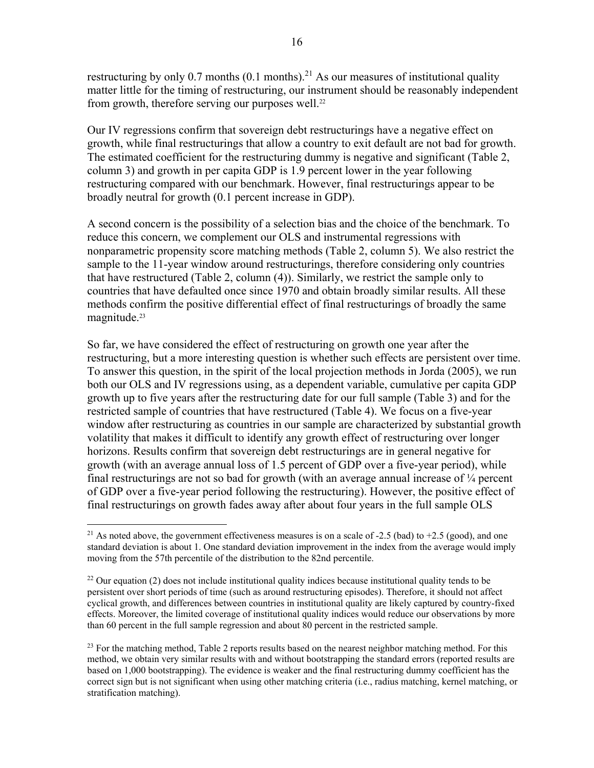restructuring by only 0.7 months (0.1 months).[21] As our measures of institutional quality matter little for the timing of restructuring, our instrument should be reasonably independent from growth, therefore serving our purposes well.[22]

Our IV regressions confirm that sovereign debt restructurings have a negative effect on growth, while final restructurings that allow a country to exit default are not bad for growth. The estimated coefficient for the restructuring dummy is negative and significant (Table 2, column 3) and growth in per capita GDP is 1.9 percent lower in the year following restructuring compared with our benchmark. However, final restructurings appear to be broadly neutral for growth (0.1 percent increase in GDP).

A second concern is the possibility of a selection bias and the choice of the benchmark. To reduce this concern, we complement our OLS and instrumental regressions with nonparametric propensity score matching methods (Table 2, column 5). We also restrict the sample to the 11-year window around restructurings, therefore considering only countries that have restructured (Table 2, column (4)). Similarly, we restrict the sample only to countries that have defaulted once since 1970 and obtain broadly similar results. All these methods confirm the positive differential effect of final restructurings of broadly the same magnitude.[23]

So far, we have considered the effect of restructuring on growth one year after the restructuring, but a more interesting question is whether such effects are persistent over time. To answer this question, in the spirit of the local projection methods in Jorda (2005), we run both our OLS and IV regressions using, as a dependent variable, cumulative per capita GDP growth up to five years after the restructuring date for our full sample (Table 3) and for the restricted sample of countries that have restructured (Table 4). We focus on a five-year window after restructuring as countries in our sample are characterized by substantial growth volatility that makes it difficult to identify any growth effect of restructuring over longer horizons. Results confirm that sovereign debt restructurings are in general negative for growth (with an average annual loss of 1.5 percent of GDP over a five-year period), while final restructurings are not so bad for growth (with an average annual increase of ¼ percent of GDP over a five-year period following the restructuring). However, the positive effect of final restructurings on growth fades away after about four years in the full sample OLS

[21] As noted above, the government effectiveness measures is on a scale of -2.5 (bad) to +2.5 (good), and one standard deviation is about 1. One standard deviation improvement in the index from the average would imply moving from the 57th percentile of the distribution to the 82nd percentile.

[22] Our equation (2) does not include institutional quality indices because institutional quality tends to be persistent over short periods of time (such as around restructuring episodes). Therefore, it should not affect cyclical growth, and differences between countries in institutional quality are likely captured by country-fixed effects. Moreover, the limited coverage of institutional quality indices would reduce our observations by more than 60 percent in the full sample regression and about 80 percent in the restricted sample.

[23] For the matching method, Table 2 reports results based on the nearest neighbor matching method. For this method, we obtain very similar results with and without bootstrapping the standard errors (reported results are based on 1,000 bootstrapping). The evidence is weaker and the final restructuring dummy coefficient has the correct sign but is not significant when using other matching criteria (i.e., radius matching, kernel matching, or stratification matching).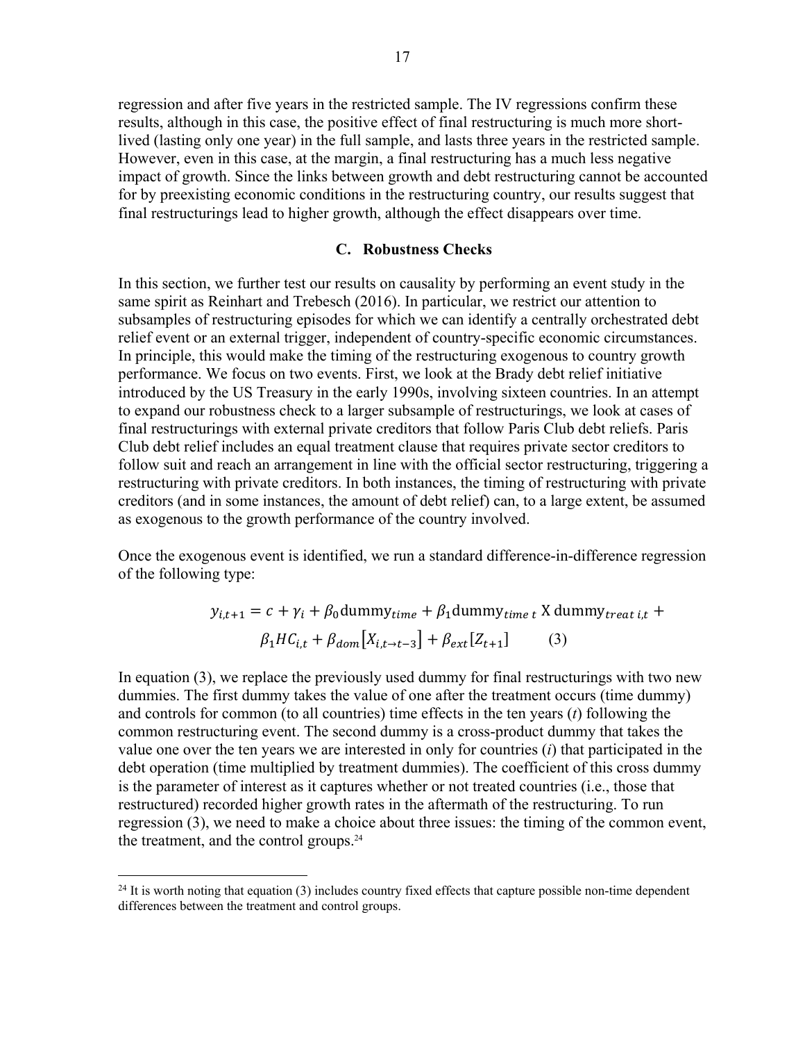regression and after five years in the restricted sample. The IV regressions confirm these results, although in this case, the positive effect of final restructuring is much more short-lived (lasting only one year) in the full sample, and lasts three years in the restricted sample. However, even in this case, at the margin, a final restructuring has a much less negative impact of growth. Since the links between growth and debt restructuring cannot be accounted for by preexisting economic conditions in the restructuring country, our results suggest that final restructurings lead to higher growth, although the effect disappears over time.

### C. Robustness Checks

In this section, we further test our results on causality by performing an event study in the same spirit as Reinhart and Trebesch (2016). In particular, we restrict our attention to subsamples of restructuring episodes for which we can identify a centrally orchestrated debt relief event or an external trigger, independent of country-specific economic circumstances. In principle, this would make the timing of the restructuring exogenous to country growth performance. We focus on two events. First, we look at the Brady debt relief initiative introduced by the US Treasury in the early 1990s, involving sixteen countries. In an attempt to expand our robustness check to a larger subsample of restructurings, we look at cases of final restructurings with external private creditors that follow Paris Club debt reliefs. Paris Club debt relief includes an equal treatment clause that requires private sector creditors to follow suit and reach an arrangement in line with the official sector restructuring, triggering a restructuring with private creditors. In both instances, the timing of restructuring with private creditors (and in some instances, the amount of debt relief) can, to a large extent, be assumed as exogenous to the growth performance of the country involved.

Once the exogenous event is identified, we run a standard difference-in-difference regression of the following type:

$$y_{i,t+1} = c + \gamma_i + \beta_0 \text{dummy}_{time} + \beta_1 \text{dummy}_{time\ t} \text{ X } \text{dummy}_{treat\ i,t} + \beta_1 HC_{i,t} + \beta_{dom}\left[X_{i,t \to t-3}\right] + \beta_{ext}\left[Z_{t+1}\right] \qquad (3)$$

In equation (3), we replace the previously used dummy for final restructurings with two new dummies. The first dummy takes the value of one after the treatment occurs (time dummy) and controls for common (to all countries) time effects in the ten years ($t$) following the common restructuring event. The second dummy is a cross-product dummy that takes the value one over the ten years we are interested in only for countries ($i$) that participated in the debt operation (time multiplied by treatment dummies). The coefficient of this cross dummy is the parameter of interest as it captures whether or not treated countries (i.e., those that restructured) recorded higher growth rates in the aftermath of the restructuring. To run regression (3), we need to make a choice about three issues: the timing of the common event, the treatment, and the control groups.[24]

[24] It is worth noting that equation (3) includes country fixed effects that capture possible non-time dependent differences between the treatment and control groups.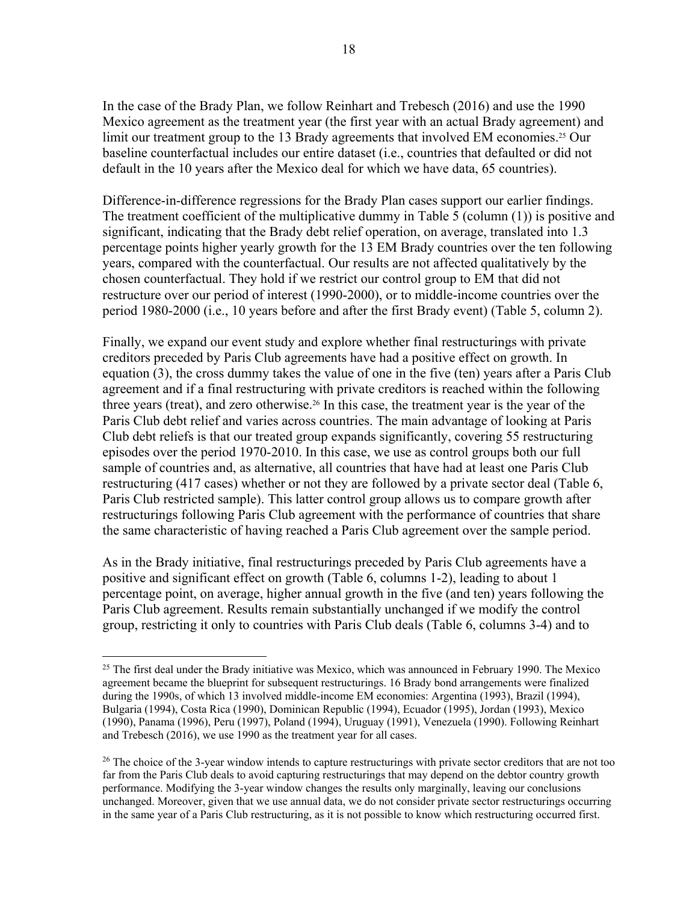In the case of the Brady Plan, we follow Reinhart and Trebesch (2016) and use the 1990 Mexico agreement as the treatment year (the first year with an actual Brady agreement) and limit our treatment group to the 13 Brady agreements that involved EM economies.[25] Our baseline counterfactual includes our entire dataset (i.e., countries that defaulted or did not default in the 10 years after the Mexico deal for which we have data, 65 countries).

Difference-in-difference regressions for the Brady Plan cases support our earlier findings. The treatment coefficient of the multiplicative dummy in Table 5 (column (1)) is positive and significant, indicating that the Brady debt relief operation, on average, translated into 1.3 percentage points higher yearly growth for the 13 EM Brady countries over the ten following years, compared with the counterfactual. Our results are not affected qualitatively by the chosen counterfactual. They hold if we restrict our control group to EM that did not restructure over our period of interest (1990-2000), or to middle-income countries over the period 1980-2000 (i.e., 10 years before and after the first Brady event) (Table 5, column 2).

Finally, we expand our event study and explore whether final restructurings with private creditors preceded by Paris Club agreements have had a positive effect on growth. In equation (3), the cross dummy takes the value of one in the five (ten) years after a Paris Club agreement and if a final restructuring with private creditors is reached within the following three years (treat), and zero otherwise.[26] In this case, the treatment year is the year of the Paris Club debt relief and varies across countries. The main advantage of looking at Paris Club debt reliefs is that our treated group expands significantly, covering 55 restructuring episodes over the period 1970-2010. In this case, we use as control groups both our full sample of countries and, as alternative, all countries that have had at least one Paris Club restructuring (417 cases) whether or not they are followed by a private sector deal (Table 6, Paris Club restricted sample). This latter control group allows us to compare growth after restructurings following Paris Club agreement with the performance of countries that share the same characteristic of having reached a Paris Club agreement over the sample period.

As in the Brady initiative, final restructurings preceded by Paris Club agreements have a positive and significant effect on growth (Table 6, columns 1-2), leading to about 1 percentage point, on average, higher annual growth in the five (and ten) years following the Paris Club agreement. Results remain substantially unchanged if we modify the control group, restricting it only to countries with Paris Club deals (Table 6, columns 3-4) and to

---

[25] The first deal under the Brady initiative was Mexico, which was announced in February 1990. The Mexico agreement became the blueprint for subsequent restructurings. 16 Brady bond arrangements were finalized during the 1990s, of which 13 involved middle-income EM economies: Argentina (1993), Brazil (1994), Bulgaria (1994), Costa Rica (1990), Dominican Republic (1994), Ecuador (1995), Jordan (1993), Mexico (1990), Panama (1996), Peru (1997), Poland (1994), Uruguay (1991), Venezuela (1990). Following Reinhart and Trebesch (2016), we use 1990 as the treatment year for all cases.

[26] The choice of the 3-year window intends to capture restructurings with private sector creditors that are not too far from the Paris Club deals to avoid capturing restructurings that may depend on the debtor country growth performance. Modifying the 3-year window changes the results only marginally, leaving our conclusions unchanged. Moreover, given that we use annual data, we do not consider private sector restructurings occurring in the same year of a Paris Club restructuring, as it is not possible to know which restructuring occurred first.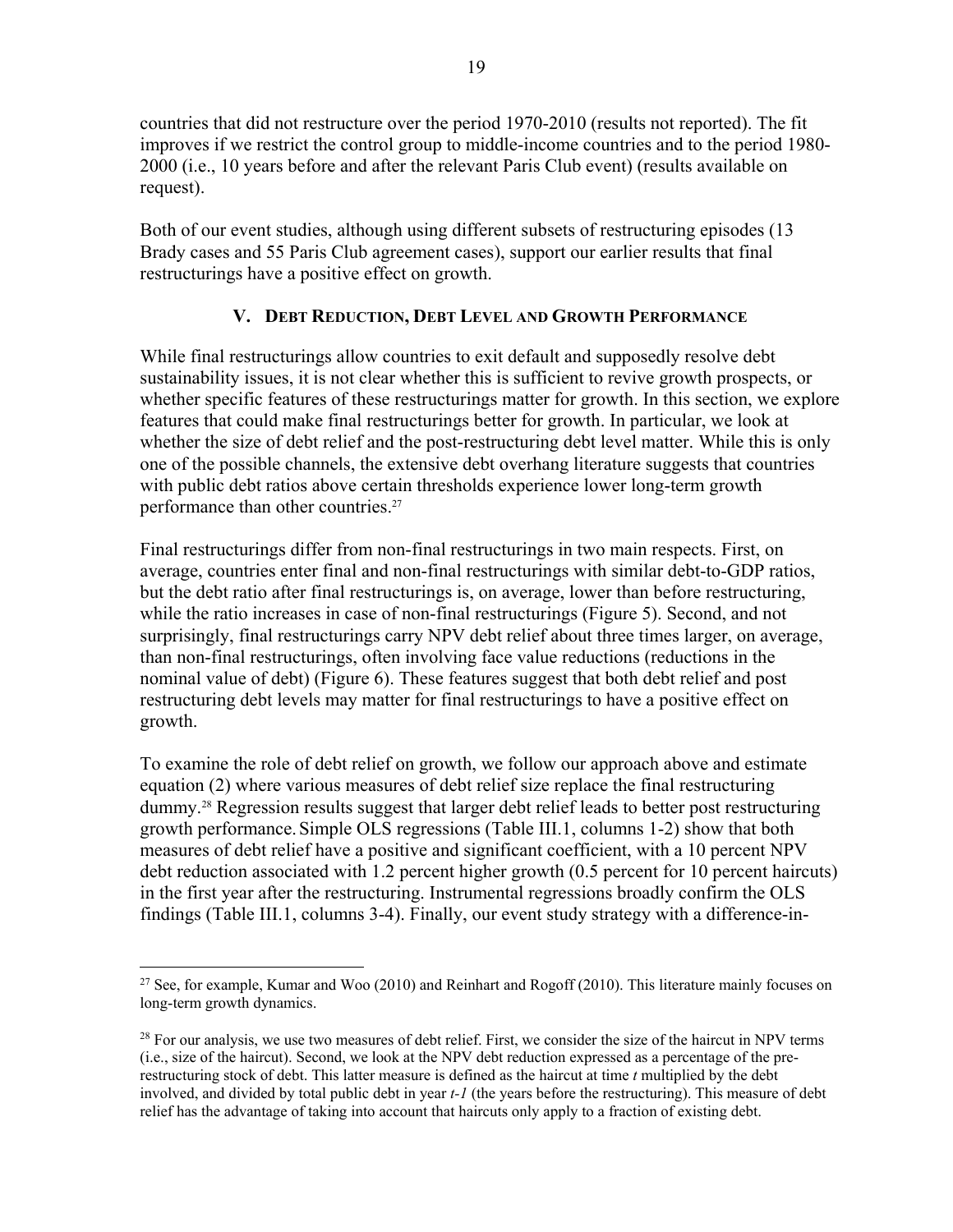countries that did not restructure over the period 1970-2010 (results not reported). The fit improves if we restrict the control group to middle-income countries and to the period 1980-2000 (i.e., 10 years before and after the relevant Paris Club event) (results available on request).

Both of our event studies, although using different subsets of restructuring episodes (13 Brady cases and 55 Paris Club agreement cases), support our earlier results that final restructurings have a positive effect on growth.

## V. Debt Reduction, Debt Level and Growth Performance

While final restructurings allow countries to exit default and supposedly resolve debt sustainability issues, it is not clear whether this is sufficient to revive growth prospects, or whether specific features of these restructurings matter for growth. In this section, we explore features that could make final restructurings better for growth. In particular, we look at whether the size of debt relief and the post-restructuring debt level matter. While this is only one of the possible channels, the extensive debt overhang literature suggests that countries with public debt ratios above certain thresholds experience lower long-term growth performance than other countries.[27]

Final restructurings differ from non-final restructurings in two main respects. First, on average, countries enter final and non-final restructurings with similar debt-to-GDP ratios, but the debt ratio after final restructurings is, on average, lower than before restructuring, while the ratio increases in case of non-final restructurings (Figure 5). Second, and not surprisingly, final restructurings carry NPV debt relief about three times larger, on average, than non-final restructurings, often involving face value reductions (reductions in the nominal value of debt) (Figure 6). These features suggest that both debt relief and post restructuring debt levels may matter for final restructurings to have a positive effect on growth.

To examine the role of debt relief on growth, we follow our approach above and estimate equation (2) where various measures of debt relief size replace the final restructuring dummy.[28] Regression results suggest that larger debt relief leads to better post restructuring growth performance. Simple OLS regressions (Table III.1, columns 1-2) show that both measures of debt relief have a positive and significant coefficient, with a 10 percent NPV debt reduction associated with 1.2 percent higher growth (0.5 percent for 10 percent haircuts) in the first year after the restructuring. Instrumental regressions broadly confirm the OLS findings (Table III.1, columns 3-4). Finally, our event study strategy with a difference-in-

---

[27] See, for example, Kumar and Woo (2010) and Reinhart and Rogoff (2010). This literature mainly focuses on long-term growth dynamics.

[28] For our analysis, we use two measures of debt relief. First, we consider the size of the haircut in NPV terms (i.e., size of the haircut). Second, we look at the NPV debt reduction expressed as a percentage of the pre-restructuring stock of debt. This latter measure is defined as the haircut at time $t$ multiplied by the debt involved, and divided by total public debt in year $t-1$ (the years before the restructuring). This measure of debt relief has the advantage of taking into account that haircuts only apply to a fraction of existing debt.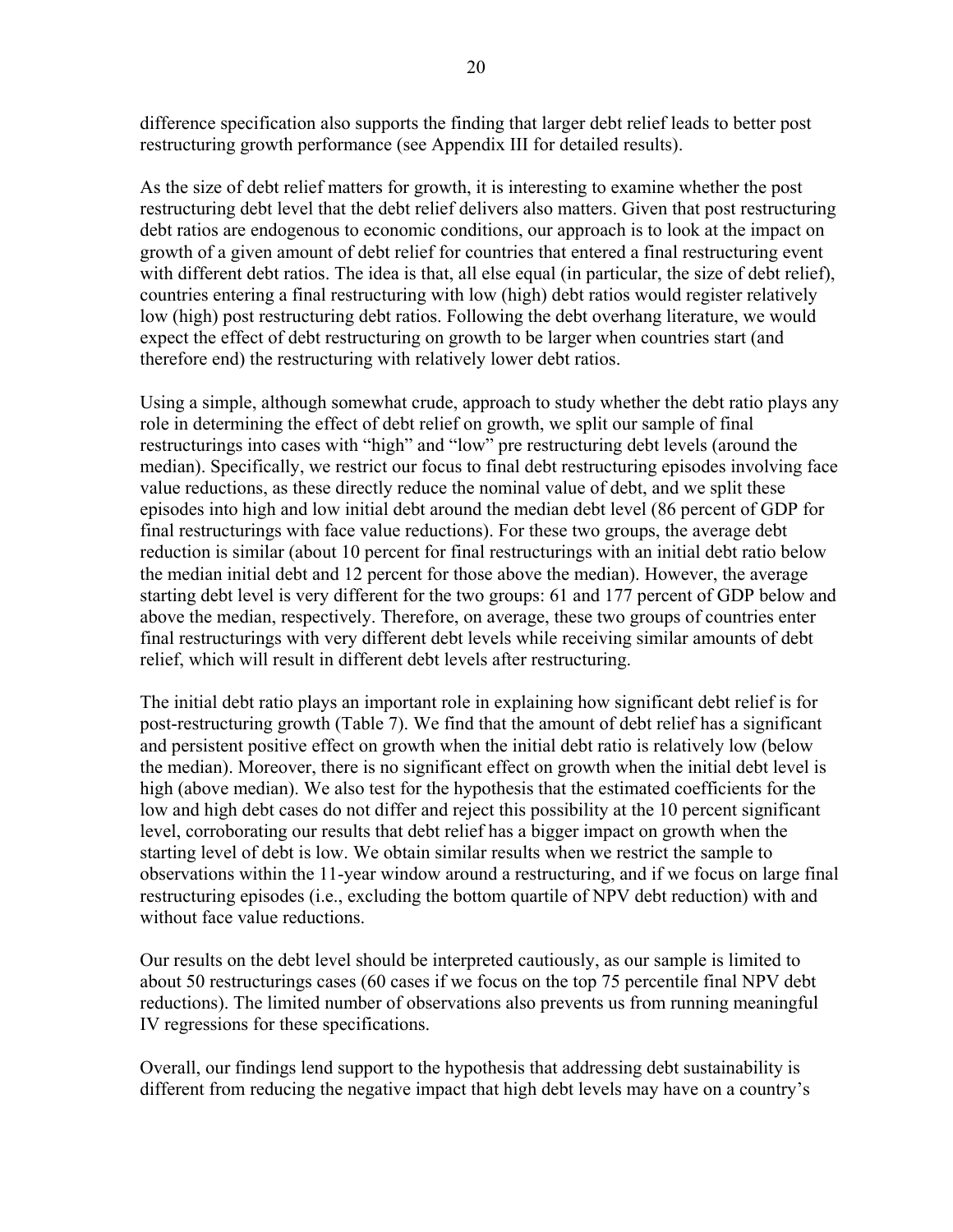difference specification also supports the finding that larger debt relief leads to better post restructuring growth performance (see Appendix III for detailed results).

As the size of debt relief matters for growth, it is interesting to examine whether the post restructuring debt level that the debt relief delivers also matters. Given that post restructuring debt ratios are endogenous to economic conditions, our approach is to look at the impact on growth of a given amount of debt relief for countries that entered a final restructuring event with different debt ratios. The idea is that, all else equal (in particular, the size of debt relief), countries entering a final restructuring with low (high) debt ratios would register relatively low (high) post restructuring debt ratios. Following the debt overhang literature, we would expect the effect of debt restructuring on growth to be larger when countries start (and therefore end) the restructuring with relatively lower debt ratios.

Using a simple, although somewhat crude, approach to study whether the debt ratio plays any role in determining the effect of debt relief on growth, we split our sample of final restructurings into cases with "high" and "low" pre restructuring debt levels (around the median). Specifically, we restrict our focus to final debt restructuring episodes involving face value reductions, as these directly reduce the nominal value of debt, and we split these episodes into high and low initial debt around the median debt level (86 percent of GDP for final restructurings with face value reductions). For these two groups, the average debt reduction is similar (about 10 percent for final restructurings with an initial debt ratio below the median initial debt and 12 percent for those above the median). However, the average starting debt level is very different for the two groups: 61 and 177 percent of GDP below and above the median, respectively. Therefore, on average, these two groups of countries enter final restructurings with very different debt levels while receiving similar amounts of debt relief, which will result in different debt levels after restructuring.

The initial debt ratio plays an important role in explaining how significant debt relief is for post-restructuring growth (Table 7). We find that the amount of debt relief has a significant and persistent positive effect on growth when the initial debt ratio is relatively low (below the median). Moreover, there is no significant effect on growth when the initial debt level is high (above median). We also test for the hypothesis that the estimated coefficients for the low and high debt cases do not differ and reject this possibility at the 10 percent significant level, corroborating our results that debt relief has a bigger impact on growth when the starting level of debt is low. We obtain similar results when we restrict the sample to observations within the 11-year window around a restructuring, and if we focus on large final restructuring episodes (i.e., excluding the bottom quartile of NPV debt reduction) with and without face value reductions.

Our results on the debt level should be interpreted cautiously, as our sample is limited to about 50 restructurings cases (60 cases if we focus on the top 75 percentile final NPV debt reductions). The limited number of observations also prevents us from running meaningful IV regressions for these specifications.

Overall, our findings lend support to the hypothesis that addressing debt sustainability is different from reducing the negative impact that high debt levels may have on a country's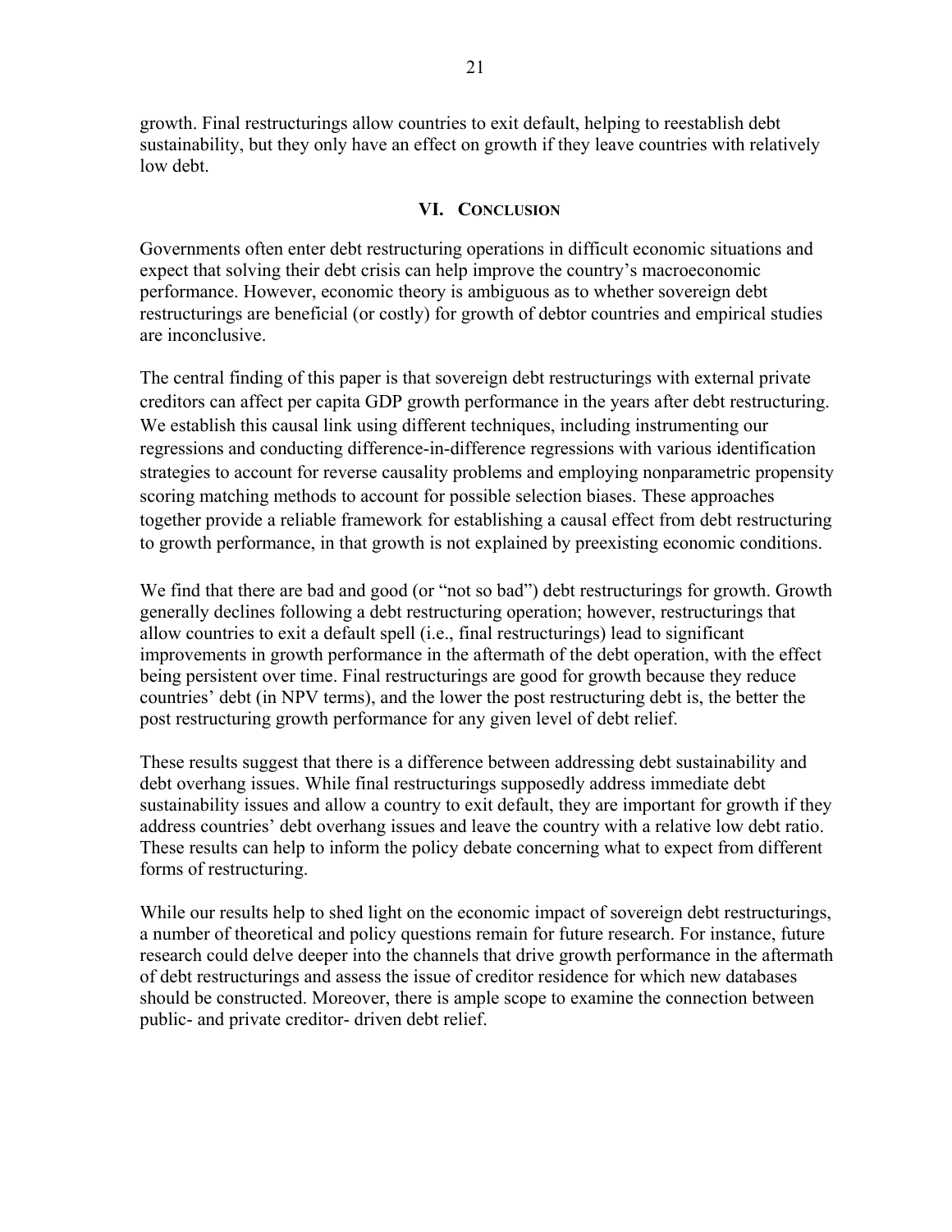growth. Final restructurings allow countries to exit default, helping to reestablish debt sustainability, but they only have an effect on growth if they leave countries with relatively low debt.

## VI. Conclusion

Governments often enter debt restructuring operations in difficult economic situations and expect that solving their debt crisis can help improve the country's macroeconomic performance. However, economic theory is ambiguous as to whether sovereign debt restructurings are beneficial (or costly) for growth of debtor countries and empirical studies are inconclusive.

The central finding of this paper is that sovereign debt restructurings with external private creditors can affect per capita GDP growth performance in the years after debt restructuring. We establish this causal link using different techniques, including instrumenting our regressions and conducting difference-in-difference regressions with various identification strategies to account for reverse causality problems and employing nonparametric propensity scoring matching methods to account for possible selection biases. These approaches together provide a reliable framework for establishing a causal effect from debt restructuring to growth performance, in that growth is not explained by preexisting economic conditions.

We find that there are bad and good (or "not so bad") debt restructurings for growth. Growth generally declines following a debt restructuring operation; however, restructurings that allow countries to exit a default spell (i.e., final restructurings) lead to significant improvements in growth performance in the aftermath of the debt operation, with the effect being persistent over time. Final restructurings are good for growth because they reduce countries' debt (in NPV terms), and the lower the post restructuring debt is, the better the post restructuring growth performance for any given level of debt relief.

These results suggest that there is a difference between addressing debt sustainability and debt overhang issues. While final restructurings supposedly address immediate debt sustainability issues and allow a country to exit default, they are important for growth if they address countries' debt overhang issues and leave the country with a relative low debt ratio. These results can help to inform the policy debate concerning what to expect from different forms of restructuring.

While our results help to shed light on the economic impact of sovereign debt restructurings, a number of theoretical and policy questions remain for future research. For instance, future research could delve deeper into the channels that drive growth performance in the aftermath of debt restructurings and assess the issue of creditor residence for which new databases should be constructed. Moreover, there is ample scope to examine the connection between public- and private creditor- driven debt relief.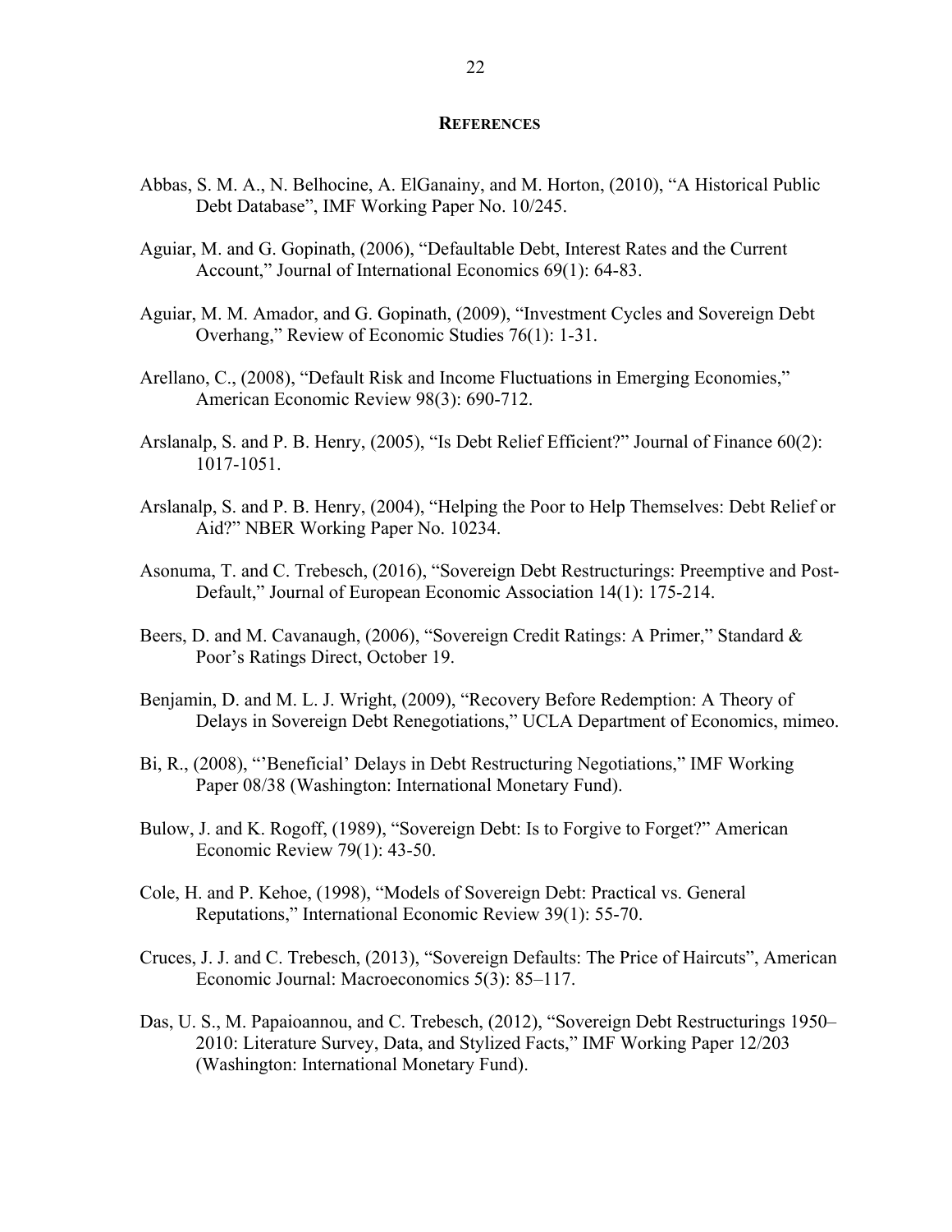## REFERENCES

Abbas, S. M. A., N. Belhocine, A. ElGanainy, and M. Horton, (2010), "A Historical Public Debt Database", IMF Working Paper No. 10/245.

Aguiar, M. and G. Gopinath, (2006), "Defaultable Debt, Interest Rates and the Current Account," Journal of International Economics 69(1): 64-83.

Aguiar, M. M. Amador, and G. Gopinath, (2009), "Investment Cycles and Sovereign Debt Overhang," Review of Economic Studies 76(1): 1-31.

Arellano, C., (2008), "Default Risk and Income Fluctuations in Emerging Economies," American Economic Review 98(3): 690-712.

Arslanalp, S. and P. B. Henry, (2005), "Is Debt Relief Efficient?" Journal of Finance 60(2): 1017-1051.

Arslanalp, S. and P. B. Henry, (2004), "Helping the Poor to Help Themselves: Debt Relief or Aid?" NBER Working Paper No. 10234.

Asonuma, T. and C. Trebesch, (2016), "Sovereign Debt Restructurings: Preemptive and Post-Default," Journal of European Economic Association 14(1): 175-214.

Beers, D. and M. Cavanaugh, (2006), "Sovereign Credit Ratings: A Primer," Standard & Poor's Ratings Direct, October 19.

Benjamin, D. and M. L. J. Wright, (2009), "Recovery Before Redemption: A Theory of Delays in Sovereign Debt Renegotiations," UCLA Department of Economics, mimeo.

Bi, R., (2008), "'Beneficial' Delays in Debt Restructuring Negotiations," IMF Working Paper 08/38 (Washington: International Monetary Fund).

Bulow, J. and K. Rogoff, (1989), "Sovereign Debt: Is to Forgive to Forget?" American Economic Review 79(1): 43-50.

Cole, H. and P. Kehoe, (1998), "Models of Sovereign Debt: Practical vs. General Reputations," International Economic Review 39(1): 55-70.

Cruces, J. J. and C. Trebesch, (2013), "Sovereign Defaults: The Price of Haircuts", American Economic Journal: Macroeconomics 5(3): 85–117.

Das, U. S., M. Papaioannou, and C. Trebesch, (2012), "Sovereign Debt Restructurings 1950–2010: Literature Survey, Data, and Stylized Facts," IMF Working Paper 12/203 (Washington: International Monetary Fund).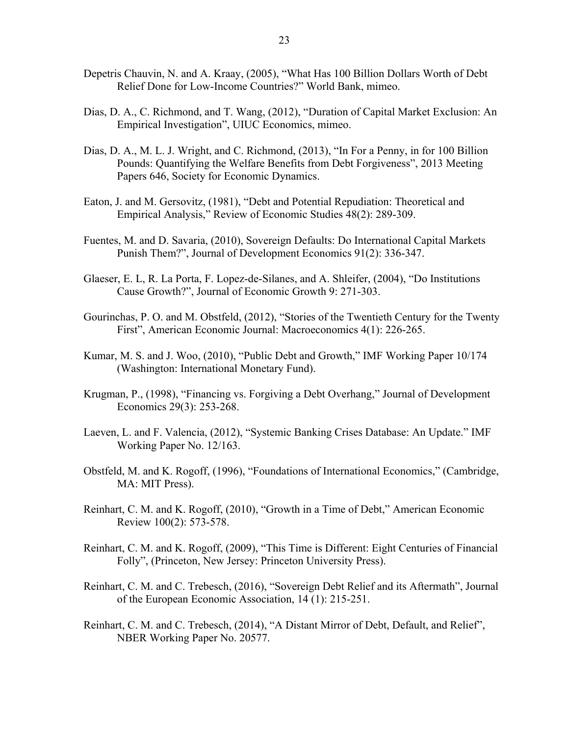Depetris Chauvin, N. and A. Kraay, (2005), "What Has 100 Billion Dollars Worth of Debt Relief Done for Low-Income Countries?" World Bank, mimeo.

Dias, D. A., C. Richmond, and T. Wang, (2012), "Duration of Capital Market Exclusion: An Empirical Investigation", UIUC Economics, mimeo.

Dias, D. A., M. L. J. Wright, and C. Richmond, (2013), "In For a Penny, in for 100 Billion Pounds: Quantifying the Welfare Benefits from Debt Forgiveness", 2013 Meeting Papers 646, Society for Economic Dynamics.

Eaton, J. and M. Gersovitz, (1981), "Debt and Potential Repudiation: Theoretical and Empirical Analysis," Review of Economic Studies 48(2): 289-309.

Fuentes, M. and D. Savaria, (2010), Sovereign Defaults: Do International Capital Markets Punish Them?", Journal of Development Economics 91(2): 336-347.

Glaeser, E. L, R. La Porta, F. Lopez-de-Silanes, and A. Shleifer, (2004), "Do Institutions Cause Growth?", Journal of Economic Growth 9: 271-303.

Gourinchas, P. O. and M. Obstfeld, (2012), "Stories of the Twentieth Century for the Twenty First", American Economic Journal: Macroeconomics 4(1): 226-265.

Kumar, M. S. and J. Woo, (2010), "Public Debt and Growth," IMF Working Paper 10/174 (Washington: International Monetary Fund).

Krugman, P., (1998), "Financing vs. Forgiving a Debt Overhang," Journal of Development Economics 29(3): 253-268.

Laeven, L. and F. Valencia, (2012), "Systemic Banking Crises Database: An Update." IMF Working Paper No. 12/163.

Obstfeld, M. and K. Rogoff, (1996), "Foundations of International Economics," (Cambridge, MA: MIT Press).

Reinhart, C. M. and K. Rogoff, (2010), "Growth in a Time of Debt," American Economic Review 100(2): 573-578.

Reinhart, C. M. and K. Rogoff, (2009), "This Time is Different: Eight Centuries of Financial Folly", (Princeton, New Jersey: Princeton University Press).

Reinhart, C. M. and C. Trebesch, (2016), "Sovereign Debt Relief and its Aftermath", Journal of the European Economic Association, 14 (1): 215-251.

Reinhart, C. M. and C. Trebesch, (2014), "A Distant Mirror of Debt, Default, and Relief", NBER Working Paper No. 20577.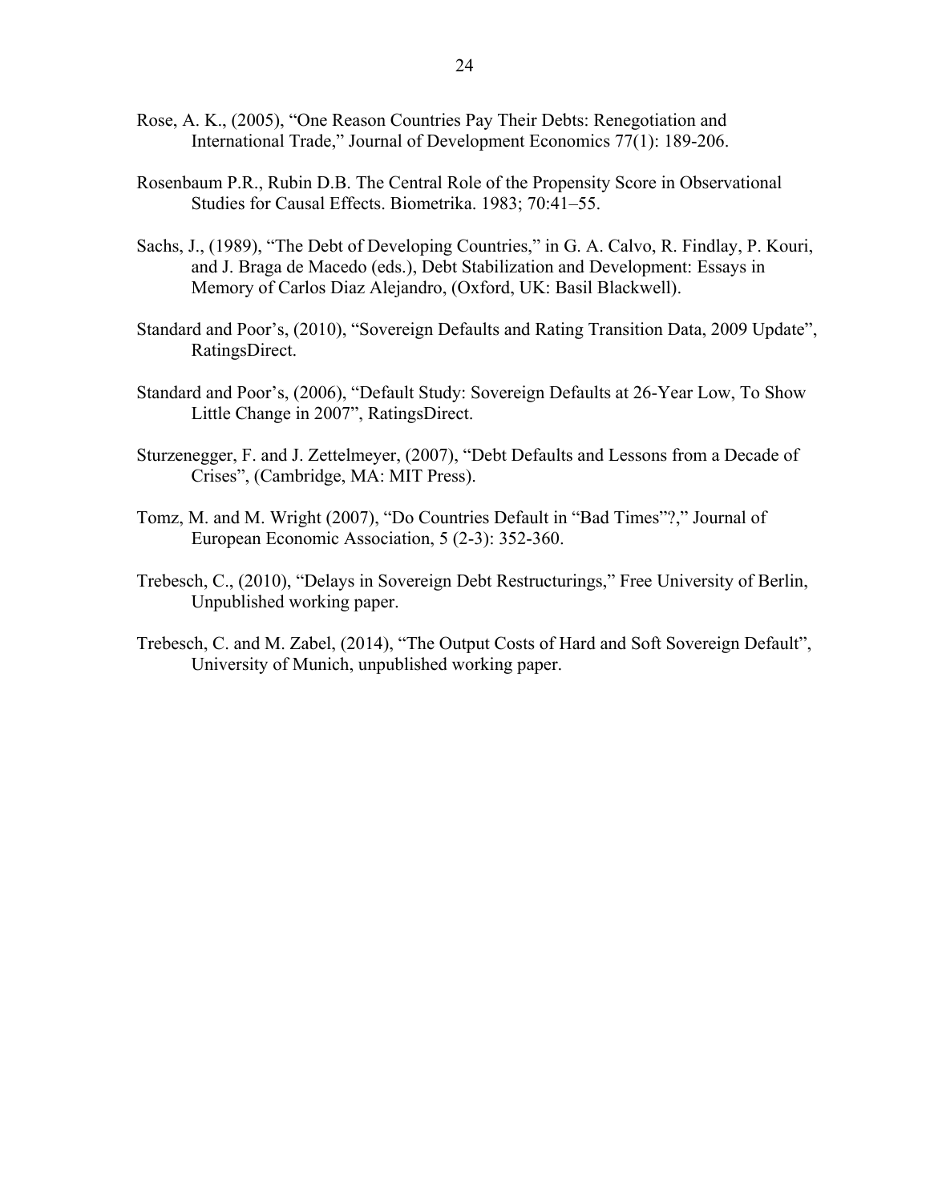Rose, A. K., (2005), “One Reason Countries Pay Their Debts: Renegotiation and International Trade,” Journal of Development Economics 77(1): 189-206.

Rosenbaum P.R., Rubin D.B. The Central Role of the Propensity Score in Observational Studies for Causal Effects. Biometrika. 1983; 70:41–55.

Sachs, J., (1989), “The Debt of Developing Countries,” in G. A. Calvo, R. Findlay, P. Kouri, and J. Braga de Macedo (eds.), Debt Stabilization and Development: Essays in Memory of Carlos Diaz Alejandro, (Oxford, UK: Basil Blackwell).

Standard and Poor’s, (2010), “Sovereign Defaults and Rating Transition Data, 2009 Update”, RatingsDirect.

Standard and Poor’s, (2006), “Default Study: Sovereign Defaults at 26-Year Low, To Show Little Change in 2007”, RatingsDirect.

Sturzenegger, F. and J. Zettelmeyer, (2007), “Debt Defaults and Lessons from a Decade of Crises”, (Cambridge, MA: MIT Press).

Tomz, M. and M. Wright (2007), “Do Countries Default in “Bad Times”?,” Journal of European Economic Association, 5 (2-3): 352-360.

Trebesch, C., (2010), “Delays in Sovereign Debt Restructurings,” Free University of Berlin, Unpublished working paper.

Trebesch, C. and M. Zabel, (2014), “The Output Costs of Hard and Soft Sovereign Default”, University of Munich, unpublished working paper.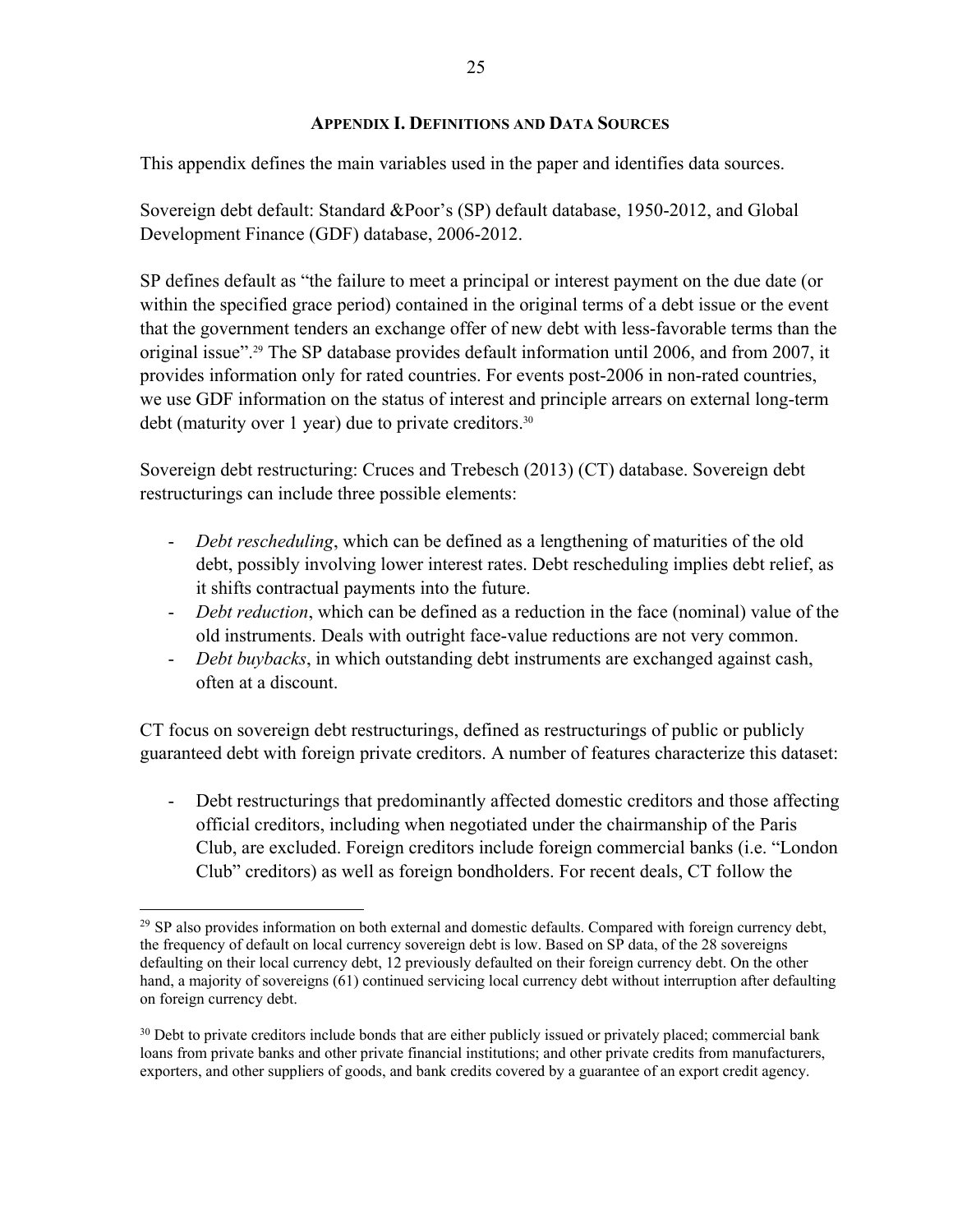## Appendix I. Definitions and Data Sources

This appendix defines the main variables used in the paper and identifies data sources.

Sovereign debt default: Standard &Poor's (SP) default database, 1950-2012, and Global Development Finance (GDF) database, 2006-2012.

SP defines default as "the failure to meet a principal or interest payment on the due date (or within the specified grace period) contained in the original terms of a debt issue or the event that the government tenders an exchange offer of new debt with less-favorable terms than the original issue".[29] The SP database provides default information until 2006, and from 2007, it provides information only for rated countries. For events post-2006 in non-rated countries, we use GDF information on the status of interest and principle arrears on external long-term debt (maturity over 1 year) due to private creditors.[30]

Sovereign debt restructuring: Cruces and Trebesch (2013) (CT) database. Sovereign debt restructurings can include three possible elements:

- *Debt rescheduling*, which can be defined as a lengthening of maturities of the old debt, possibly involving lower interest rates. Debt rescheduling implies debt relief, as it shifts contractual payments into the future.
- *Debt reduction*, which can be defined as a reduction in the face (nominal) value of the old instruments. Deals with outright face-value reductions are not very common.
- *Debt buybacks*, in which outstanding debt instruments are exchanged against cash, often at a discount.

CT focus on sovereign debt restructurings, defined as restructurings of public or publicly guaranteed debt with foreign private creditors. A number of features characterize this dataset:

- Debt restructurings that predominantly affected domestic creditors and those affecting official creditors, including when negotiated under the chairmanship of the Paris Club, are excluded. Foreign creditors include foreign commercial banks (i.e. "London Club" creditors) as well as foreign bondholders. For recent deals, CT follow the

[29] SP also provides information on both external and domestic defaults. Compared with foreign currency debt, the frequency of default on local currency sovereign debt is low. Based on SP data, of the 28 sovereigns defaulting on their local currency debt, 12 previously defaulted on their foreign currency debt. On the other hand, a majority of sovereigns (61) continued servicing local currency debt without interruption after defaulting on foreign currency debt.

[30] Debt to private creditors include bonds that are either publicly issued or privately placed; commercial bank loans from private banks and other private financial institutions; and other private credits from manufacturers, exporters, and other suppliers of goods, and bank credits covered by a guarantee of an export credit agency.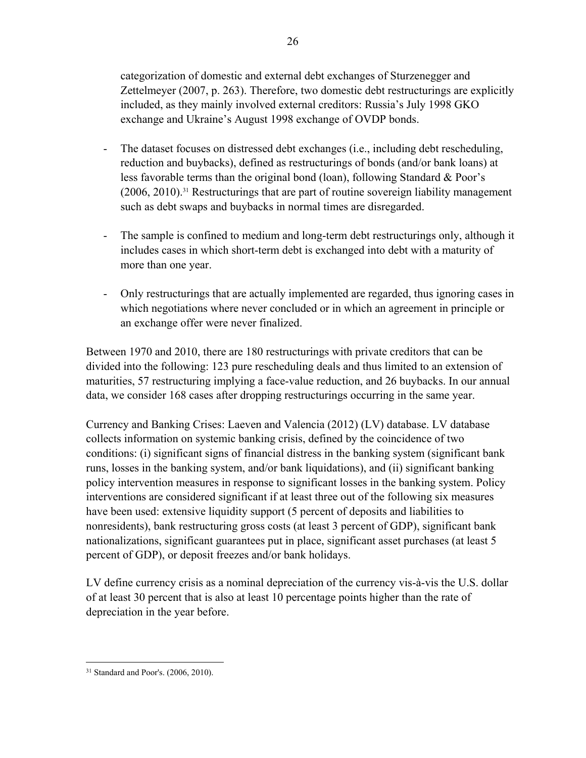categorization of domestic and external debt exchanges of Sturzenegger and Zettelmeyer (2007, p. 263). Therefore, two domestic debt restructurings are explicitly included, as they mainly involved external creditors: Russia's July 1998 GKO exchange and Ukraine's August 1998 exchange of OVDP bonds.

- The dataset focuses on distressed debt exchanges (i.e., including debt rescheduling, reduction and buybacks), defined as restructurings of bonds (and/or bank loans) at less favorable terms than the original bond (loan), following Standard & Poor's (2006, 2010).[31] Restructurings that are part of routine sovereign liability management such as debt swaps and buybacks in normal times are disregarded.

- The sample is confined to medium and long-term debt restructurings only, although it includes cases in which short-term debt is exchanged into debt with a maturity of more than one year.

- Only restructurings that are actually implemented are regarded, thus ignoring cases in which negotiations where never concluded or in which an agreement in principle or an exchange offer were never finalized.

Between 1970 and 2010, there are 180 restructurings with private creditors that can be divided into the following: 123 pure rescheduling deals and thus limited to an extension of maturities, 57 restructuring implying a face-value reduction, and 26 buybacks. In our annual data, we consider 168 cases after dropping restructurings occurring in the same year.

Currency and Banking Crises: Laeven and Valencia (2012) (LV) database. LV database collects information on systemic banking crisis, defined by the coincidence of two conditions: (i) significant signs of financial distress in the banking system (significant bank runs, losses in the banking system, and/or bank liquidations), and (ii) significant banking policy intervention measures in response to significant losses in the banking system. Policy interventions are considered significant if at least three out of the following six measures have been used: extensive liquidity support (5 percent of deposits and liabilities to nonresidents), bank restructuring gross costs (at least 3 percent of GDP), significant bank nationalizations, significant guarantees put in place, significant asset purchases (at least 5 percent of GDP), or deposit freezes and/or bank holidays.

LV define currency crisis as a nominal depreciation of the currency vis-à-vis the U.S. dollar of at least 30 percent that is also at least 10 percentage points higher than the rate of depreciation in the year before.

---

[31] Standard and Poor's. (2006, 2010).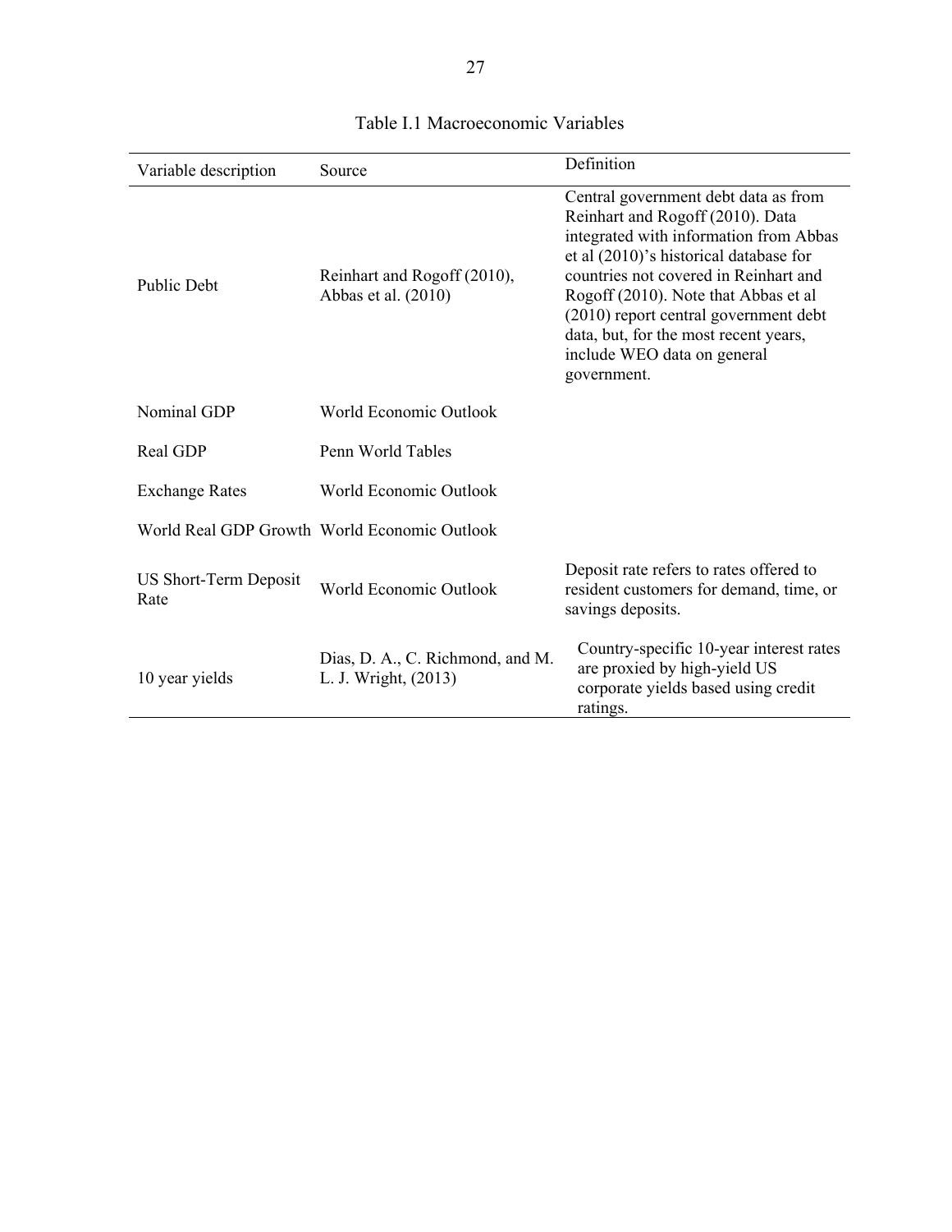Table I.1 Macroeconomic Variables

| Variable description | Source | Definition |
|---|---|---|
| Public Debt | Reinhart and Rogoff (2010), Abbas et al. (2010) | Central government debt data as from Reinhart and Rogoff (2010). Data integrated with information from Abbas et al (2010)'s historical database for countries not covered in Reinhart and Rogoff (2010). Note that Abbas et al (2010) report central government debt data, but, for the most recent years, include WEO data on general government. |
| Nominal GDP | World Economic Outlook | |
| Real GDP | Penn World Tables | |
| Exchange Rates | World Economic Outlook | |
| World Real GDP Growth | World Economic Outlook | |
| US Short-Term Deposit Rate | World Economic Outlook | Deposit rate refers to rates offered to resident customers for demand, time, or savings deposits. |
| 10 year yields | Dias, D. A., C. Richmond, and M. L. J. Wright, (2013) | Country-specific 10-year interest rates are proxied by high-yield US corporate yields based using credit ratings. |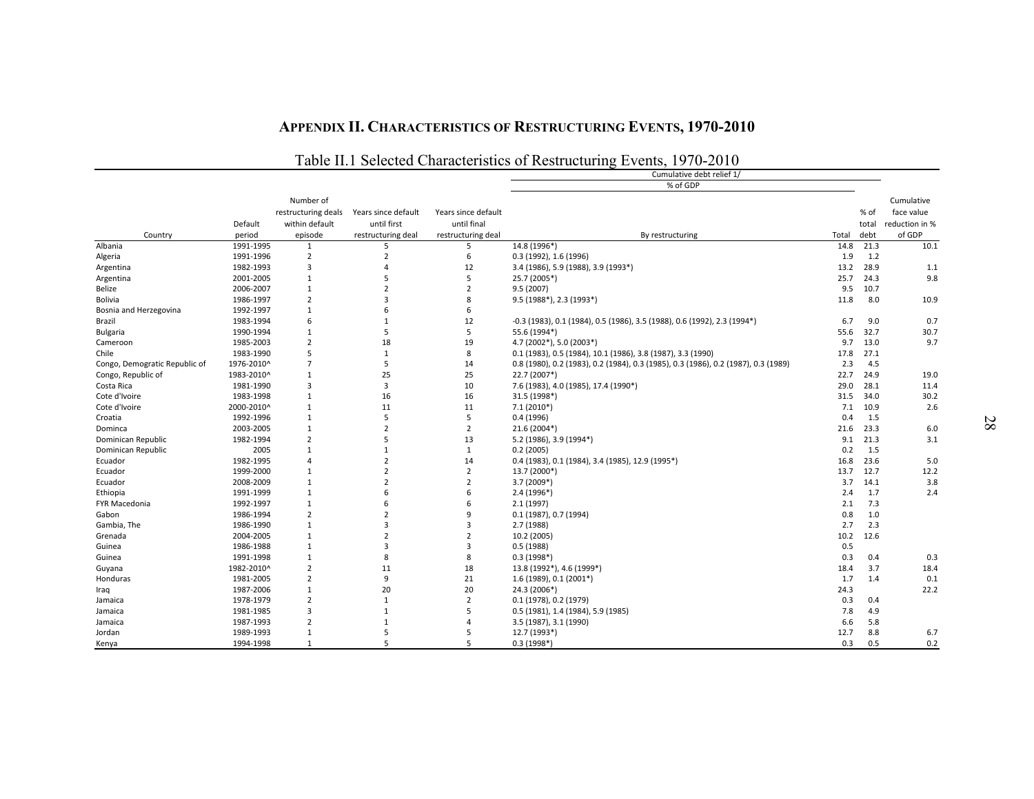## Appendix II. Characteristics of Restructuring Events, 1970-2010

Table II.1 Selected Characteristics of Restructuring Events, 1970-2010

| Country | Default period | Number of restructuring deals within default episode | Years since default until first restructuring deal | Years since default until final restructuring deal | Cumulative debt relief 1/ % of GDP By restructuring | Total | % of total debt | Cumulative face value reduction in % of GDP |
|---|---|---|---|---|---|---|---|---|
| Albania | 1991-1995 | 1 | 5 | 5 | 14.8 (1996*) | 14.8 | 21.3 | 10.1 |
| Algeria | 1991-1996 | 2 | 2 | 6 | 0.3 (1992), 1.6 (1996) | 1.9 | 1.2 | |
| Argentina | 1982-1993 | 3 | 4 | 12 | 3.4 (1986), 5.9 (1988), 3.9 (1993*) | 13.2 | 28.9 | 1.1 |
| Argentina | 2001-2005 | 1 | 5 | 5 | 25.7 (2005*) | 25.7 | 24.3 | 9.8 |
| Belize | 2006-2007 | 1 | 2 | 2 | 9.5 (2007) | 9.5 | 10.7 | |
| Bolivia | 1986-1997 | 2 | 3 | 8 | 9.5 (1988*), 2.3 (1993*) | 11.8 | 8.0 | 10.9 |
| Bosnia and Herzegovina | 1992-1997 | 1 | 6 | 6 | | | | |
| Brazil | 1983-1994 | 6 | 1 | 12 | -0.3 (1983), 0.1 (1984), 0.5 (1986), 3.5 (1988), 0.6 (1992), 2.3 (1994*) | 6.7 | 9.0 | 0.7 |
| Bulgaria | 1990-1994 | 1 | 5 | 5 | 55.6 (1994*) | 55.6 | 32.7 | 30.7 |
| Cameroon | 1985-2003 | 2 | 18 | 19 | 4.7 (2002*), 5.0 (2003*) | 9.7 | 13.0 | 9.7 |
| Chile | 1983-1990 | 5 | 1 | 8 | 0.1 (1983), 0.5 (1984), 10.1 (1986), 3.8 (1987), 3.3 (1990) | 17.8 | 27.1 | |
| Congo, Democratic Republic of | 1976-2010^ | 7 | 5 | 14 | 0.8 (1980), 0.2 (1983), 0.2 (1984), 0.3 (1985), 0.3 (1986), 0.2 (1987), 0.3 (1989) | 2.3 | 4.5 | |
| Congo, Republic of | 1983-2010^ | 1 | 25 | 25 | 22.7 (2007*) | 22.7 | 24.9 | 19.0 |
| Costa Rica | 1981-1990 | 3 | 3 | 10 | 7.6 (1983), 4.0 (1985), 17.4 (1990*) | 29.0 | 28.1 | 11.4 |
| Cote d'Ivoire | 1983-1998 | 1 | 16 | 16 | 31.5 (1998*) | 31.5 | 34.0 | 30.2 |
| Cote d'Ivoire | 2000-2010^ | 1 | 11 | 11 | 7.1 (2010*) | 7.1 | 10.9 | 2.6 |
| Croatia | 1992-1996 | 1 | 5 | 5 | 0.4 (1996) | 0.4 | 1.5 | |
| Dominca | 2003-2005 | 1 | 2 | 2 | 21.6 (2004*) | 21.6 | 23.3 | 6.0 |
| Dominican Republic | 1982-1994 | 2 | 5 | 13 | 5.2 (1986), 3.9 (1994*) | 9.1 | 21.3 | 3.1 |
| Dominican Republic | 2005 | 1 | 1 | 1 | 0.2 (2005) | 0.2 | 1.5 | |
| Ecuador | 1982-1995 | 4 | 2 | 14 | 0.4 (1983), 0.1 (1984), 3.4 (1985), 12.9 (1995*) | 16.8 | 23.6 | 5.0 |
| Ecuador | 1999-2000 | 1 | 2 | 2 | 13.7 (2000*) | 13.7 | 12.7 | 12.2 |
| Ecuador | 2008-2009 | 1 | 2 | 2 | 3.7 (2009*) | 3.7 | 14.1 | 3.8 |
| Ethiopia | 1991-1999 | 1 | 6 | 6 | 2.4 (1996*) | 2.4 | 1.7 | 2.4 |
| FYR Macedonia | 1992-1997 | 1 | 6 | 6 | 2.1 (1997) | 2.1 | 7.3 | |
| Gabon | 1986-1994 | 2 | 2 | 9 | 0.1 (1987), 0.7 (1994) | 0.8 | 1.0 | |
| Gambia, The | 1986-1990 | 1 | 3 | 3 | 2.7 (1988) | 2.7 | 2.3 | |
| Grenada | 2004-2005 | 1 | 2 | 2 | 10.2 (2005) | 10.2 | 12.6 | |
| Guinea | 1986-1988 | 1 | 3 | 3 | 0.5 (1988) | 0.5 | | |
| Guinea | 1991-1998 | 1 | 8 | 8 | 0.3 (1998*) | 0.3 | 0.4 | 0.3 |
| Guyana | 1982-2010^ | 2 | 11 | 18 | 13.8 (1992*), 4.6 (1999*) | 18.4 | 3.7 | 18.4 |
| Honduras | 1981-2005 | 2 | 9 | 21 | 1.6 (1989), 0.1 (2001*) | 1.7 | 1.4 | 0.1 |
| Iraq | 1987-2006 | 1 | 20 | 20 | 24.3 (2006*) | 24.3 | | 22.2 |
| Jamaica | 1978-1979 | 2 | 1 | 2 | 0.1 (1978), 0.2 (1979) | 0.3 | 0.4 | |
| Jamaica | 1981-1985 | 3 | 1 | 5 | 0.5 (1981), 1.4 (1984), 5.9 (1985) | 7.8 | 4.9 | |
| Jamaica | 1987-1993 | 2 | 1 | 4 | 3.5 (1987), 3.1 (1990) | 6.6 | 5.8 | |
| Jordan | 1989-1993 | 1 | 5 | 5 | 12.7 (1993*) | 12.7 | 8.8 | 6.7 |
| Kenya | 1994-1998 | 1 | 5 | 5 | 0.3 (1998*) | 0.3 | 0.5 | 0.2 |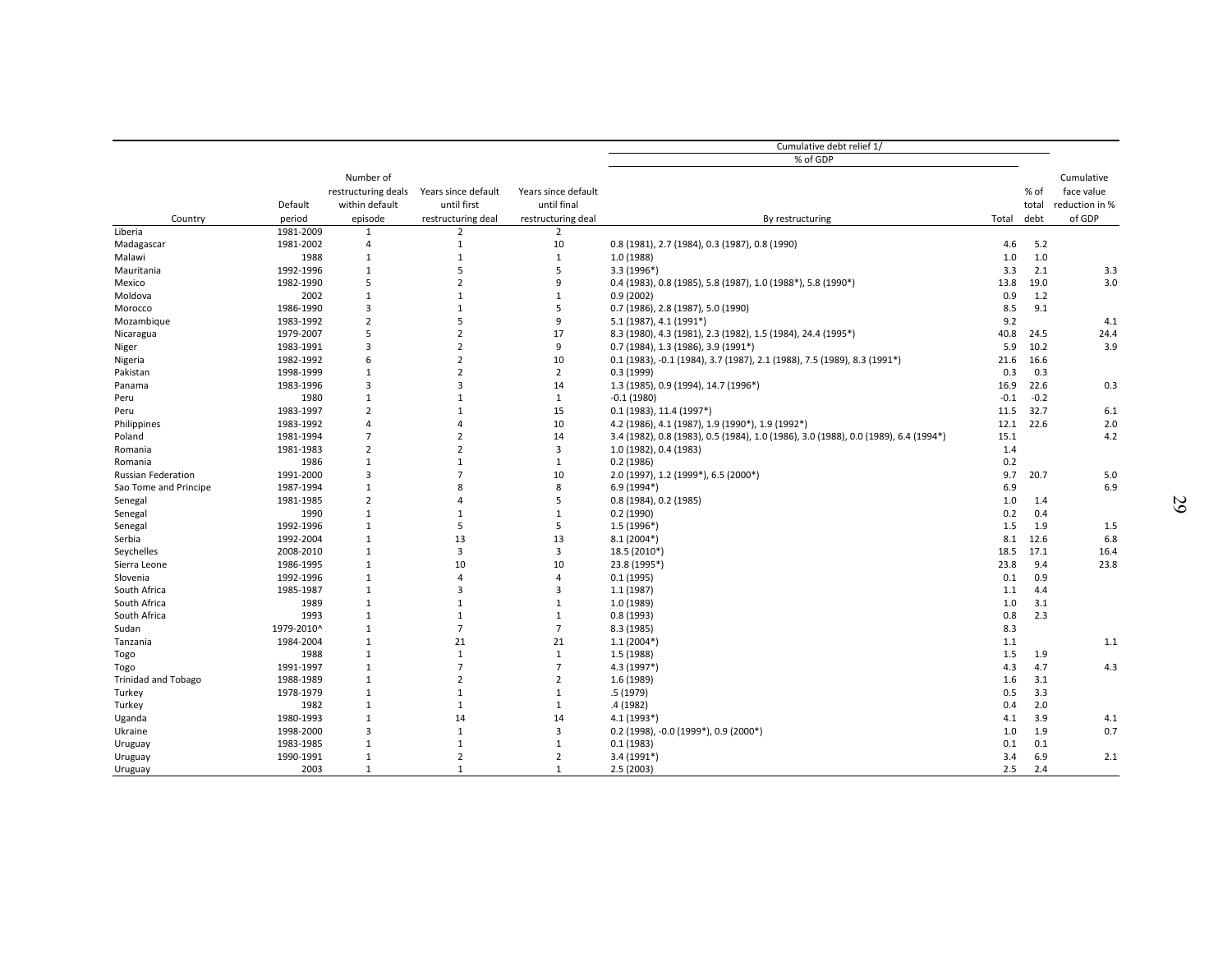| Country | Default period | Number of restructuring deals within default episode | Years since default until first restructuring deal | Years since default until final restructuring deal | Cumulative debt relief 1/ % of GDP By restructuring | Total | % of total debt | Cumulative face value reduction in % of GDP |
|---|---|---|---|---|---|---|---|---|
| Liberia | 1981-2009 | 1 | 2 | 2 | | | | |
| Madagascar | 1981-2002 | 4 | 1 | 10 | 0.8 (1981), 2.7 (1984), 0.3 (1987), 0.8 (1990) | 4.6 | 5.2 | |
| Malawi | 1988 | 1 | 1 | 1 | 1.0 (1988) | 1.0 | 1.0 | |
| Mauritania | 1992-1996 | 1 | 5 | 5 | 3.3 (1996*) | 3.3 | 2.1 | 3.3 |
| Mexico | 1982-1990 | 5 | 2 | 9 | 0.4 (1983), 0.8 (1985), 5.8 (1987), 1.0 (1988*), 5.8 (1990*) | 13.8 | 19.0 | 3.0 |
| Moldova | 2002 | 1 | 1 | 1 | 0.9 (2002) | 0.9 | 1.2 | |
| Morocco | 1986-1990 | 3 | 1 | 5 | 0.7 (1986), 2.8 (1987), 5.0 (1990) | 8.5 | 9.1 | |
| Mozambique | 1983-1992 | 2 | 5 | 9 | 5.1 (1987), 4.1 (1991*) | 9.2 | | 4.1 |
| Nicaragua | 1979-2007 | 5 | 2 | 17 | 8.3 (1980), 4.3 (1981), 2.3 (1982), 1.5 (1984), 24.4 (1995*) | 40.8 | 24.5 | 24.4 |
| Niger | 1983-1991 | 3 | 2 | 9 | 0.7 (1984), 1.3 (1986), 3.9 (1991*) | 5.9 | 10.2 | 3.9 |
| Nigeria | 1982-1992 | 6 | 2 | 10 | 0.1 (1983), -0.1 (1984), 3.7 (1987), 2.1 (1988), 7.5 (1989), 8.3 (1991*) | 21.6 | 16.6 | |
| Pakistan | 1998-1999 | 1 | 2 | 2 | 0.3 (1999) | 0.3 | 0.3 | |
| Panama | 1983-1996 | 3 | 3 | 14 | 1.3 (1985), 0.9 (1994), 14.7 (1996*) | 16.9 | 22.6 | 0.3 |
| Peru | 1980 | 1 | 1 | 1 | -0.1 (1980) | -0.1 | -0.2 | |
| Peru | 1983-1997 | 2 | 1 | 15 | 0.1 (1983), 11.4 (1997*) | 11.5 | 32.7 | 6.1 |
| Philippines | 1983-1992 | 4 | 4 | 10 | 4.2 (1986), 4.1 (1987), 1.9 (1990*), 1.9 (1992*) | 12.1 | 22.6 | 2.0 |
| Poland | 1981-1994 | 7 | 2 | 14 | 3.4 (1982), 0.8 (1983), 0.5 (1984), 1.0 (1986), 3.0 (1988), 0.0 (1989), 6.4 (1994*) | 15.1 | | 4.2 |
| Romania | 1981-1983 | 2 | 2 | 3 | 1.0 (1982), 0.4 (1983) | 1.4 | | |
| Romania | 1986 | 1 | 1 | 1 | 0.2 (1986) | 0.2 | | |
| Russian Federation | 1991-2000 | 3 | 7 | 10 | 2.0 (1997), 1.2 (1999*), 6.5 (2000*) | 9.7 | 20.7 | 5.0 |
| Sao Tome and Principe | 1987-1994 | 1 | 8 | 8 | 6.9 (1994*) | 6.9 | | 6.9 |
| Senegal | 1981-1985 | 2 | 4 | 5 | 0.8 (1984), 0.2 (1985) | 1.0 | 1.4 | |
| Senegal | 1990 | 1 | 1 | 1 | 0.2 (1990) | 0.2 | 0.4 | |
| Senegal | 1992-1996 | 1 | 5 | 5 | 1.5 (1996*) | 1.5 | 1.9 | 1.5 |
| Serbia | 1992-2004 | 1 | 13 | 13 | 8.1 (2004*) | 8.1 | 12.6 | 6.8 |
| Seychelles | 2008-2010 | 1 | 3 | 3 | 18.5 (2010*) | 18.5 | 17.1 | 16.4 |
| Sierra Leone | 1986-1995 | 1 | 10 | 10 | 23.8 (1995*) | 23.8 | 9.4 | 23.8 |
| Slovenia | 1992-1996 | 1 | 4 | 4 | 0.1 (1995) | 0.1 | 0.9 | |
| South Africa | 1985-1987 | 1 | 3 | 3 | 1.1 (1987) | 1.1 | 4.4 | |
| South Africa | 1989 | 1 | 1 | 1 | 1.0 (1989) | 1.0 | 3.1 | |
| South Africa | 1993 | 1 | 1 | 1 | 0.8 (1993) | 0.8 | 2.3 | |
| Sudan | 1979-2010^ | 1 | 7 | 7 | 8.3 (1985) | 8.3 | | |
| Tanzania | 1984-2004 | 1 | 21 | 21 | 1.1 (2004*) | 1.1 | | 1.1 |
| Togo | 1988 | 1 | 1 | 1 | 1.5 (1988) | 1.5 | 1.9 | |
| Togo | 1991-1997 | 1 | 7 | 7 | 4.3 (1997*) | 4.3 | 4.7 | 4.3 |
| Trinidad and Tobago | 1988-1989 | 1 | 2 | 2 | 1.6 (1989) | 1.6 | 3.1 | |
| Turkey | 1978-1979 | 1 | 1 | 1 | .5 (1979) | 0.5 | 3.3 | |
| Turkey | 1982 | 1 | 1 | 1 | .4 (1982) | 0.4 | 2.0 | |
| Uganda | 1980-1993 | 1 | 14 | 14 | 4.1 (1993*) | 4.1 | 3.9 | 4.1 |
| Ukraine | 1998-2000 | 3 | 1 | 3 | 0.2 (1998), -0.0 (1999*), 0.9 (2000*) | 1.0 | 1.9 | 0.7 |
| Uruguay | 1983-1985 | 1 | 1 | 1 | 0.1 (1983) | 0.1 | 0.1 | |
| Uruguay | 1990-1991 | 1 | 2 | 2 | 3.4 (1991*) | 3.4 | 6.9 | 2.1 |
| Uruguay | 2003 | 1 | 1 | 1 | 2.5 (2003) | 2.5 | 2.4 | |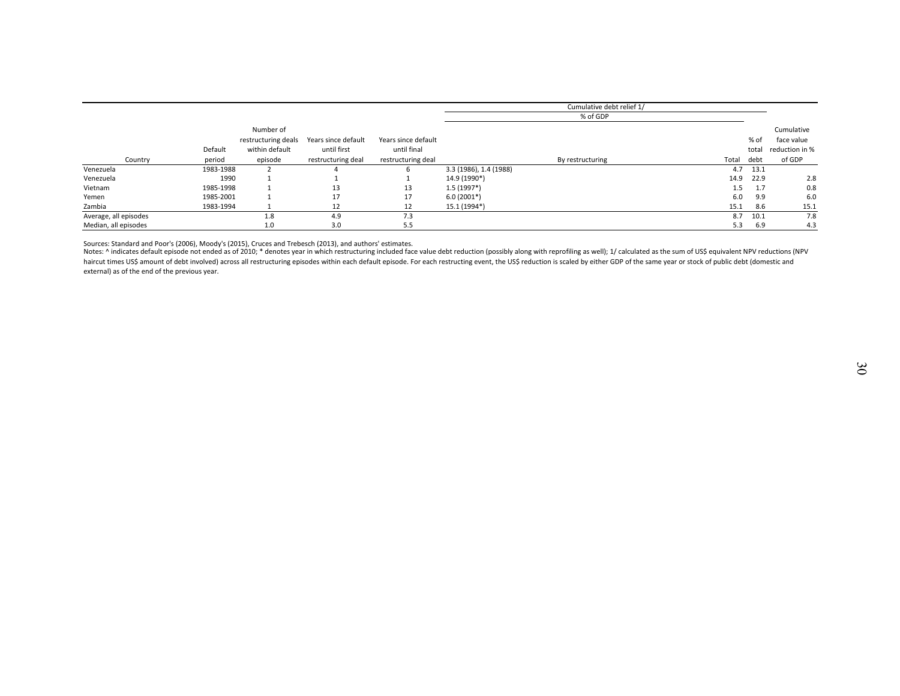| Country | Default period | Number of restructuring deals within default episode | Years since default until first restructuring deal | Years since default until final restructuring deal | Cumulative debt relief 1/ % of GDP By restructuring | Total | % of total debt | Cumulative face value reduction in % of GDP |
|---|---|---|---|---|---|---|---|---|
| Venezuela | 1983-1988 | 2 | 4 | 6 | 3.3 (1986), 1.4 (1988) | 4.7 | 13.1 | |
| Venezuela | 1990 | 1 | 1 | 1 | 14.9 (1990*) | 14.9 | 22.9 | 2.8 |
| Vietnam | 1985-1998 | 1 | 13 | 13 | 1.5 (1997*) | 1.5 | 1.7 | 0.8 |
| Yemen | 1985-2001 | 1 | 17 | 17 | 6.0 (2001*) | 6.0 | 9.9 | 6.0 |
| Zambia | 1983-1994 | 1 | 12 | 12 | 15.1 (1994*) | 15.1 | 8.6 | 15.1 |
| Average, all episodes | | 1.8 | 4.9 | 7.3 | | 8.7 | 10.1 | 7.8 |
| Median, all episodes | | 1.0 | 3.0 | 5.5 | | 5.3 | 6.9 | 4.3 |

Sources: Standard and Poor's (2006), Moody's (2015), Cruces and Trebesch (2013), and authors' estimates.
Notes: ^ indicates default episode not ended as of 2010; * denotes year in which restructuring included face value debt reduction (possibly along with reprofiling as well); 1/ calculated as the sum of US$ equivalent NPV reductions (NPV haircut times US$ amount of debt involved) across all restructuring episodes within each default episode. For each restructing event, the US$ reduction is scaled by either GDP of the same year or stock of public debt (domestic and external) as of the end of the previous year.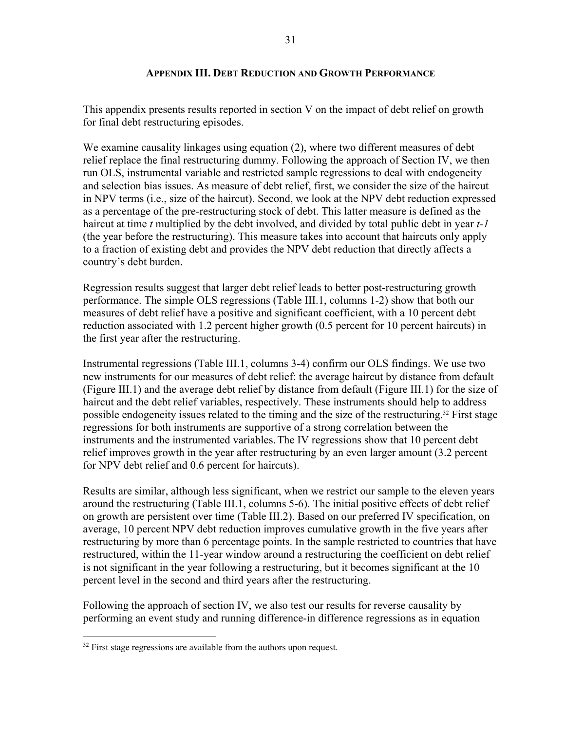## APPENDIX III. DEBT REDUCTION AND GROWTH PERFORMANCE

This appendix presents results reported in section V on the impact of debt relief on growth for final debt restructuring episodes.

We examine causality linkages using equation (2), where two different measures of debt relief replace the final restructuring dummy. Following the approach of Section IV, we then run OLS, instrumental variable and restricted sample regressions to deal with endogeneity and selection bias issues. As measure of debt relief, first, we consider the size of the haircut in NPV terms (i.e., size of the haircut). Second, we look at the NPV debt reduction expressed as a percentage of the pre-restructuring stock of debt. This latter measure is defined as the haircut at time *t* multiplied by the debt involved, and divided by total public debt in year *t-1* (the year before the restructuring). This measure takes into account that haircuts only apply to a fraction of existing debt and provides the NPV debt reduction that directly affects a country's debt burden.

Regression results suggest that larger debt relief leads to better post-restructuring growth performance. The simple OLS regressions (Table III.1, columns 1-2) show that both our measures of debt relief have a positive and significant coefficient, with a 10 percent debt reduction associated with 1.2 percent higher growth (0.5 percent for 10 percent haircuts) in the first year after the restructuring.

Instrumental regressions (Table III.1, columns 3-4) confirm our OLS findings. We use two new instruments for our measures of debt relief: the average haircut by distance from default (Figure III.1) and the average debt relief by distance from default (Figure III.1) for the size of haircut and the debt relief variables, respectively. These instruments should help to address possible endogeneity issues related to the timing and the size of the restructuring.[32] First stage regressions for both instruments are supportive of a strong correlation between the instruments and the instrumented variables. The IV regressions show that 10 percent debt relief improves growth in the year after restructuring by an even larger amount (3.2 percent for NPV debt relief and 0.6 percent for haircuts).

Results are similar, although less significant, when we restrict our sample to the eleven years around the restructuring (Table III.1, columns 5-6). The initial positive effects of debt relief on growth are persistent over time (Table III.2). Based on our preferred IV specification, on average, 10 percent NPV debt reduction improves cumulative growth in the five years after restructuring by more than 6 percentage points. In the sample restricted to countries that have restructured, within the 11-year window around a restructuring the coefficient on debt relief is not significant in the year following a restructuring, but it becomes significant at the 10 percent level in the second and third years after the restructuring.

Following the approach of section IV, we also test our results for reverse causality by performing an event study and running difference-in difference regressions as in equation

[32] First stage regressions are available from the authors upon request.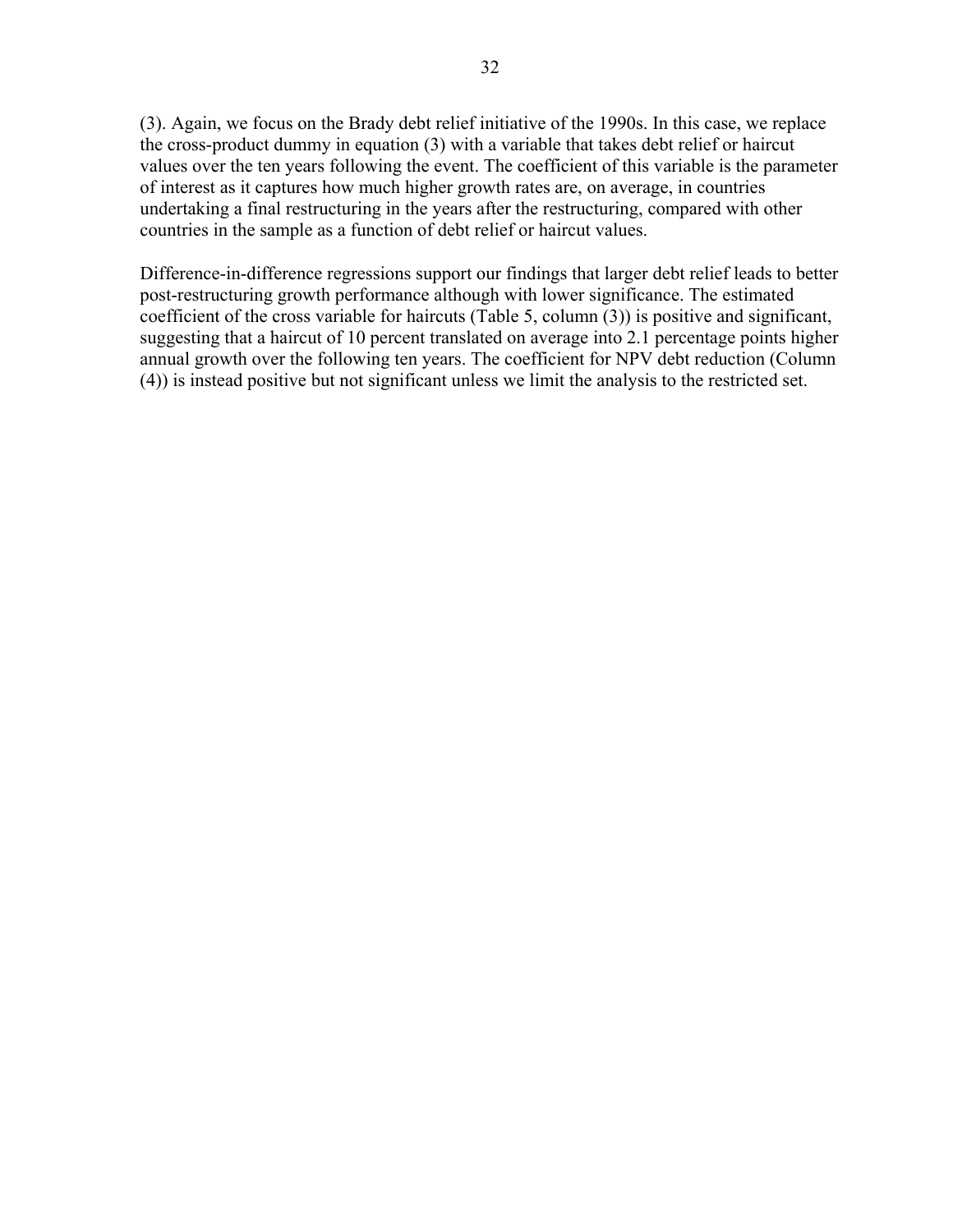(3). Again, we focus on the Brady debt relief initiative of the 1990s. In this case, we replace the cross-product dummy in equation (3) with a variable that takes debt relief or haircut values over the ten years following the event. The coefficient of this variable is the parameter of interest as it captures how much higher growth rates are, on average, in countries undertaking a final restructuring in the years after the restructuring, compared with other countries in the sample as a function of debt relief or haircut values.

Difference-in-difference regressions support our findings that larger debt relief leads to better post-restructuring growth performance although with lower significance. The estimated coefficient of the cross variable for haircuts (Table 5, column (3)) is positive and significant, suggesting that a haircut of 10 percent translated on average into 2.1 percentage points higher annual growth over the following ten years. The coefficient for NPV debt reduction (Column (4)) is instead positive but not significant unless we limit the analysis to the restricted set.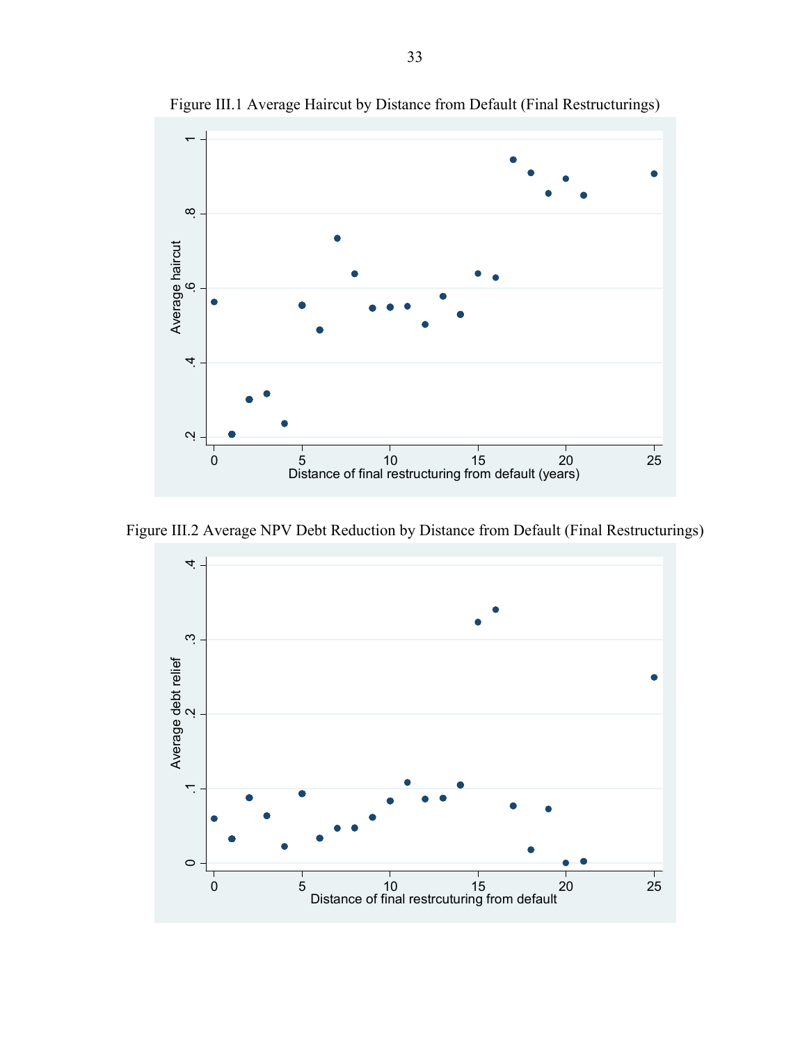Figure III.1 Average Haircut by Distance from Default (Final Restructurings)

Average haircut

.2
.4
.6
.8
1

0
5
10
15
20
25

Distance of final restructuring from default (years)

Figure III.2 Average NPV Debt Reduction by Distance from Default (Final Restructurings)

Average debt relief

0
.1
.2
.3
.4

0
5
10
15
20
25

Distance of final restrcuturing from default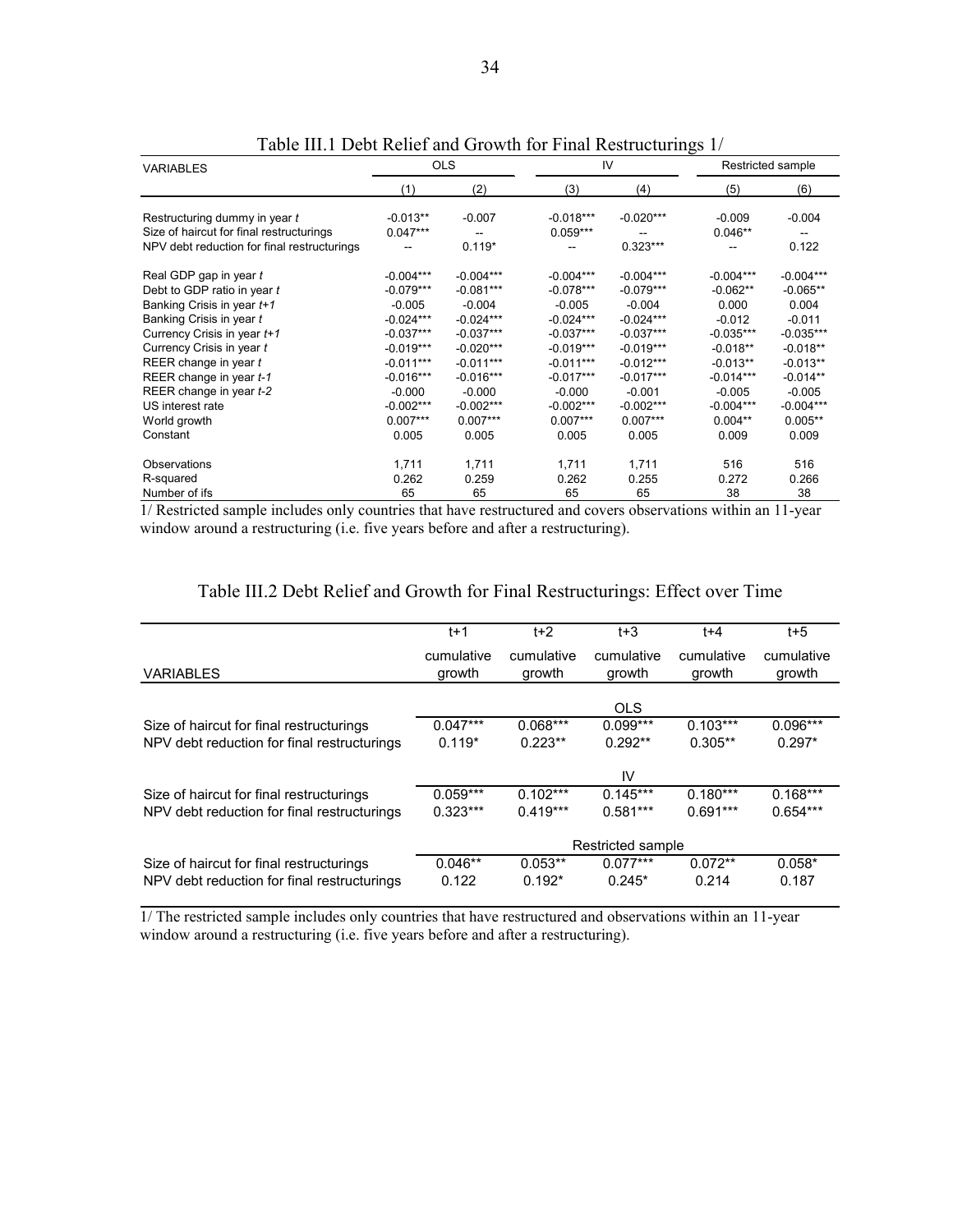Table III.1 Debt Relief and Growth for Final Restructurings 1/

| VARIABLES | OLS | | IV | | Restricted sample | |
|---|---|---|---|---|---|---|
| | (1) | (2) | (3) | (4) | (5) | (6) |
| Restructuring dummy in year *t* | -0.013** | -0.007 | -0.018*** | -0.020*** | -0.009 | -0.004 |
| Size of haircut for final restructurings | 0.047*** | -- | 0.059*** | -- | 0.046** | -- |
| NPV debt reduction for final restructurings | -- | 0.119* | -- | 0.323*** | -- | 0.122 |
| Real GDP gap in year *t* | -0.004*** | -0.004*** | -0.004*** | -0.004*** | -0.004*** | -0.004*** |
| Debt to GDP ratio in year *t* | -0.079*** | -0.081*** | -0.078*** | -0.079*** | -0.062** | -0.065** |
| Banking Crisis in year *t+1* | -0.005 | -0.004 | -0.005 | -0.004 | 0.000 | 0.004 |
| Banking Crisis in year *t* | -0.024*** | -0.024*** | -0.024*** | -0.024*** | -0.012 | -0.011 |
| Currency Crisis in year *t+1* | -0.037*** | -0.037*** | -0.037*** | -0.037*** | -0.035*** | -0.035*** |
| Currency Crisis in year *t* | -0.019*** | -0.020*** | -0.019*** | -0.019*** | -0.018** | -0.018** |
| REER change in year *t* | -0.011*** | -0.011*** | -0.011*** | -0.012*** | -0.013** | -0.013** |
| REER change in year *t-1* | -0.016*** | -0.016*** | -0.017*** | -0.017*** | -0.014*** | -0.014** |
| REER change in year *t-2* | -0.000 | -0.000 | -0.000 | -0.001 | -0.005 | -0.005 |
| US interest rate | -0.002*** | -0.002*** | -0.002*** | -0.002*** | -0.004*** | -0.004*** |
| World growth | 0.007*** | 0.007*** | 0.007*** | 0.007*** | 0.004** | 0.005** |
| Constant | 0.005 | 0.005 | 0.005 | 0.005 | 0.009 | 0.009 |
| Observations | 1,711 | 1,711 | 1,711 | 1,711 | 516 | 516 |
| R-squared | 0.262 | 0.259 | 0.262 | 0.255 | 0.272 | 0.266 |
| Number of ifs | 65 | 65 | 65 | 65 | 38 | 38 |

1/ Restricted sample includes only countries that have restructured and covers observations within an 11-year window around a restructuring (i.e. five years before and after a restructuring).

Table III.2 Debt Relief and Growth for Final Restructurings: Effect over Time

| VARIABLES | t+1 cumulative growth | t+2 cumulative growth | t+3 cumulative growth | t+4 cumulative growth | t+5 cumulative growth |
|---|---|---|---|---|---|
| | | | OLS | | |
| Size of haircut for final restructurings | 0.047*** | 0.068*** | 0.099*** | 0.103*** | 0.096*** |
| NPV debt reduction for final restructurings | 0.119* | 0.223** | 0.292** | 0.305** | 0.297* |
| | | | IV | | |
| Size of haircut for final restructurings | 0.059*** | 0.102*** | 0.145*** | 0.180*** | 0.168*** |
| NPV debt reduction for final restructurings | 0.323*** | 0.419*** | 0.581*** | 0.691*** | 0.654*** |
| | | | Restricted sample | | |
| Size of haircut for final restructurings | 0.046** | 0.053** | 0.077*** | 0.072** | 0.058* |
| NPV debt reduction for final restructurings | 0.122 | 0.192* | 0.245* | 0.214 | 0.187 |

1/ The restricted sample includes only countries that have restructured and observations within an 11-year window around a restructuring (i.e. five years before and after a restructuring).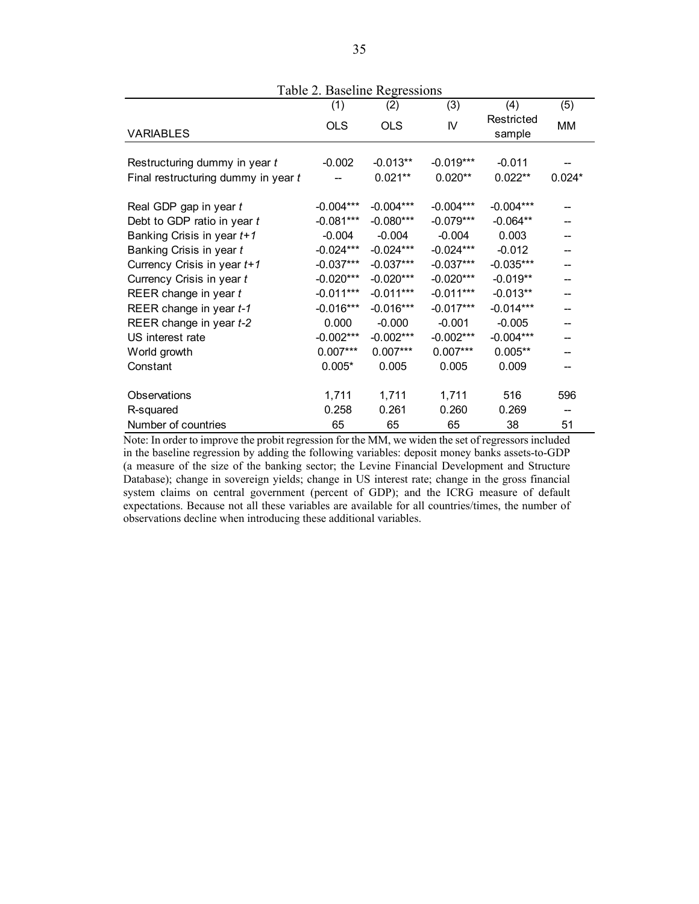Table 2. Baseline Regressions

| VARIABLES | (1) OLS | (2) OLS | (3) IV | (4) Restricted sample | (5) MM |
|---|---|---|---|---|---|
| Restructuring dummy in year *t* | -0.002 | -0.013** | -0.019*** | -0.011 | -- |
| Final restructuring dummy in year *t* | -- | 0.021** | 0.020** | 0.022** | 0.024* |
| Real GDP gap in year *t* | -0.004*** | -0.004*** | -0.004*** | -0.004*** | -- |
| Debt to GDP ratio in year *t* | -0.081*** | -0.080*** | -0.079*** | -0.064** | -- |
| Banking Crisis in year *t+1* | -0.004 | -0.004 | -0.004 | 0.003 | -- |
| Banking Crisis in year *t* | -0.024*** | -0.024*** | -0.024*** | -0.012 | -- |
| Currency Crisis in year *t+1* | -0.037*** | -0.037*** | -0.037*** | -0.035*** | -- |
| Currency Crisis in year *t* | -0.020*** | -0.020*** | -0.020*** | -0.019** | -- |
| REER change in year *t* | -0.011*** | -0.011*** | -0.011*** | -0.013** | -- |
| REER change in year *t-1* | -0.016*** | -0.016*** | -0.017*** | -0.014*** | -- |
| REER change in year *t-2* | 0.000 | -0.000 | -0.001 | -0.005 | -- |
| US interest rate | -0.002*** | -0.002*** | -0.002*** | -0.004*** | -- |
| World growth | 0.007*** | 0.007*** | 0.007*** | 0.005** | -- |
| Constant | 0.005* | 0.005 | 0.005 | 0.009 | -- |
| Observations | 1,711 | 1,711 | 1,711 | 516 | 596 |
| R-squared | 0.258 | 0.261 | 0.260 | 0.269 | -- |
| Number of countries | 65 | 65 | 65 | 38 | 51 |

Note: In order to improve the probit regression for the MM, we widen the set of regressors included in the baseline regression by adding the following variables: deposit money banks assets-to-GDP (a measure of the size of the banking sector; the Levine Financial Development and Structure Database); change in sovereign yields; change in US interest rate; change in the gross financial system claims on central government (percent of GDP); and the ICRG measure of default expectations. Because not all these variables are available for all countries/times, the number of observations decline when introducing these additional variables.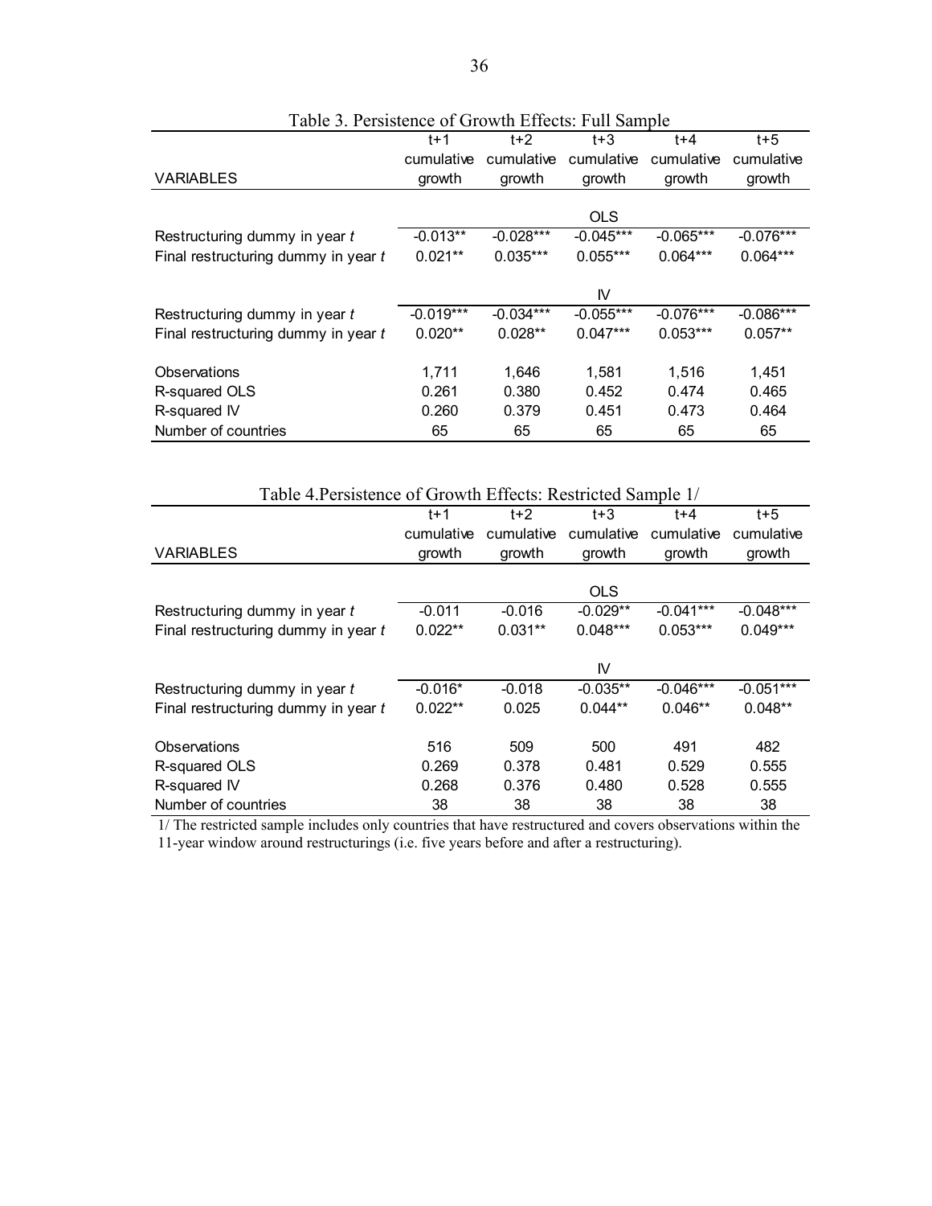Table 3. Persistence of Growth Effects: Full Sample

| VARIABLES | t+1 cumulative growth | t+2 cumulative growth | t+3 cumulative growth | t+4 cumulative growth | t+5 cumulative growth |
|---|---|---|---|---|---|
| | | | OLS | | |
| Restructuring dummy in year *t* | -0.013** | -0.028*** | -0.045*** | -0.065*** | -0.076*** |
| Final restructuring dummy in year *t* | 0.021** | 0.035*** | 0.055*** | 0.064*** | 0.064*** |
| | | | IV | | |
| Restructuring dummy in year *t* | -0.019*** | -0.034*** | -0.055*** | -0.076*** | -0.086*** |
| Final restructuring dummy in year *t* | 0.020** | 0.028** | 0.047*** | 0.053*** | 0.057** |
| Observations | 1,711 | 1,646 | 1,581 | 1,516 | 1,451 |
| R-squared OLS | 0.261 | 0.380 | 0.452 | 0.474 | 0.465 |
| R-squared IV | 0.260 | 0.379 | 0.451 | 0.473 | 0.464 |
| Number of countries | 65 | 65 | 65 | 65 | 65 |

Table 4.Persistence of Growth Effects: Restricted Sample 1/

| VARIABLES | t+1 cumulative growth | t+2 cumulative growth | t+3 cumulative growth | t+4 cumulative growth | t+5 cumulative growth |
|---|---|---|---|---|---|
| | | | OLS | | |
| Restructuring dummy in year *t* | -0.011 | -0.016 | -0.029** | -0.041*** | -0.048*** |
| Final restructuring dummy in year *t* | 0.022** | 0.031** | 0.048*** | 0.053*** | 0.049*** |
| | | | IV | | |
| Restructuring dummy in year *t* | -0.016* | -0.018 | -0.035** | -0.046*** | -0.051*** |
| Final restructuring dummy in year *t* | 0.022** | 0.025 | 0.044** | 0.046** | 0.048** |
| Observations | 516 | 509 | 500 | 491 | 482 |
| R-squared OLS | 0.269 | 0.378 | 0.481 | 0.529 | 0.555 |
| R-squared IV | 0.268 | 0.376 | 0.480 | 0.528 | 0.555 |
| Number of countries | 38 | 38 | 38 | 38 | 38 |

1/ The restricted sample includes only countries that have restructured and covers observations within the 11-year window around restructurings (i.e. five years before and after a restructuring).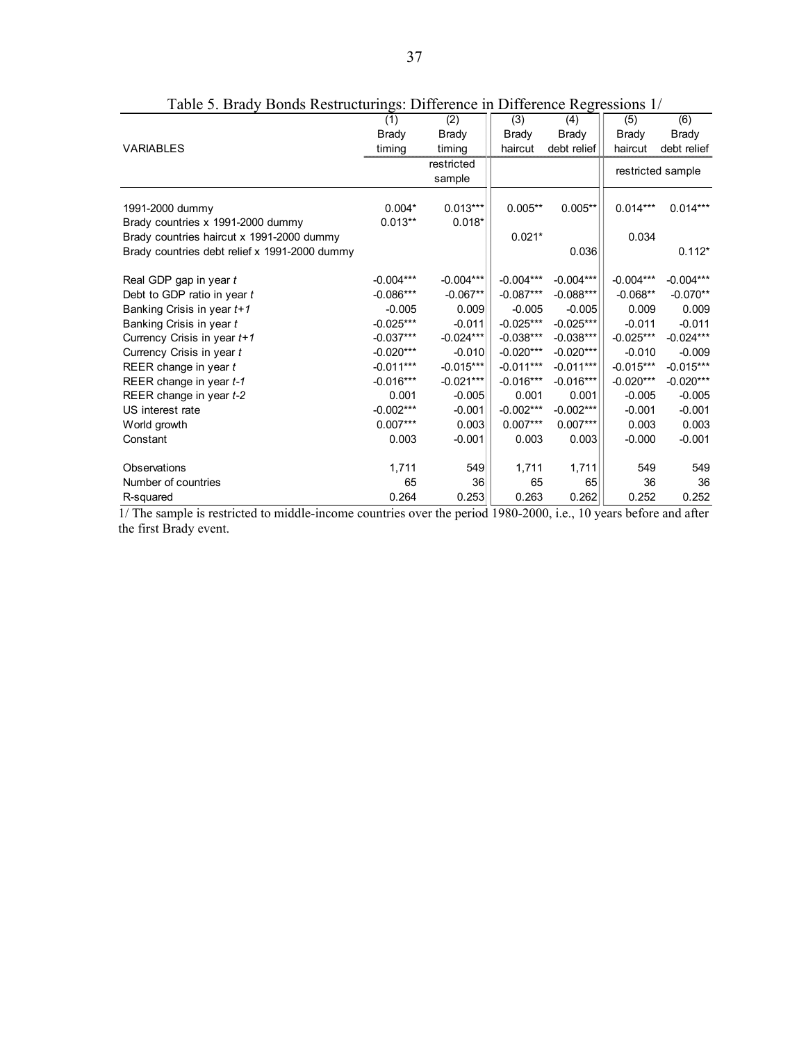Table 5. Brady Bonds Restructurings: Difference in Difference Regressions 1/

| VARIABLES | (1) Brady timing | (2) Brady timing restricted sample | (3) Brady haircut | (4) Brady debt relief | (5) Brady haircut restricted sample | (6) Brady debt relief restricted sample |
|---|---|---|---|---|---|---|
| 1991-2000 dummy | 0.004* | 0.013*** | 0.005** | 0.005** | 0.014*** | 0.014*** |
| Brady countries x 1991-2000 dummy | 0.013** | 0.018* | | | | |
| Brady countries haircut x 1991-2000 dummy | | | 0.021* | | 0.034 | |
| Brady countries debt relief x 1991-2000 dummy | | | | 0.036 | | 0.112* |
| Real GDP gap in year *t* | -0.004*** | -0.004*** | -0.004*** | -0.004*** | -0.004*** | -0.004*** |
| Debt to GDP ratio in year *t* | -0.086*** | -0.067** | -0.087*** | -0.088*** | -0.068** | -0.070** |
| Banking Crisis in year *t+1* | -0.005 | 0.009 | -0.005 | -0.005 | 0.009 | 0.009 |
| Banking Crisis in year *t* | -0.025*** | -0.011 | -0.025*** | -0.025*** | -0.011 | -0.011 |
| Currency Crisis in year *t+1* | -0.037*** | -0.024*** | -0.038*** | -0.038*** | -0.025*** | -0.024*** |
| Currency Crisis in year *t* | -0.020*** | -0.010 | -0.020*** | -0.020*** | -0.010 | -0.009 |
| REER change in year *t* | -0.011*** | -0.015*** | -0.011*** | -0.011*** | -0.015*** | -0.015*** |
| REER change in year *t-1* | -0.016*** | -0.021*** | -0.016*** | -0.016*** | -0.020*** | -0.020*** |
| REER change in year *t-2* | 0.001 | -0.005 | 0.001 | 0.001 | -0.005 | -0.005 |
| US interest rate | -0.002*** | -0.001 | -0.002*** | -0.002*** | -0.001 | -0.001 |
| World growth | 0.007*** | 0.003 | 0.007*** | 0.007*** | 0.003 | 0.003 |
| Constant | 0.003 | -0.001 | 0.003 | 0.003 | -0.000 | -0.001 |
| Observations | 1,711 | 549 | 1,711 | 1,711 | 549 | 549 |
| Number of countries | 65 | 36 | 65 | 65 | 36 | 36 |
| R-squared | 0.264 | 0.253 | 0.263 | 0.262 | 0.252 | 0.252 |

1/ The sample is restricted to middle-income countries over the period 1980-2000, i.e., 10 years before and after the first Brady event.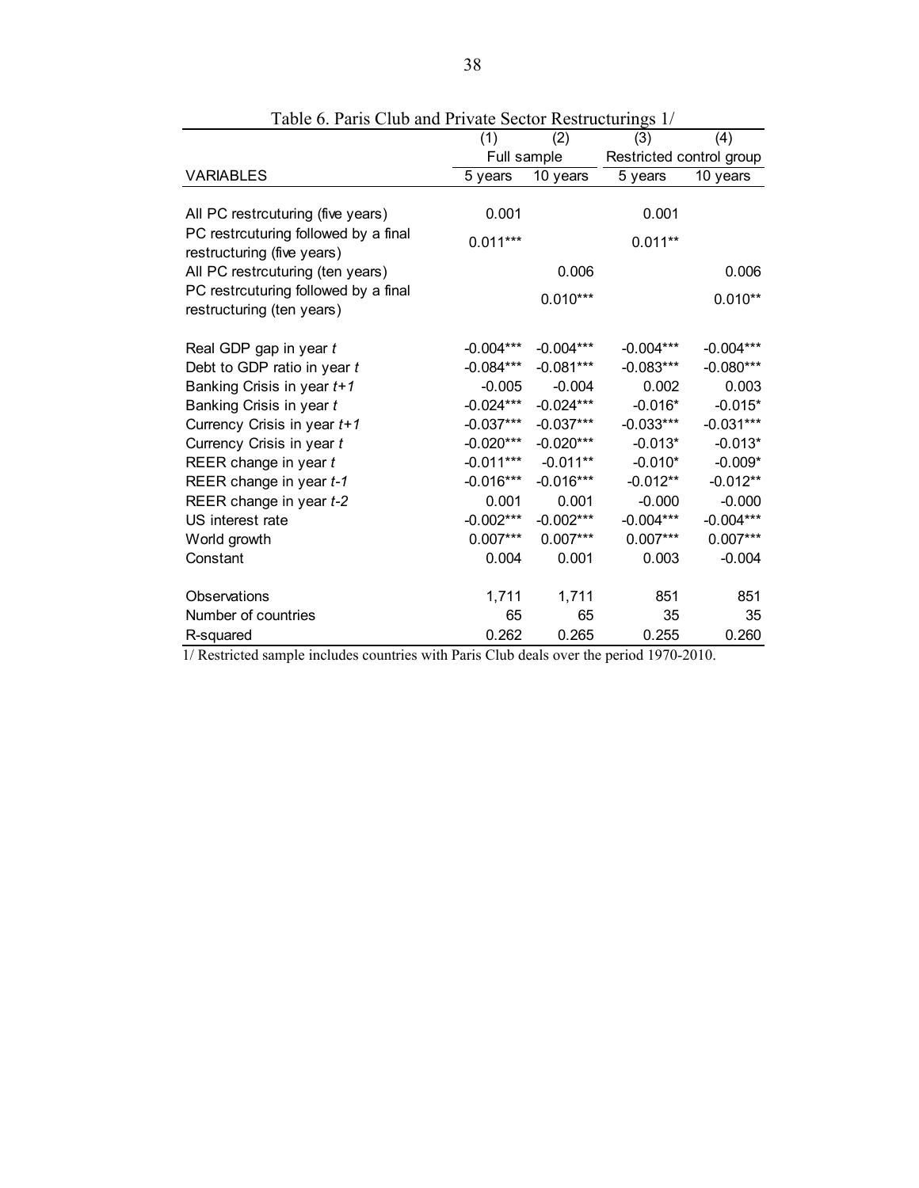Table 6. Paris Club and Private Sector Restructurings 1/

| | (1) | (2) | (3) | (4) |
|---|---|---|---|---|
| | Full sample | | Restricted control group | |
| VARIABLES | 5 years | 10 years | 5 years | 10 years |
| All PC restrcuturing (five years) | 0.001 | | 0.001 | |
| PC restrcuturing followed by a final restructuring (five years) | 0.011*** | | 0.011** | |
| All PC restrcuturing (ten years) | | 0.006 | | 0.006 |
| PC restrcuturing followed by a final restructuring (ten years) | | 0.010*** | | 0.010** |
| Real GDP gap in year *t* | -0.004*** | -0.004*** | -0.004*** | -0.004*** |
| Debt to GDP ratio in year *t* | -0.084*** | -0.081*** | -0.083*** | -0.080*** |
| Banking Crisis in year *t+1* | -0.005 | -0.004 | 0.002 | 0.003 |
| Banking Crisis in year *t* | -0.024*** | -0.024*** | -0.016* | -0.015* |
| Currency Crisis in year *t+1* | -0.037*** | -0.037*** | -0.033*** | -0.031*** |
| Currency Crisis in year *t* | -0.020*** | -0.020*** | -0.013* | -0.013* |
| REER change in year *t* | -0.011*** | -0.011** | -0.010* | -0.009* |
| REER change in year *t-1* | -0.016*** | -0.016*** | -0.012** | -0.012** |
| REER change in year *t-2* | 0.001 | 0.001 | -0.000 | -0.000 |
| US interest rate | -0.002*** | -0.002*** | -0.004*** | -0.004*** |
| World growth | 0.007*** | 0.007*** | 0.007*** | 0.007*** |
| Constant | 0.004 | 0.001 | 0.003 | -0.004 |
| Observations | 1,711 | 1,711 | 851 | 851 |
| Number of countries | 65 | 65 | 35 | 35 |
| R-squared | 0.262 | 0.265 | 0.255 | 0.260 |

1/ Restricted sample includes countries with Paris Club deals over the period 1970-2010.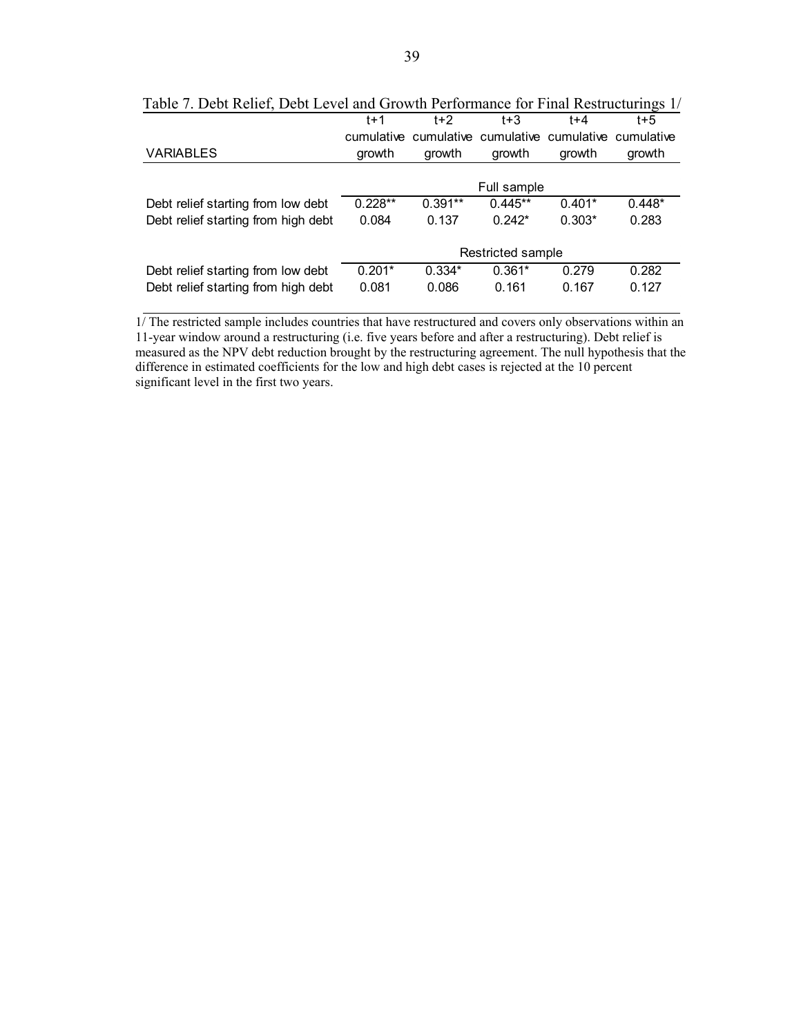Table 7. Debt Relief, Debt Level and Growth Performance for Final Restructurings 1/

| VARIABLES | t+1 cumulative growth | t+2 cumulative growth | t+3 cumulative growth | t+4 cumulative growth | t+5 cumulative growth |
|---|---|---|---|---|---|
| | | | Full sample | | |
| Debt relief starting from low debt | 0.228** | 0.391** | 0.445** | 0.401* | 0.448* |
| Debt relief starting from high debt | 0.084 | 0.137 | 0.242* | 0.303* | 0.283 |
| | | | Restricted sample | | |
| Debt relief starting from low debt | 0.201* | 0.334* | 0.361* | 0.279 | 0.282 |
| Debt relief starting from high debt | 0.081 | 0.086 | 0.161 | 0.167 | 0.127 |

1/ The restricted sample includes countries that have restructured and covers only observations within an 11-year window around a restructuring (i.e. five years before and after a restructuring). Debt relief is measured as the NPV debt reduction brought by the restructuring agreement. The null hypothesis that the difference in estimated coefficients for the low and high debt cases is rejected at the 10 percent significant level in the first two years.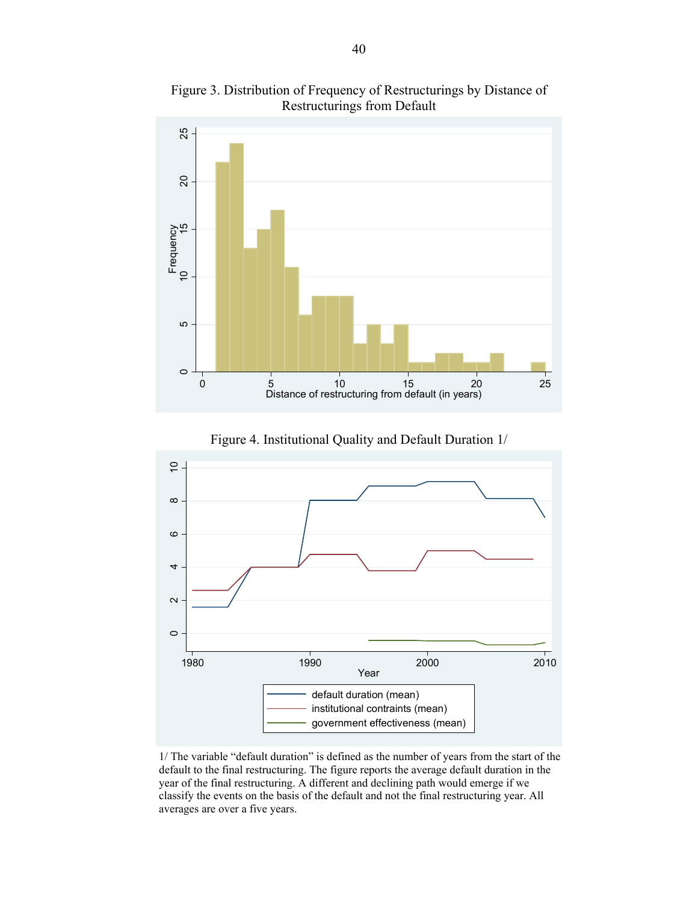Figure 3. Distribution of Frequency of Restructurings by Distance of Restructurings from Default

Frequency

0
5
10
15
20
25

0
5
10
15
20
25

Distance of restructuring from default (in years)

Figure 4. Institutional Quality and Default Duration 1/

0
2
4
6
8
10

1980
1990
2000
2010

Year

default duration (mean)
institutional contraints (mean)
government effectiveness (mean)

1/ The variable "default duration" is defined as the number of years from the start of the default to the final restructuring. The figure reports the average default duration in the year of the final restructuring. A different and declining path would emerge if we classify the events on the basis of the default and not the final restructuring year. All averages are over a five years.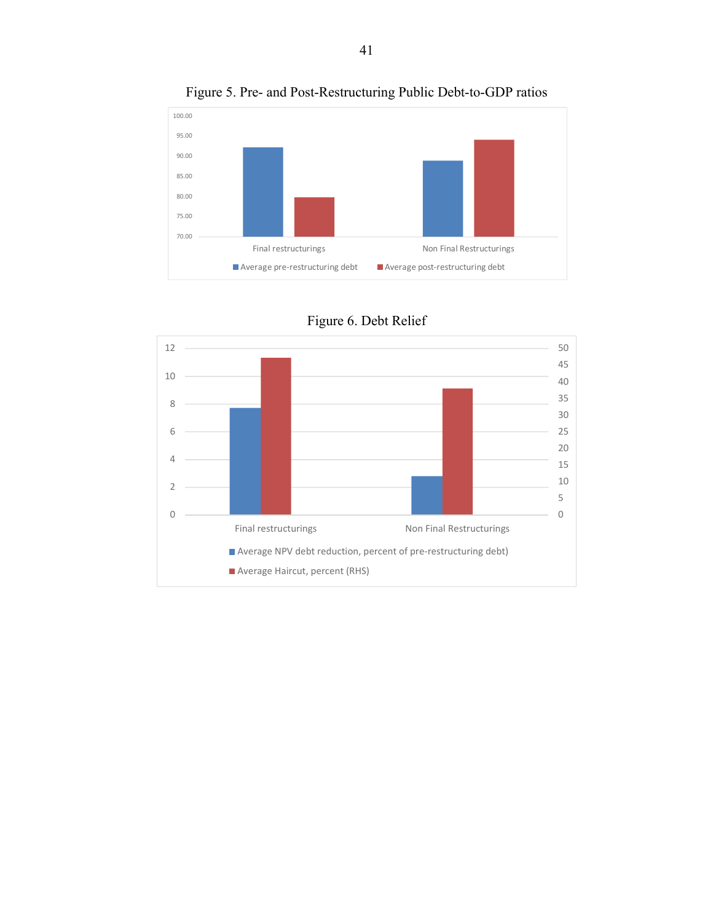Figure 5. Pre- and Post-Restructuring Public Debt-to-GDP ratios

100.00
95.00
90.00
85.00
80.00
75.00
70.00

Final restructurings
Non Final Restructurings

Average pre-restructuring debt
Average post-restructuring debt

Figure 6. Debt Relief

12
10
8
6
4
2
0

50
45
40
35
30
25
20
15
10
5
0

Final restructurings
Non Final Restructurings

Average NPV debt reduction, percent of pre-restructuring debt)
Average Haircut, percent (RHS)